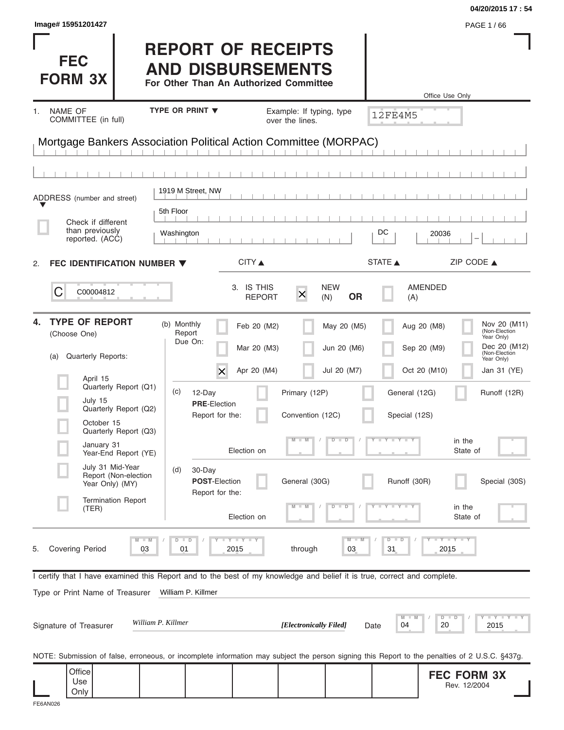Image# 15951201427

04/20/2015 17 : 54

# FEC FORM 3X

# REPORT OF RECEIPTS AND DISBURSEMENTS

**For Other Than An Authorized Committee**

Office Use Only

12FE4M5

1. NAME OF COMMITTEE (in full) — TYPE OR PRINT ▼ — Example: If typing, type over the lines.

Mortgage Bankers Association Political Action Committee (MORPAC)

ADDRESS (number and street)

1919 M Street, NW

5th Floor

☐ Check if different than previously reported. (ACC)

| CITY ▲ | STATE ▲ | ZIP CODE ▲ |
|---|---|---|
| Washington | DC | 20036 |

2. **FEC IDENTIFICATION NUMBER ▼**

C00004812

3. IS THIS REPORT ☒ NEW (N) **OR** ☐ AMENDED (A)

4. **TYPE OF REPORT** (Choose One)

(a) Quarterly Reports:

- ☐ April 15 Quarterly Report (Q1)
- ☐ July 15 Quarterly Report (Q2)
- ☐ October 15 Quarterly Report (Q3)
- ☐ January 31 Year-End Report (YE)
- ☐ July 31 Mid-Year Report (Non-election Year Only) (MY)
- ☐ Termination Report (TER)

(b) Monthly Report Due On:

| | | | |
|---|---|---|---|
| ☐ Feb 20 (M2) | ☐ May 20 (M5) | ☐ Aug 20 (M8) | ☐ Nov 20 (M11) (Non-Election Year Only) |
| ☐ Mar 20 (M3) | ☐ Jun 20 (M6) | ☐ Sep 20 (M9) | ☐ Dec 20 (M12) (Non-Election Year Only) |
| ☒ Apr 20 (M4) | ☐ Jul 20 (M7) | ☐ Oct 20 (M10) | ☐ Jan 31 (YE) |

(c) 12-Day **PRE**-Election Report for the: ☐ Primary (12P) ☐ General (12G) ☐ Runoff (12R) ☐ Convention (12C) ☐ Special (12S)

Election on MM / DD / YYYY in the State of

(d) 30-Day **POST**-Election Report for the: ☐ General (30G) ☐ Runoff (30R) ☐ Special (30S)

Election on MM / DD / YYYY in the State of

5. Covering Period 03 / 01 / 2015 through 03 / 31 / 2015

I certify that I have examined this Report and to the best of my knowledge and belief it is true, correct and complete.

Type or Print Name of Treasurer: William P. Killmer

Signature of Treasurer: *William P. Killmer* ***[Electronically Filed]*** Date 04 / 20 / 2015

NOTE: Submission of false, erroneous, or incomplete information may subject the person signing this Report to the penalties of 2 U.S.C. §437g.

Office Use Only

**FEC FORM 3X**
Rev. 12/2004

FE6AN026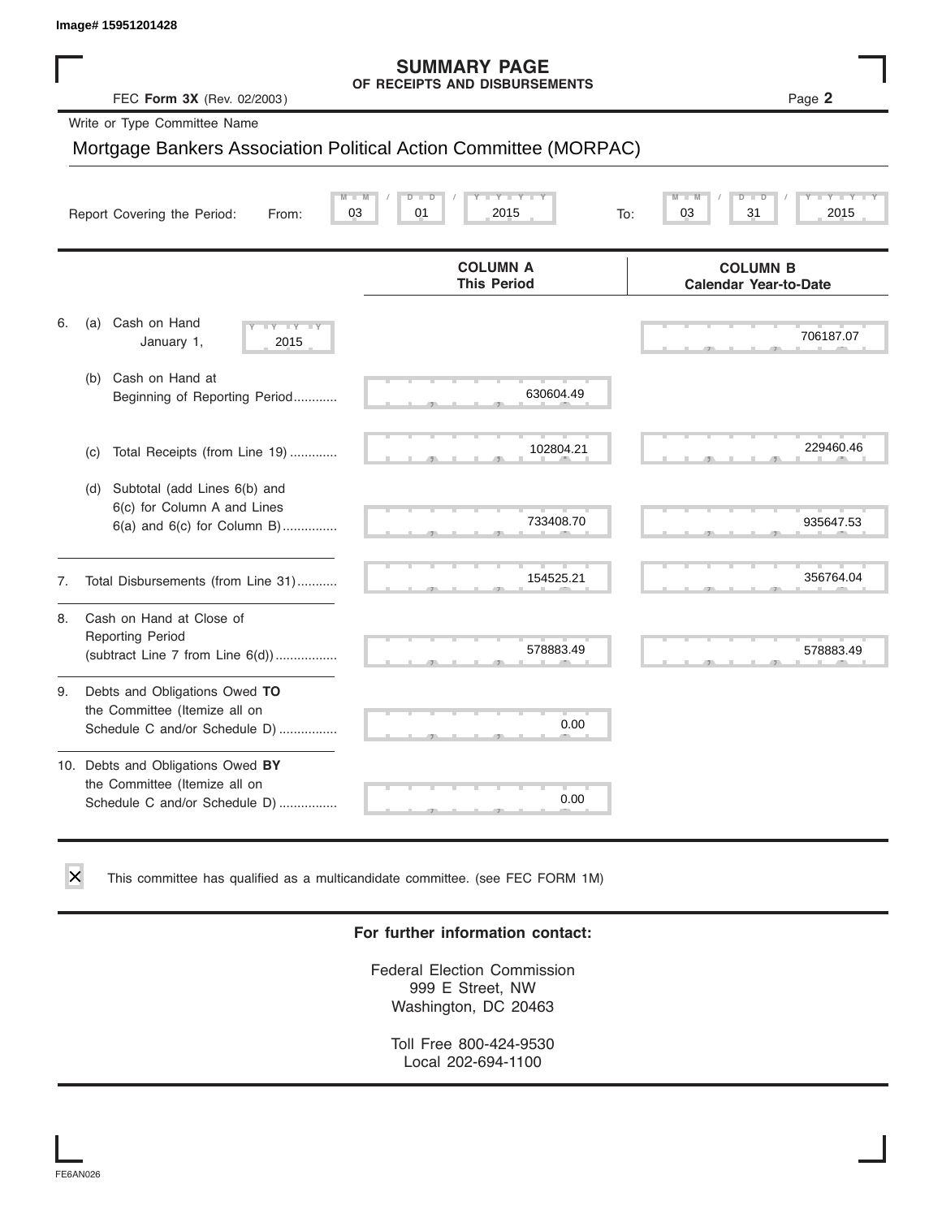Image# 15951201428

# SUMMARY PAGE
## OF RECEIPTS AND DISBURSEMENTS

FEC **Form 3X** (Rev. 02/2003)

Page **2**

Write or Type Committee Name

Mortgage Bankers Association Political Action Committee (MORPAC)

Report Covering the Period: From: 03 / 01 / 2015 To: 03 / 31 / 2015

| | COLUMN A This Period | COLUMN B Calendar Year-to-Date |
|---|---|---|
| 6. (a) Cash on Hand January 1, 2015 | | 706187.07 |
| (b) Cash on Hand at Beginning of Reporting Period | 630604.49 | |
| (c) Total Receipts (from Line 19) | 102804.21 | 229460.46 |
| (d) Subtotal (add Lines 6(b) and 6(c) for Column A and Lines 6(a) and 6(c) for Column B) | 733408.70 | 935647.53 |
| 7. Total Disbursements (from Line 31) | 154525.21 | 356764.04 |
| 8. Cash on Hand at Close of Reporting Period (subtract Line 7 from Line 6(d)) | 578883.49 | 578883.49 |
| 9. Debts and Obligations Owed **TO** the Committee (Itemize all on Schedule C and/or Schedule D) | 0.00 | |
| 10. Debts and Obligations Owed **BY** the Committee (Itemize all on Schedule C and/or Schedule D) | 0.00 | |

☒ This committee has qualified as a multicandidate committee. (see FEC FORM 1M)

**For further information contact:**

Federal Election Commission
999 E Street, NW
Washington, DC 20463

Toll Free 800-424-9530
Local 202-694-1100

FE6AN026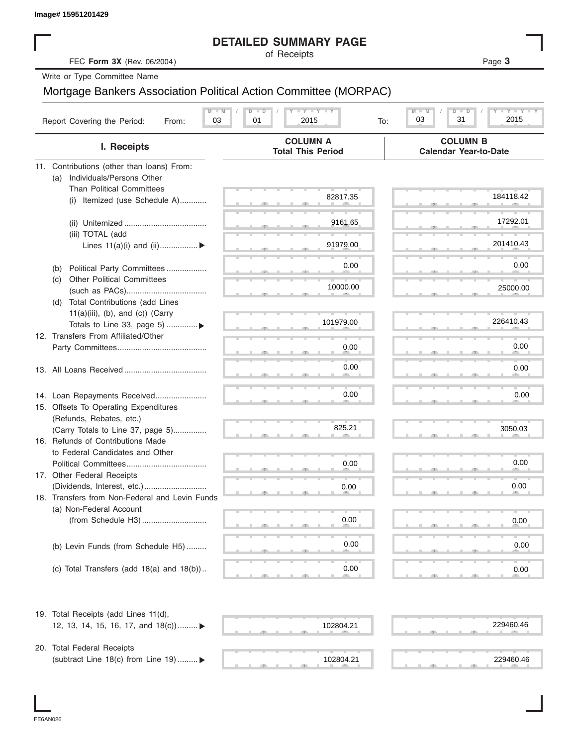Image# 15951201429

# DETAILED SUMMARY PAGE

of Receipts

FEC **Form 3X** (Rev. 06/2004)

Write or Type Committee Name

Mortgage Bankers Association Political Action Committee (MORPAC)

Report Covering the Period: From: 03 / 01 / 2015 To: 03 / 31 / 2015

| I. Receipts | COLUMN A Total This Period | COLUMN B Calendar Year-to-Date |
|---|---|---|
| 11. Contributions (other than loans) From: | | |
| (a) Individuals/Persons Other Than Political Committees | | |
| (i) Itemized (use Schedule A) | 82817.35 | 184118.42 |
| (ii) Unitemized | 9161.65 | 17292.01 |
| (iii) TOTAL (add Lines 11(a)(i) and (ii)) ▶ | 91979.00 | 201410.43 |
| (b) Political Party Committees | 0.00 | 0.00 |
| (c) Other Political Committees (such as PACs) | 10000.00 | 25000.00 |
| (d) Total Contributions (add Lines 11(a)(iii), (b), and (c)) (Carry Totals to Line 33, page 5) ▶ | 101979.00 | 226410.43 |
| 12. Transfers From Affiliated/Other Party Committees | 0.00 | 0.00 |
| 13. All Loans Received | 0.00 | 0.00 |
| 14. Loan Repayments Received | 0.00 | 0.00 |
| 15. Offsets To Operating Expenditures (Refunds, Rebates, etc.) (Carry Totals to Line 37, page 5) | 825.21 | 3050.03 |
| 16. Refunds of Contributions Made to Federal Candidates and Other Political Committees | 0.00 | 0.00 |
| 17. Other Federal Receipts (Dividends, Interest, etc.) | 0.00 | 0.00 |
| 18. Transfers from Non-Federal and Levin Funds | | |
| (a) Non-Federal Account (from Schedule H3) | 0.00 | 0.00 |
| (b) Levin Funds (from Schedule H5) | 0.00 | 0.00 |
| (c) Total Transfers (add 18(a) and 18(b)) | 0.00 | 0.00 |
| 19. Total Receipts (add Lines 11(d), 12, 13, 14, 15, 16, 17, and 18(c)) ▶ | 102804.21 | 229460.46 |
| 20. Total Federal Receipts (subtract Line 18(c) from Line 19) ▶ | 102804.21 | 229460.46 |

FE6AN026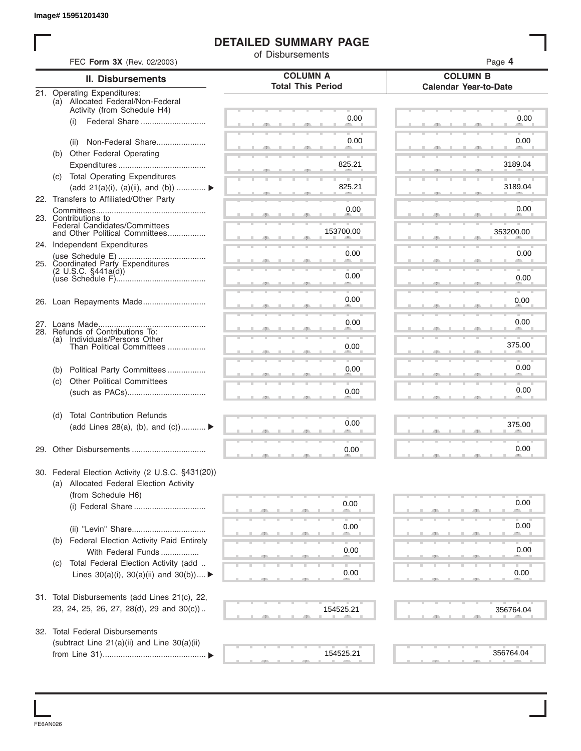Image# 15951201430

# DETAILED SUMMARY PAGE

of Disbursements

FEC **Form 3X** (Rev. 02/2003)

| II. Disbursements | COLUMN A Total This Period | COLUMN B Calendar Year-to-Date |
|---|---|---|
| 21. Operating Expenditures: (a) Allocated Federal/Non-Federal Activity (from Schedule H4) | | |
| (i) Federal Share | 0.00 | 0.00 |
| (ii) Non-Federal Share | 0.00 | 0.00 |
| (b) Other Federal Operating Expenditures | 825.21 | 3189.04 |
| (c) Total Operating Expenditures (add 21(a)(i), (a)(ii), and (b)) ▶ | 825.21 | 3189.04 |
| 22. Transfers to Affiliated/Other Party Committees | 0.00 | 0.00 |
| 23. Contributions to Federal Candidates/Committees and Other Political Committees | 153700.00 | 353200.00 |
| 24. Independent Expenditures (use Schedule E) | 0.00 | 0.00 |
| 25. Coordinated Party Expenditures (2 U.S.C. §441a(d)) (use Schedule F) | 0.00 | 0.00 |
| 26. Loan Repayments Made | 0.00 | 0.00 |
| 27. Loans Made | 0.00 | 0.00 |
| 28. Refunds of Contributions To: (a) Individuals/Persons Other Than Political Committees | 0.00 | 375.00 |
| (b) Political Party Committees | 0.00 | 0.00 |
| (c) Other Political Committees (such as PACs) | 0.00 | 0.00 |
| (d) Total Contribution Refunds (add Lines 28(a), (b), and (c)) ▶ | 0.00 | 375.00 |
| 29. Other Disbursements | 0.00 | 0.00 |
| 30. Federal Election Activity (2 U.S.C. §431(20)) (a) Allocated Federal Election Activity (from Schedule H6) | | |
| (i) Federal Share | 0.00 | 0.00 |
| (ii) "Levin" Share | 0.00 | 0.00 |
| (b) Federal Election Activity Paid Entirely With Federal Funds | 0.00 | 0.00 |
| (c) Total Federal Election Activity (add Lines 30(a)(i), 30(a)(ii) and 30(b)) ▶ | 0.00 | 0.00 |
| 31. Total Disbursements (add Lines 21(c), 22, 23, 24, 25, 26, 27, 28(d), 29 and 30(c)) | 154525.21 | 356764.04 |
| 32. Total Federal Disbursements (subtract Line 21(a)(ii) and Line 30(a)(ii) from Line 31) ▶ | 154525.21 | 356764.04 |

FE6AN026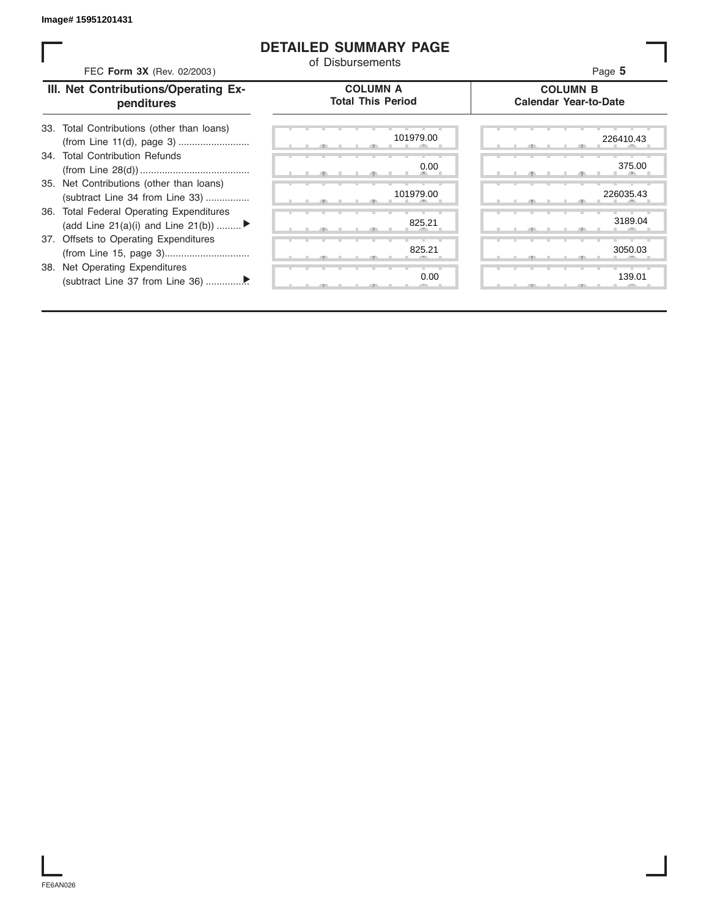Image# 15951201431

# DETAILED SUMMARY PAGE

of Disbursements

FEC **Form 3X** (Rev. 02/2003)

| III. Net Contributions/Operating Expenditures | COLUMN A Total This Period | COLUMN B Calendar Year-to-Date |
|---|---|---|
| 33. Total Contributions (other than loans) (from Line 11(d), page 3) .......................... | 101979.00 | 226410.43 |
| 34. Total Contribution Refunds (from Line 28(d)) ........................................ | 0.00 | 375.00 |
| 35. Net Contributions (other than loans) (subtract Line 34 from Line 33) ................ | 101979.00 | 226035.43 |
| 36. Total Federal Operating Expenditures (add Line 21(a)(i) and Line 21(b)) ......... ▶ | 825.21 | 3189.04 |
| 37. Offsets to Operating Expenditures (from Line 15, page 3)............................... | 825.21 | 3050.03 |
| 38. Net Operating Expenditures (subtract Line 37 from Line 36) ...............▶ | 0.00 | 139.01 |

FE6AN026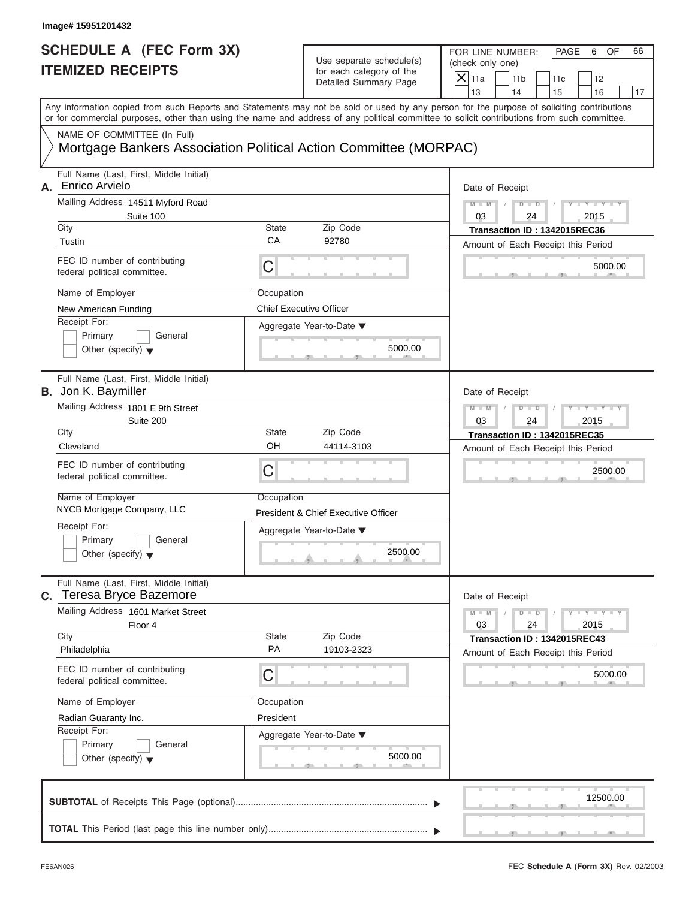Image# 15951201432

# SCHEDULE A (FEC Form 3X)
## ITEMIZED RECEIPTS

Use separate schedule(s) for each category of the Detailed Summary Page

FOR LINE NUMBER: (check only one)

- [X] 11a
- [ ] 11b
- [ ] 11c
- [ ] 12
- [ ] 13
- [ ] 14
- [ ] 15
- [ ] 16
- [ ] 17

Any information copied from such Reports and Statements may not be sold or used by any person for the purpose of soliciting contributions or for commercial purposes, other than using the name and address of any political committee to solicit contributions from such committee.

NAME OF COMMITTEE (In Full)
Mortgage Bankers Association Political Action Committee (MORPAC)

---

**A.** Full Name (Last, First, Middle Initial): Enrico Arvielo

Mailing Address: 14511 Myford Road, Suite 100

City: Tustin | State: CA | Zip Code: 92780

FEC ID number of contributing federal political committee: C

Name of Employer: New American Funding

Occupation: Chief Executive Officer

Receipt For: [ ] Primary [ ] General [ ] Other (specify)

Aggregate Year-to-Date: 5000.00

Date of Receipt: 03 / 24 / 2015

Transaction ID : 1342015REC36

Amount of Each Receipt this Period: 5000.00

---

**B.** Full Name (Last, First, Middle Initial): Jon K. Baymiller

Mailing Address: 1801 E 9th Street, Suite 200

City: Cleveland | State: OH | Zip Code: 44114-3103

FEC ID number of contributing federal political committee: C

Name of Employer: NYCB Mortgage Company, LLC

Occupation: President & Chief Executive Officer

Receipt For: [ ] Primary [ ] General [ ] Other (specify)

Aggregate Year-to-Date: 2500.00

Date of Receipt: 03 / 24 / 2015

Transaction ID : 1342015REC35

Amount of Each Receipt this Period: 2500.00

---

**C.** Full Name (Last, First, Middle Initial): Teresa Bryce Bazemore

Mailing Address: 1601 Market Street, Floor 4

City: Philadelphia | State: PA | Zip Code: 19103-2323

FEC ID number of contributing federal political committee: C

Name of Employer: Radian Guaranty Inc.

Occupation: President

Receipt For: [ ] Primary [ ] General [ ] Other (specify)

Aggregate Year-to-Date: 5000.00

Date of Receipt: 03 / 24 / 2015

Transaction ID : 1342015REC43

Amount of Each Receipt this Period: 5000.00

---

**SUBTOTAL** of Receipts This Page (optional): 12500.00

**TOTAL** This Period (last page this line number only):

FE6AN026 — FEC Schedule A (Form 3X) Rev. 02/2003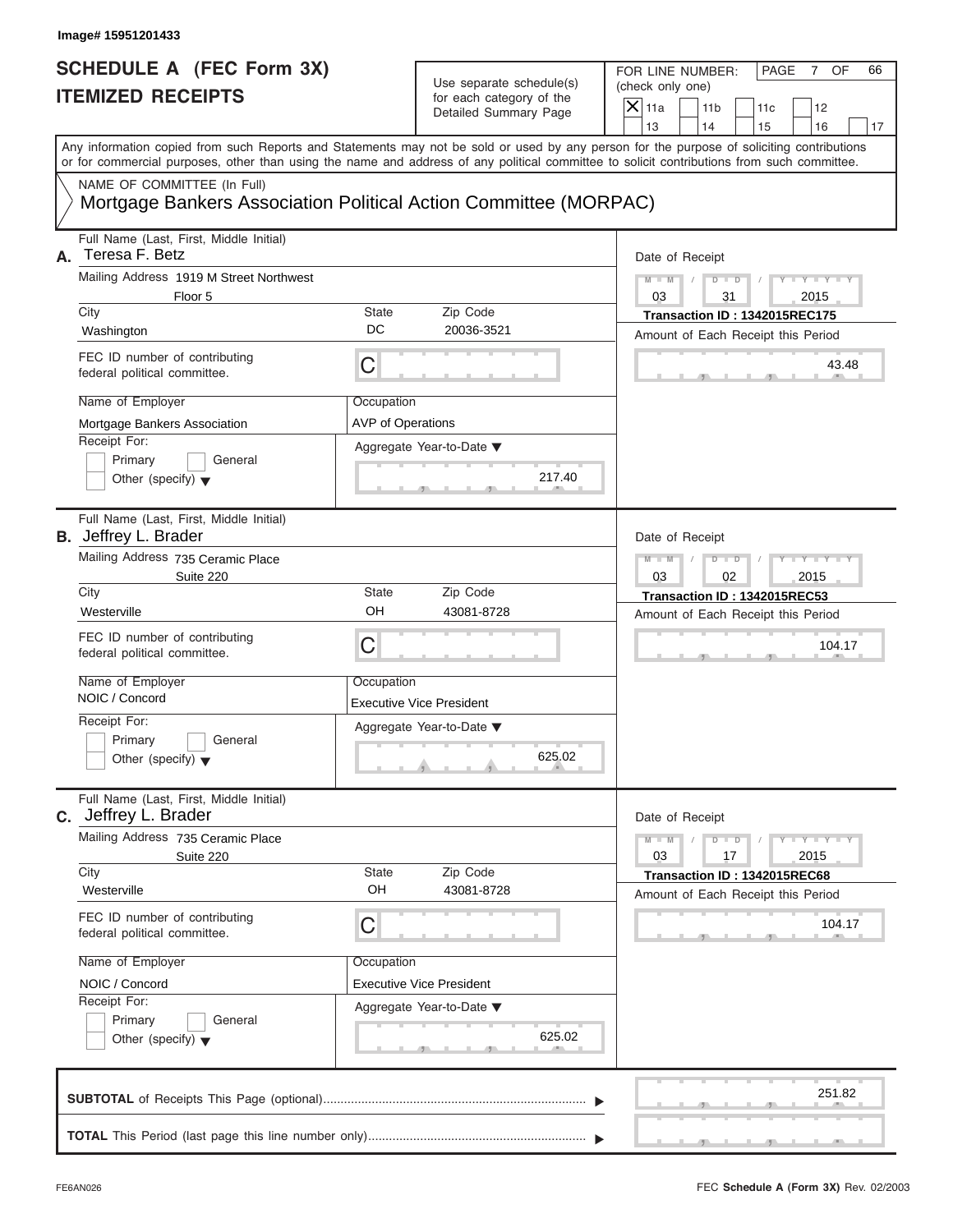Image# 15951201433

# SCHEDULE A (FEC Form 3X)
## ITEMIZED RECEIPTS

Use separate schedule(s) for each category of the Detailed Summary Page

FOR LINE NUMBER: (check only one)

| X | 11a | | 11b | | 11c | | 12 |
|---|---|---|---|---|---|---|---|
| | 13 | | 14 | | 15 | | 16 | | 17 |

PAGE 7 OF 66

Any information copied from such Reports and Statements may not be sold or used by any person for the purpose of soliciting contributions or for commercial purposes, other than using the name and address of any political committee to solicit contributions from such committee.

NAME OF COMMITTEE (In Full)
Mortgage Bankers Association Political Action Committee (MORPAC)

**A.** Full Name (Last, First, Middle Initial): Teresa F. Betz
Mailing Address: 1919 M Street Northwest, Floor 5
City: Washington | State: DC | Zip Code: 20036-3521
FEC ID number of contributing federal political committee: C
Name of Employer: Mortgage Bankers Association
Occupation: AVP of Operations
Receipt For: Primary / General / Other (specify)
Aggregate Year-to-Date: 217.40
Date of Receipt: 03/31/2015
Transaction ID : 1342015REC175
Amount of Each Receipt this Period: 43.48

**B.** Full Name (Last, First, Middle Initial): Jeffrey L. Brader
Mailing Address: 735 Ceramic Place, Suite 220
City: Westerville | State: OH | Zip Code: 43081-8728
FEC ID number of contributing federal political committee: C
Name of Employer: NOIC / Concord
Occupation: Executive Vice President
Receipt For: Primary / General / Other (specify)
Aggregate Year-to-Date: 625.02
Date of Receipt: 03/02/2015
Transaction ID : 1342015REC53
Amount of Each Receipt this Period: 104.17

**C.** Full Name (Last, First, Middle Initial): Jeffrey L. Brader
Mailing Address: 735 Ceramic Place, Suite 220
City: Westerville | State: OH | Zip Code: 43081-8728
FEC ID number of contributing federal political committee: C
Name of Employer: NOIC / Concord
Occupation: Executive Vice President
Receipt For: Primary / General / Other (specify)
Aggregate Year-to-Date: 625.02
Date of Receipt: 03/17/2015
Transaction ID : 1342015REC68
Amount of Each Receipt this Period: 104.17

**SUBTOTAL** of Receipts This Page (optional): 251.82

**TOTAL** This Period (last page this line number only):

FE6AN026 — FEC **Schedule A** (Form 3X) Rev. 02/2003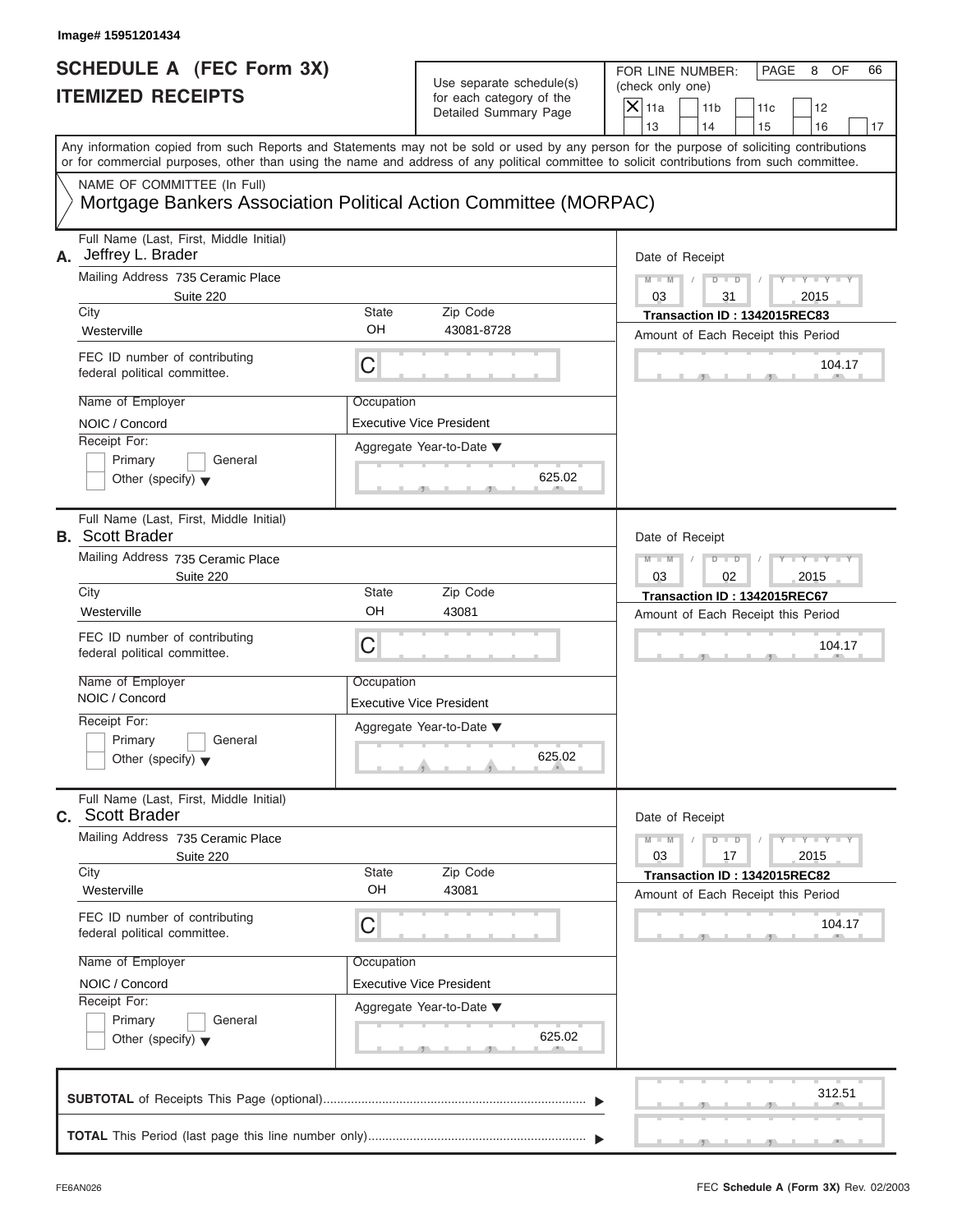Image# 15951201434

# SCHEDULE A (FEC Form 3X) ITEMIZED RECEIPTS

Use separate schedule(s) for each category of the Detailed Summary Page

FOR LINE NUMBER: (check only one)

- [X] 11a
- [ ] 11b
- [ ] 11c
- [ ] 12
- [ ] 13
- [ ] 14
- [ ] 15
- [ ] 16
- [ ] 17

PAGE 8 OF 66

Any information copied from such Reports and Statements may not be sold or used by any person for the purpose of soliciting contributions or for commercial purposes, other than using the name and address of any political committee to solicit contributions from such committee.

NAME OF COMMITTEE (In Full)
Mortgage Bankers Association Political Action Committee (MORPAC)

---

**A.** Full Name (Last, First, Middle Initial): Jeffrey L. Brader

Mailing Address: 735 Ceramic Place, Suite 220

City: Westerville | State: OH | Zip Code: 43081-8728

FEC ID number of contributing federal political committee: C

Name of Employer: NOIC / Concord

Occupation: Executive Vice President

Receipt For: Primary / General / Other (specify)

Aggregate Year-to-Date: 625.02

Date of Receipt: 03 / 31 / 2015

Transaction ID : 1342015REC83

Amount of Each Receipt this Period: 104.17

---

**B.** Full Name (Last, First, Middle Initial): Scott Brader

Mailing Address: 735 Ceramic Place, Suite 220

City: Westerville | State: OH | Zip Code: 43081

FEC ID number of contributing federal political committee: C

Name of Employer: NOIC / Concord

Occupation: Executive Vice President

Receipt For: Primary / General / Other (specify)

Aggregate Year-to-Date: 625.02

Date of Receipt: 03 / 02 / 2015

Transaction ID : 1342015REC67

Amount of Each Receipt this Period: 104.17

---

**C.** Full Name (Last, First, Middle Initial): Scott Brader

Mailing Address: 735 Ceramic Place, Suite 220

City: Westerville | State: OH | Zip Code: 43081

FEC ID number of contributing federal political committee: C

Name of Employer: NOIC / Concord

Occupation: Executive Vice President

Receipt For: Primary / General / Other (specify)

Aggregate Year-to-Date: 625.02

Date of Receipt: 03 / 17 / 2015

Transaction ID : 1342015REC82

Amount of Each Receipt this Period: 104.17

---

**SUBTOTAL** of Receipts This Page (optional): 312.51

**TOTAL** This Period (last page this line number only):

FE6AN026

FEC **Schedule A** (Form 3X) Rev. 02/2003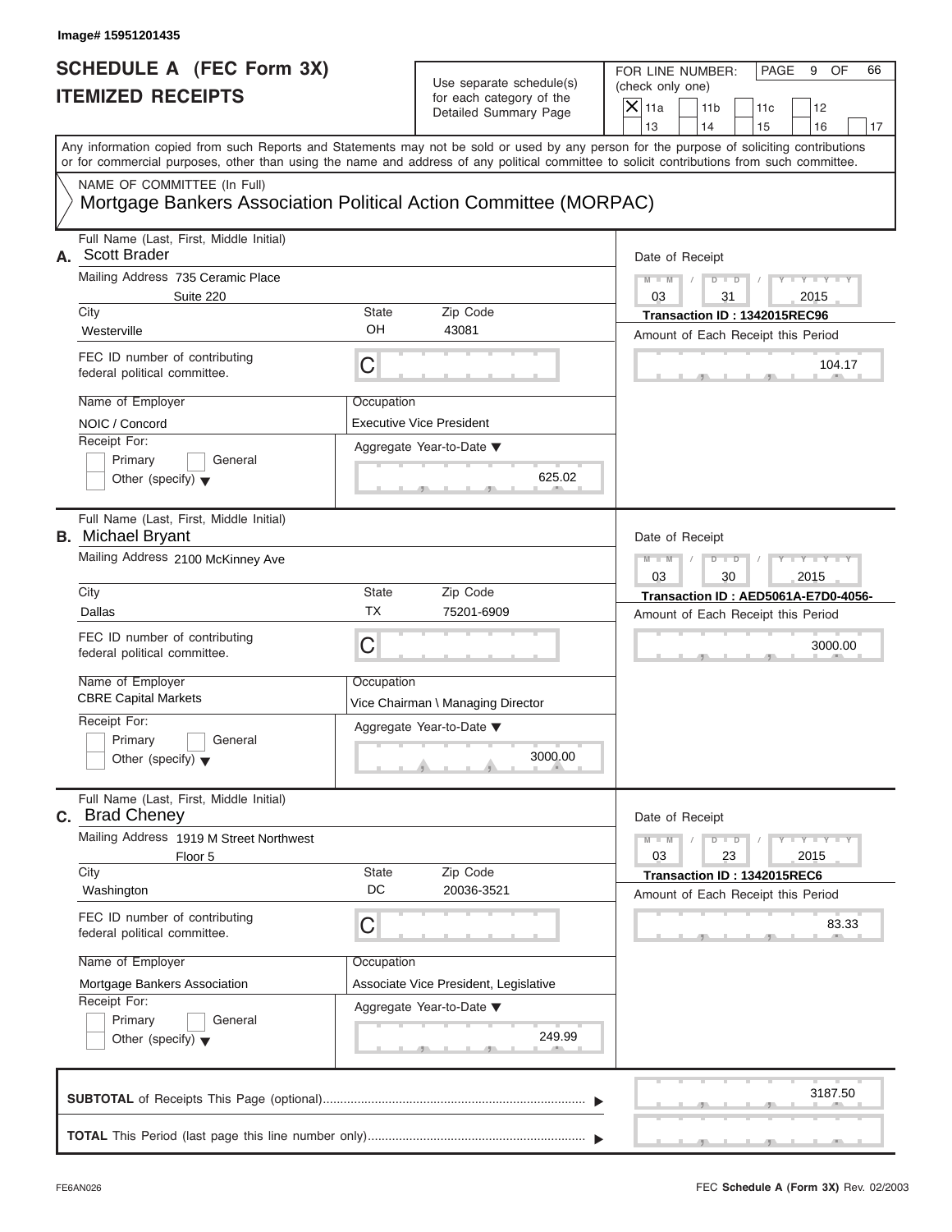Image# 15951201435

# SCHEDULE A (FEC Form 3X)
# ITEMIZED RECEIPTS

Use separate schedule(s) for each category of the Detailed Summary Page

FOR LINE NUMBER: (check only one)

[X] 11a [ ] 11b [ ] 11c [ ] 12 [ ] 13 [ ] 14 [ ] 15 [ ] 16 [ ] 17

PAGE 9 OF 66

Any information copied from such Reports and Statements may not be sold or used by any person for the purpose of soliciting contributions or for commercial purposes, other than using the name and address of any political committee to solicit contributions from such committee.

NAME OF COMMITTEE (In Full)
Mortgage Bankers Association Political Action Committee (MORPAC)

---

**A.** Full Name (Last, First, Middle Initial): Scott Brader

Mailing Address: 735 Ceramic Place, Suite 220

City: Westerville | State: OH | Zip Code: 43081

FEC ID number of contributing federal political committee: C

Name of Employer: NOIC / Concord

Occupation: Executive Vice President

Receipt For: [ ] Primary [ ] General [ ] Other (specify)

Aggregate Year-to-Date: 625.02

Date of Receipt: 03 / 31 / 2015

Transaction ID : 1342015REC96

Amount of Each Receipt this Period: 104.17

---

**B.** Full Name (Last, First, Middle Initial): Michael Bryant

Mailing Address: 2100 McKinney Ave

City: Dallas | State: TX | Zip Code: 75201-6909

FEC ID number of contributing federal political committee: C

Name of Employer: CBRE Capital Markets

Occupation: Vice Chairman \ Managing Director

Receipt For: [ ] Primary [ ] General [ ] Other (specify)

Aggregate Year-to-Date: 3000.00

Date of Receipt: 03 / 30 / 2015

Transaction ID : AED5061A-E7D0-4056-

Amount of Each Receipt this Period: 3000.00

---

**C.** Full Name (Last, First, Middle Initial): Brad Cheney

Mailing Address: 1919 M Street Northwest, Floor 5

City: Washington | State: DC | Zip Code: 20036-3521

FEC ID number of contributing federal political committee: C

Name of Employer: Mortgage Bankers Association

Occupation: Associate Vice President, Legislative

Receipt For: [ ] Primary [ ] General [ ] Other (specify)

Aggregate Year-to-Date: 249.99

Date of Receipt: 03 / 23 / 2015

Transaction ID : 1342015REC6

Amount of Each Receipt this Period: 83.33

---

**SUBTOTAL** of Receipts This Page (optional): 3187.50

**TOTAL** This Period (last page this line number only):

FE6AN026 — FEC Schedule A (Form 3X) Rev. 02/2003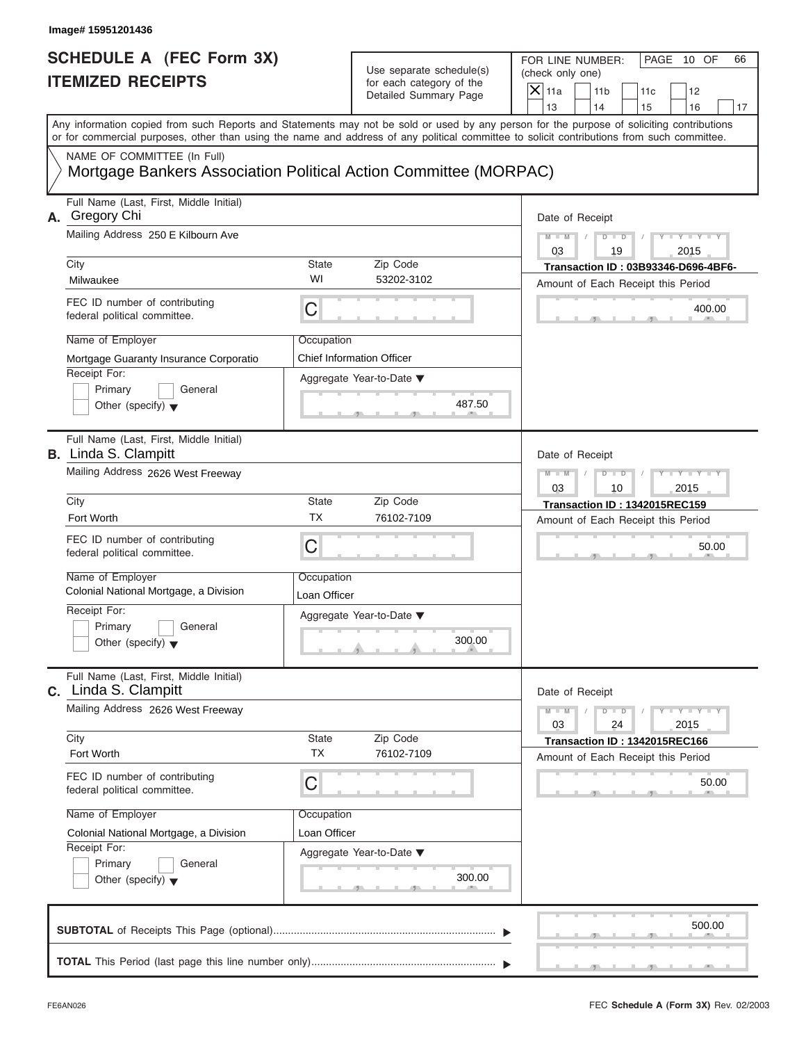Image# 15951201436

# SCHEDULE A (FEC Form 3X)
## ITEMIZED RECEIPTS

Use separate schedule(s) for each category of the Detailed Summary Page

FOR LINE NUMBER: (check only one)

- [X] 11a
- [ ] 11b
- [ ] 11c
- [ ] 12
- [ ] 13
- [ ] 14
- [ ] 15
- [ ] 16
- [ ] 17

Any information copied from such Reports and Statements may not be sold or used by any person for the purpose of soliciting contributions or for commercial purposes, other than using the name and address of any political committee to solicit contributions from such committee.

NAME OF COMMITTEE (In Full)
Mortgage Bankers Association Political Action Committee (MORPAC)

---

**A.** Full Name (Last, First, Middle Initial): Gregory Chi

Mailing Address: 250 E Kilbourn Ave

City: Milwaukee | State: WI | Zip Code: 53202-3102

FEC ID number of contributing federal political committee: C

Name of Employer: Mortgage Guaranty Insurance Corporatio

Occupation: Chief Information Officer

Receipt For: Primary / General / Other (specify)

Aggregate Year-to-Date: 487.50

Date of Receipt: 03 / 19 / 2015

Transaction ID : 03B93346-D696-4BF6-

Amount of Each Receipt this Period: 400.00

---

**B.** Full Name (Last, First, Middle Initial): Linda S. Clampitt

Mailing Address: 2626 West Freeway

City: Fort Worth | State: TX | Zip Code: 76102-7109

FEC ID number of contributing federal political committee: C

Name of Employer: Colonial National Mortgage, a Division

Occupation: Loan Officer

Receipt For: Primary / General / Other (specify)

Aggregate Year-to-Date: 300.00

Date of Receipt: 03 / 10 / 2015

Transaction ID : 1342015REC159

Amount of Each Receipt this Period: 50.00

---

**C.** Full Name (Last, First, Middle Initial): Linda S. Clampitt

Mailing Address: 2626 West Freeway

City: Fort Worth | State: TX | Zip Code: 76102-7109

FEC ID number of contributing federal political committee: C

Name of Employer: Colonial National Mortgage, a Division

Occupation: Loan Officer

Receipt For: Primary / General / Other (specify)

Aggregate Year-to-Date: 300.00

Date of Receipt: 03 / 24 / 2015

Transaction ID : 1342015REC166

Amount of Each Receipt this Period: 50.00

---

**SUBTOTAL** of Receipts This Page (optional): 500.00

**TOTAL** This Period (last page this line number only):

FE6AN026 FEC **Schedule A** (Form 3X) Rev. 02/2003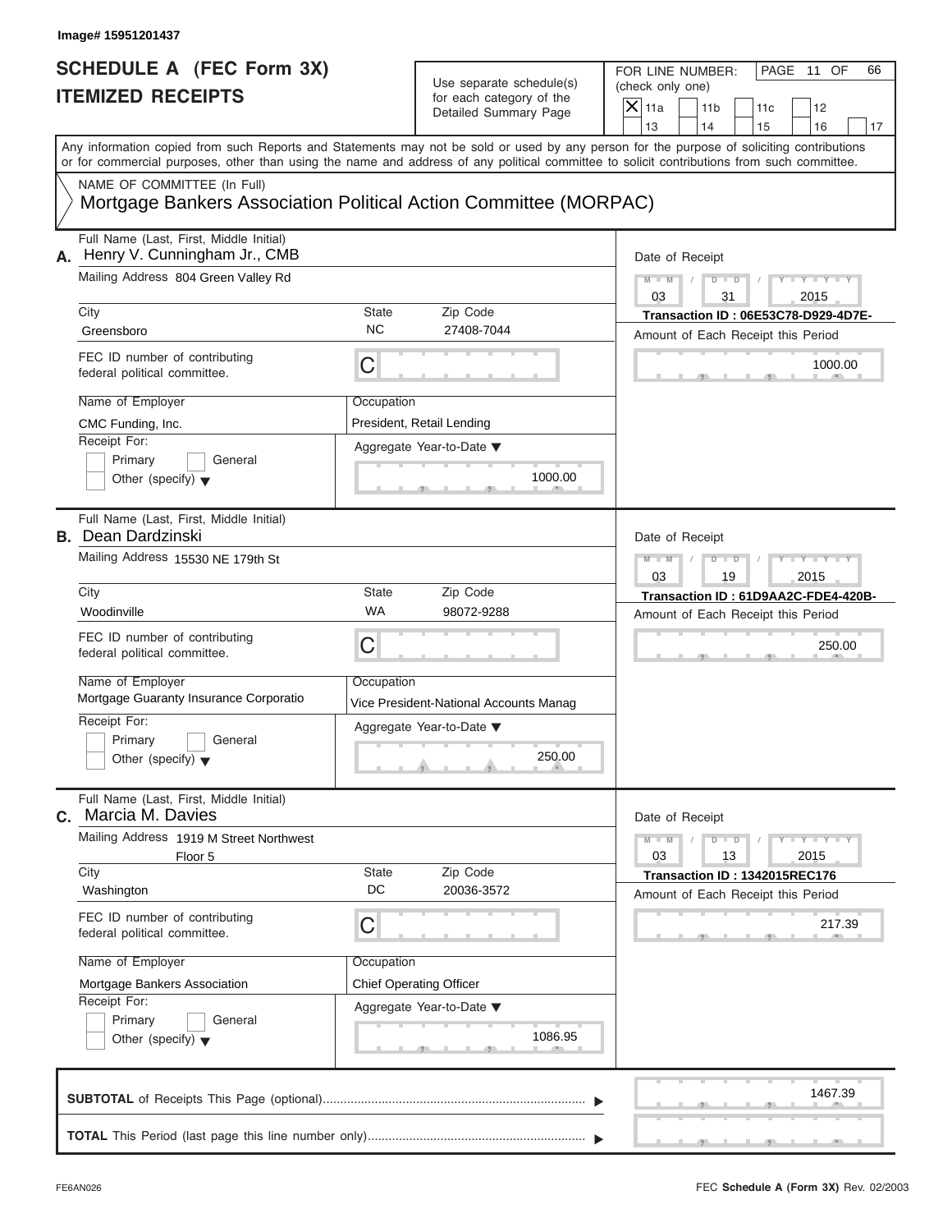Image# 15951201437

# SCHEDULE A (FEC Form 3X)
## ITEMIZED RECEIPTS

Use separate schedule(s) for each category of the Detailed Summary Page

FOR LINE NUMBER: (check only one)
[X] 11a [ ] 11b [ ] 11c [ ] 12 [ ] 13 [ ] 14 [ ] 15 [ ] 16 [ ] 17

PAGE 11 OF 66

Any information copied from such Reports and Statements may not be sold or used by any person for the purpose of soliciting contributions or for commercial purposes, other than using the name and address of any political committee to solicit contributions from such committee.

NAME OF COMMITTEE (In Full)
Mortgage Bankers Association Political Action Committee (MORPAC)

---

**A.** Full Name (Last, First, Middle Initial): Henry V. Cunningham Jr., CMB

Mailing Address: 804 Green Valley Rd

City: Greensboro | State: NC | Zip Code: 27408-7044

FEC ID number of contributing federal political committee: C

Name of Employer: CMC Funding, Inc.

Occupation: President, Retail Lending

Receipt For: [ ] Primary [ ] General [ ] Other (specify)

Aggregate Year-to-Date: 1000.00

Date of Receipt: 03 / 31 / 2015

Transaction ID : 06E53C78-D929-4D7E-

Amount of Each Receipt this Period: 1000.00

---

**B.** Full Name (Last, First, Middle Initial): Dean Dardzinski

Mailing Address: 15530 NE 179th St

City: Woodinville | State: WA | Zip Code: 98072-9288

FEC ID number of contributing federal political committee: C

Name of Employer: Mortgage Guaranty Insurance Corporatio

Occupation: Vice President-National Accounts Manag

Receipt For: [ ] Primary [ ] General [ ] Other (specify)

Aggregate Year-to-Date: 250.00

Date of Receipt: 03 / 19 / 2015

Transaction ID : 61D9AA2C-FDE4-420B-

Amount of Each Receipt this Period: 250.00

---

**C.** Full Name (Last, First, Middle Initial): Marcia M. Davies

Mailing Address: 1919 M Street Northwest, Floor 5

City: Washington | State: DC | Zip Code: 20036-3572

FEC ID number of contributing federal political committee: C

Name of Employer: Mortgage Bankers Association

Occupation: Chief Operating Officer

Receipt For: [ ] Primary [ ] General [ ] Other (specify)

Aggregate Year-to-Date: 1086.95

Date of Receipt: 03 / 13 / 2015

Transaction ID : 1342015REC176

Amount of Each Receipt this Period: 217.39

---

**SUBTOTAL** of Receipts This Page (optional): 1467.39

**TOTAL** This Period (last page this line number only):

FE6AN026 — FEC **Schedule A** (Form 3X) Rev. 02/2003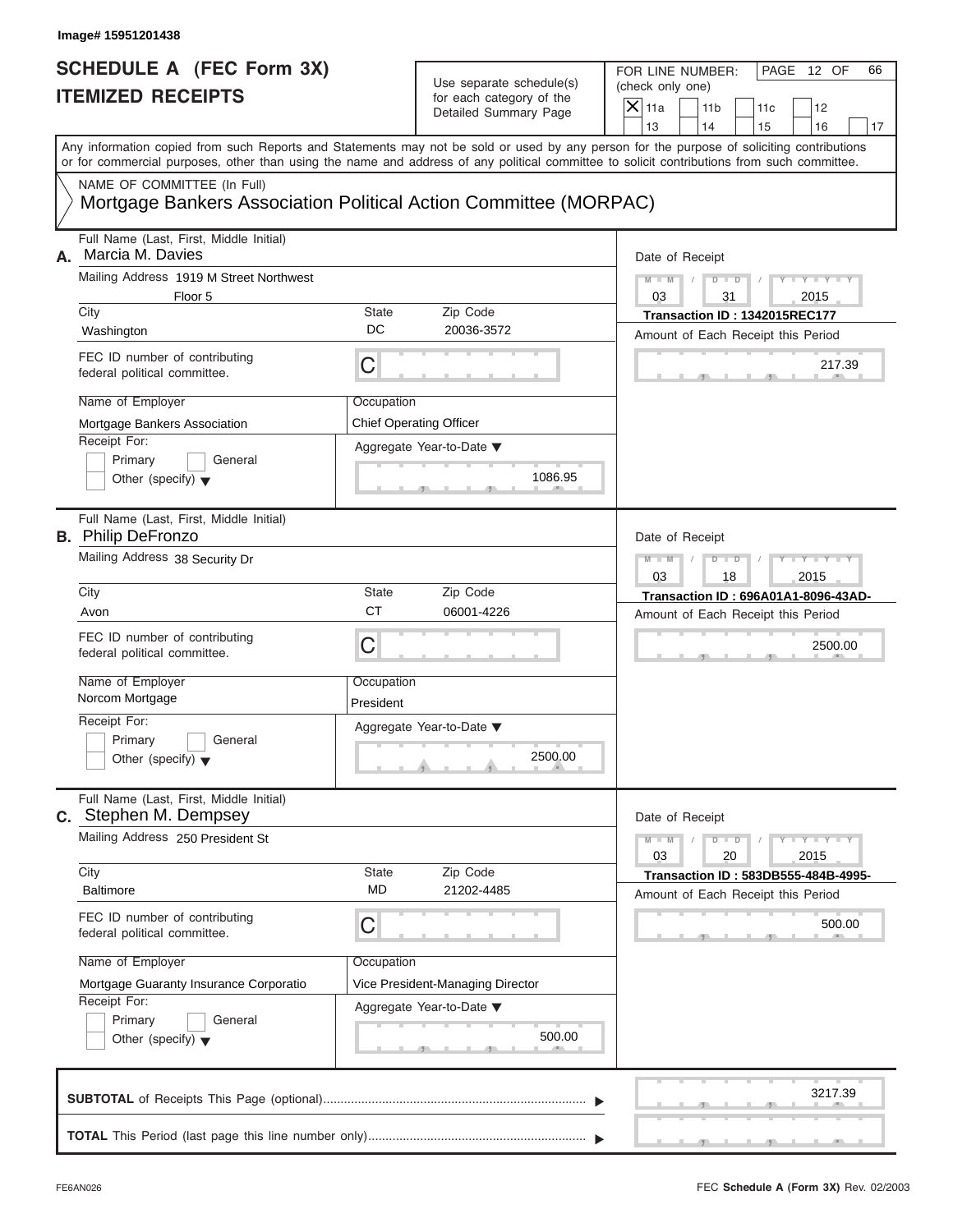Image# 15951201438

# SCHEDULE A (FEC Form 3X)
## ITEMIZED RECEIPTS

Use separate schedule(s) for each category of the Detailed Summary Page

FOR LINE NUMBER: (check only one)

- [X] 11a
- [ ] 11b
- [ ] 11c
- [ ] 12
- [ ] 13
- [ ] 14
- [ ] 15
- [ ] 16
- [ ] 17

PAGE 12 OF 66

Any information copied from such Reports and Statements may not be sold or used by any person for the purpose of soliciting contributions or for commercial purposes, other than using the name and address of any political committee to solicit contributions from such committee.

NAME OF COMMITTEE (In Full)
Mortgage Bankers Association Political Action Committee (MORPAC)

---

**A.** Full Name (Last, First, Middle Initial): Marcia M. Davies

Mailing Address: 1919 M Street Northwest, Floor 5

| City | State | Zip Code |
|---|---|---|
| Washington | DC | 20036-3572 |

FEC ID number of contributing federal political committee: C

Name of Employer: Mortgage Bankers Association

Occupation: Chief Operating Officer

Receipt For: Primary / General / Other (specify)

Aggregate Year-to-Date: 1086.95

Date of Receipt: 03 / 31 / 2015

Transaction ID : 1342015REC177

Amount of Each Receipt this Period: 217.39

---

**B.** Full Name (Last, First, Middle Initial): Philip DeFronzo

Mailing Address: 38 Security Dr

| City | State | Zip Code |
|---|---|---|
| Avon | CT | 06001-4226 |

FEC ID number of contributing federal political committee: C

Name of Employer: Norcom Mortgage

Occupation: President

Receipt For: Primary / General / Other (specify)

Aggregate Year-to-Date: 2500.00

Date of Receipt: 03 / 18 / 2015

Transaction ID : 696A01A1-8096-43AD-

Amount of Each Receipt this Period: 2500.00

---

**C.** Full Name (Last, First, Middle Initial): Stephen M. Dempsey

Mailing Address: 250 President St

| City | State | Zip Code |
|---|---|---|
| Baltimore | MD | 21202-4485 |

FEC ID number of contributing federal political committee: C

Name of Employer: Mortgage Guaranty Insurance Corporatio

Occupation: Vice President-Managing Director

Receipt For: Primary / General / Other (specify)

Aggregate Year-to-Date: 500.00

Date of Receipt: 03 / 20 / 2015

Transaction ID : 583DB555-484B-4995-

Amount of Each Receipt this Period: 500.00

---

**SUBTOTAL** of Receipts This Page (optional): 3217.39

**TOTAL** This Period (last page this line number only):

FE6AN026 FEC **Schedule A** (Form 3X) Rev. 02/2003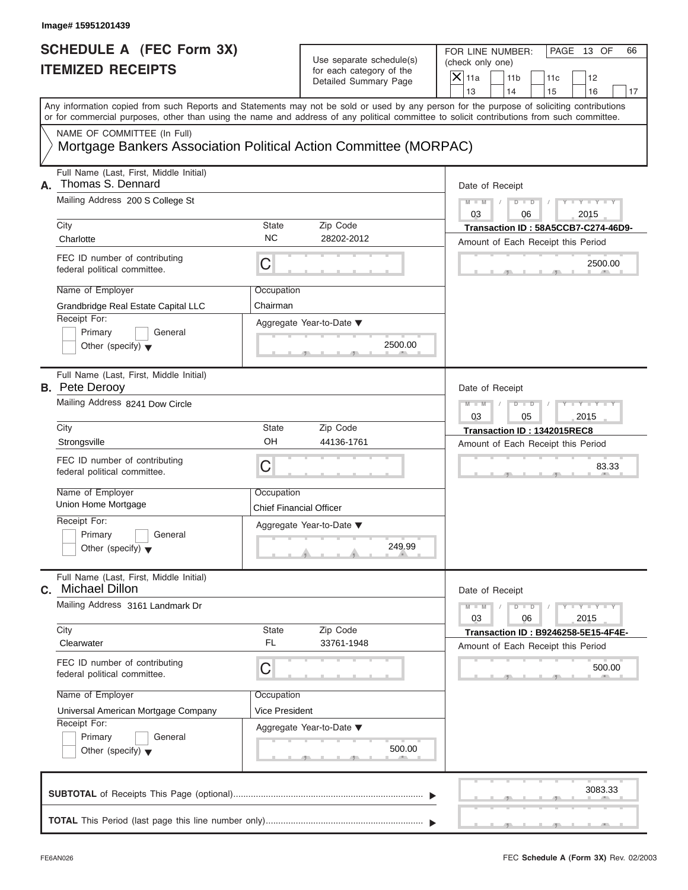Image# 15951201439

# SCHEDULE A (FEC Form 3X) ITEMIZED RECEIPTS

Use separate schedule(s) for each category of the Detailed Summary Page

FOR LINE NUMBER: (check only one)
[X] 11a [ ] 11b [ ] 11c [ ] 12 [ ] 13 [ ] 14 [ ] 15 [ ] 16 [ ] 17

PAGE 13 OF 66

Any information copied from such Reports and Statements may not be sold or used by any person for the purpose of soliciting contributions or for commercial purposes, other than using the name and address of any political committee to solicit contributions from such committee.

NAME OF COMMITTEE (In Full)
Mortgage Bankers Association Political Action Committee (MORPAC)

**A.** Full Name (Last, First, Middle Initial): Thomas S. Dennard
Mailing Address: 200 S College St
City: Charlotte | State: NC | Zip Code: 28202-2012
FEC ID number of contributing federal political committee: C
Name of Employer: Grandbridge Real Estate Capital LLC
Occupation: Chairman
Receipt For: [ ] Primary [ ] General [ ] Other (specify)
Aggregate Year-to-Date: 2500.00
Date of Receipt: 03/06/2015
Transaction ID : 58A5CCB7-C274-46D9-
Amount of Each Receipt this Period: 2500.00

**B.** Full Name (Last, First, Middle Initial): Pete Derooy
Mailing Address: 8241 Dow Circle
City: Strongsville | State: OH | Zip Code: 44136-1761
FEC ID number of contributing federal political committee: C
Name of Employer: Union Home Mortgage
Occupation: Chief Financial Officer
Receipt For: [ ] Primary [ ] General [ ] Other (specify)
Aggregate Year-to-Date: 249.99
Date of Receipt: 03/05/2015
Transaction ID : 1342015REC8
Amount of Each Receipt this Period: 83.33

**C.** Full Name (Last, First, Middle Initial): Michael Dillon
Mailing Address: 3161 Landmark Dr
City: Clearwater | State: FL | Zip Code: 33761-1948
FEC ID number of contributing federal political committee: C
Name of Employer: Universal American Mortgage Company
Occupation: Vice President
Receipt For: [ ] Primary [ ] General [ ] Other (specify)
Aggregate Year-to-Date: 500.00
Date of Receipt: 03/06/2015
Transaction ID : B9246258-5E15-4F4E-
Amount of Each Receipt this Period: 500.00

**SUBTOTAL** of Receipts This Page (optional): 3083.33

**TOTAL** This Period (last page this line number only):

FE6AN026 — FEC **Schedule A** (Form 3X) Rev. 02/2003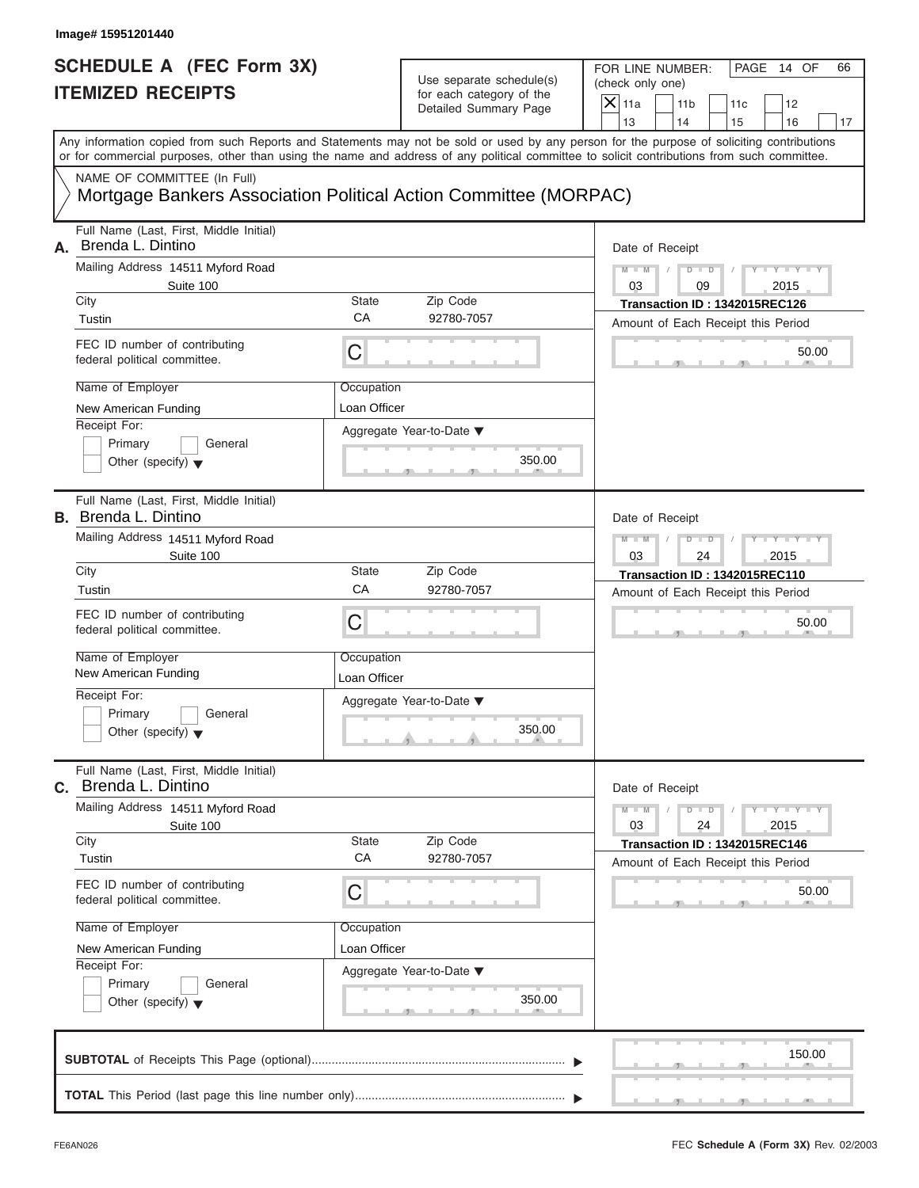Image# 15951201440

# SCHEDULE A (FEC Form 3X)
# ITEMIZED RECEIPTS

Use separate schedule(s) for each category of the Detailed Summary Page

FOR LINE NUMBER: (check only one)

- [X] 11a
- [ ] 11b
- [ ] 11c
- [ ] 12
- [ ] 13
- [ ] 14
- [ ] 15
- [ ] 16
- [ ] 17

PAGE 14 OF 66

Any information copied from such Reports and Statements may not be sold or used by any person for the purpose of soliciting contributions or for commercial purposes, other than using the name and address of any political committee to solicit contributions from such committee.

NAME OF COMMITTEE (In Full)
Mortgage Bankers Association Political Action Committee (MORPAC)

---

**A.** Full Name (Last, First, Middle Initial): Brenda L. Dintino

Mailing Address: 14511 Myford Road, Suite 100

City: Tustin | State: CA | Zip Code: 92780-7057

FEC ID number of contributing federal political committee: C

Name of Employer: New American Funding

Occupation: Loan Officer

Receipt For: Primary / General / Other (specify)

Aggregate Year-to-Date: 350.00

Date of Receipt: 03 / 09 / 2015

Transaction ID : 1342015REC126

Amount of Each Receipt this Period: 50.00

---

**B.** Full Name (Last, First, Middle Initial): Brenda L. Dintino

Mailing Address: 14511 Myford Road, Suite 100

City: Tustin | State: CA | Zip Code: 92780-7057

FEC ID number of contributing federal political committee: C

Name of Employer: New American Funding

Occupation: Loan Officer

Receipt For: Primary / General / Other (specify)

Aggregate Year-to-Date: 350.00

Date of Receipt: 03 / 24 / 2015

Transaction ID : 1342015REC110

Amount of Each Receipt this Period: 50.00

---

**C.** Full Name (Last, First, Middle Initial): Brenda L. Dintino

Mailing Address: 14511 Myford Road, Suite 100

City: Tustin | State: CA | Zip Code: 92780-7057

FEC ID number of contributing federal political committee: C

Name of Employer: New American Funding

Occupation: Loan Officer

Receipt For: Primary / General / Other (specify)

Aggregate Year-to-Date: 350.00

Date of Receipt: 03 / 24 / 2015

Transaction ID : 1342015REC146

Amount of Each Receipt this Period: 50.00

---

**SUBTOTAL** of Receipts This Page (optional): 150.00

**TOTAL** This Period (last page this line number only):

FE6AN026

FEC **Schedule A (Form 3X)** Rev. 02/2003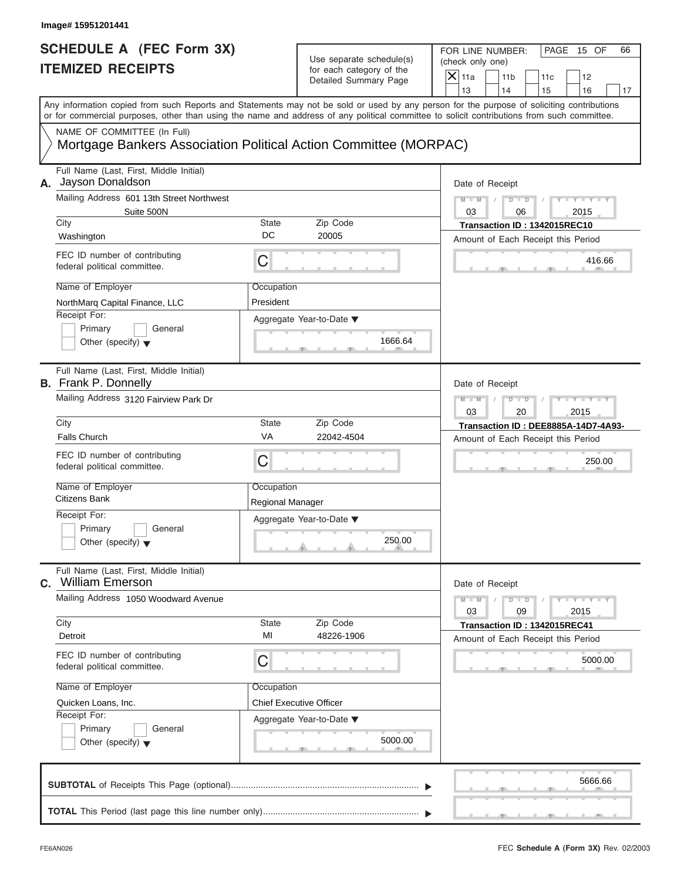Image# 15951201441

# SCHEDULE A (FEC Form 3X)
## ITEMIZED RECEIPTS

Use separate schedule(s) for each category of the Detailed Summary Page

FOR LINE NUMBER: (check only one)
[X] 11a  [ ] 11b  [ ] 11c  [ ] 12  [ ] 13  [ ] 14  [ ] 15  [ ] 16  [ ] 17

PAGE 15 OF 66

Any information copied from such Reports and Statements may not be sold or used by any person for the purpose of soliciting contributions or for commercial purposes, other than using the name and address of any political committee to solicit contributions from such committee.

NAME OF COMMITTEE (In Full)
Mortgage Bankers Association Political Action Committee (MORPAC)

---

**A.** Full Name (Last, First, Middle Initial): Jayson Donaldson

Mailing Address: 601 13th Street Northwest, Suite 500N

| City | State | Zip Code |
|---|---|---|
| Washington | DC | 20005 |

FEC ID number of contributing federal political committee: C

Name of Employer: NorthMarq Capital Finance, LLC
Occupation: President

Receipt For: Primary / General / Other (specify)

Aggregate Year-to-Date: 1666.64

Date of Receipt: 03 / 06 / 2015
Transaction ID : 1342015REC10
Amount of Each Receipt this Period: 416.66

---

**B.** Full Name (Last, First, Middle Initial): Frank P. Donnelly

Mailing Address: 3120 Fairview Park Dr

| City | State | Zip Code |
|---|---|---|
| Falls Church | VA | 22042-4504 |

FEC ID number of contributing federal political committee: C

Name of Employer: Citizens Bank
Occupation: Regional Manager

Receipt For: Primary / General / Other (specify)

Aggregate Year-to-Date: 250.00

Date of Receipt: 03 / 20 / 2015
Transaction ID : DEE8885A-14D7-4A93-
Amount of Each Receipt this Period: 250.00

---

**C.** Full Name (Last, First, Middle Initial): William Emerson

Mailing Address: 1050 Woodward Avenue

| City | State | Zip Code |
|---|---|---|
| Detroit | MI | 48226-1906 |

FEC ID number of contributing federal political committee: C

Name of Employer: Quicken Loans, Inc.
Occupation: Chief Executive Officer

Receipt For: Primary / General / Other (specify)

Aggregate Year-to-Date: 5000.00

Date of Receipt: 03 / 09 / 2015
Transaction ID : 1342015REC41
Amount of Each Receipt this Period: 5000.00

---

**SUBTOTAL** of Receipts This Page (optional): 5666.66

**TOTAL** This Period (last page this line number only):

FE6AN026 — FEC Schedule A (Form 3X) Rev. 02/2003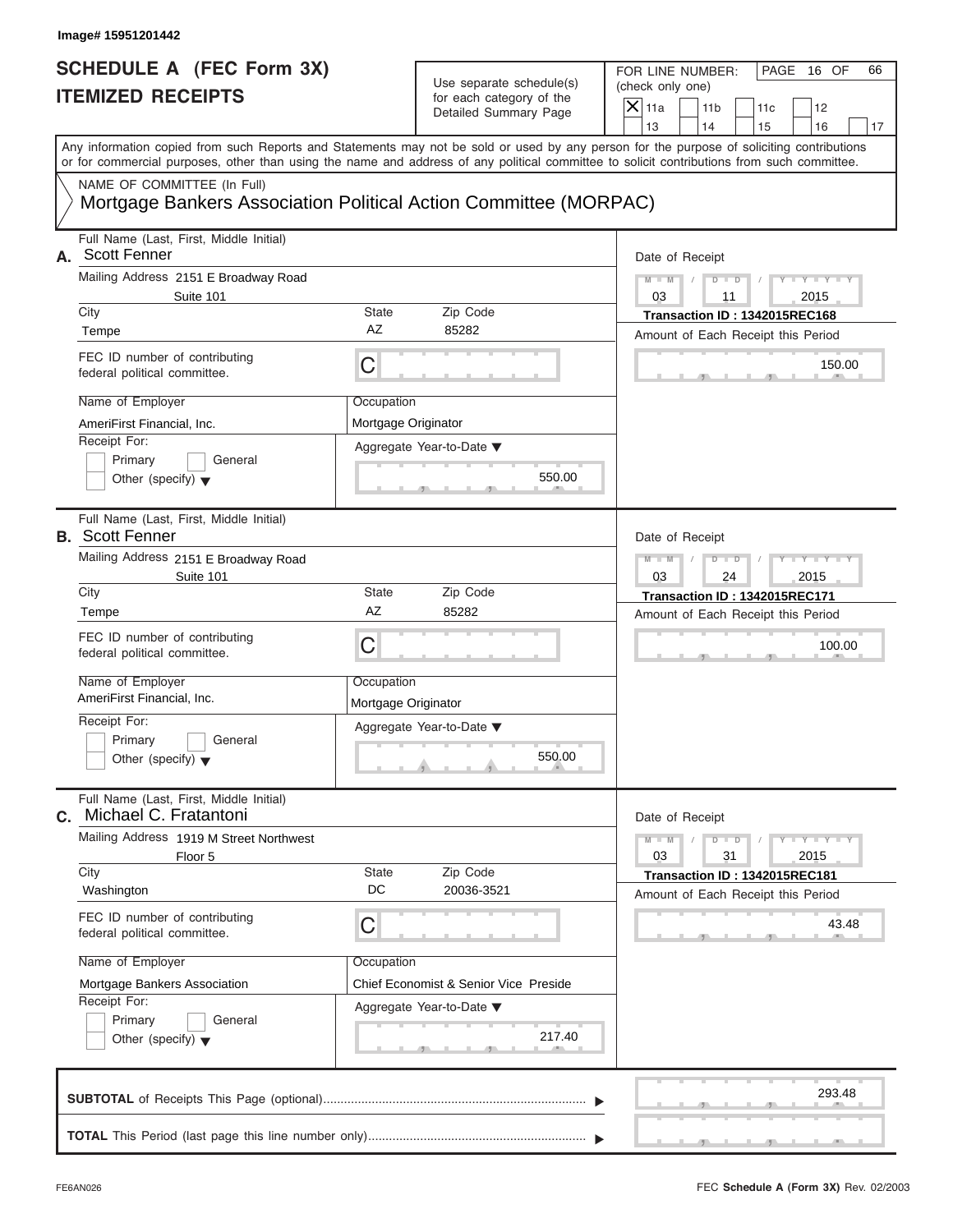Image# 15951201442

# SCHEDULE A (FEC Form 3X) ITEMIZED RECEIPTS

Use separate schedule(s) for each category of the Detailed Summary Page

FOR LINE NUMBER: (check only one)

- [X] 11a
- [ ] 11b
- [ ] 11c
- [ ] 12
- [ ] 13
- [ ] 14
- [ ] 15
- [ ] 16
- [ ] 17

PAGE 16 OF 66

Any information copied from such Reports and Statements may not be sold or used by any person for the purpose of soliciting contributions or for commercial purposes, other than using the name and address of any political committee to solicit contributions from such committee.

NAME OF COMMITTEE (In Full)
Mortgage Bankers Association Political Action Committee (MORPAC)

---

**A.** Full Name (Last, First, Middle Initial): Scott Fenner

Mailing Address: 2151 E Broadway Road, Suite 101

City: Tempe | State: AZ | Zip Code: 85282

FEC ID number of contributing federal political committee: C

Name of Employer: AmeriFirst Financial, Inc.

Occupation: Mortgage Originator

Receipt For: Primary / General / Other (specify)

Aggregate Year-to-Date: 550.00

Date of Receipt: 03 / 11 / 2015

Transaction ID : 1342015REC168

Amount of Each Receipt this Period: 150.00

---

**B.** Full Name (Last, First, Middle Initial): Scott Fenner

Mailing Address: 2151 E Broadway Road, Suite 101

City: Tempe | State: AZ | Zip Code: 85282

FEC ID number of contributing federal political committee: C

Name of Employer: AmeriFirst Financial, Inc.

Occupation: Mortgage Originator

Receipt For: Primary / General / Other (specify)

Aggregate Year-to-Date: 550.00

Date of Receipt: 03 / 24 / 2015

Transaction ID : 1342015REC171

Amount of Each Receipt this Period: 100.00

---

**C.** Full Name (Last, First, Middle Initial): Michael C. Fratantoni

Mailing Address: 1919 M Street Northwest, Floor 5

City: Washington | State: DC | Zip Code: 20036-3521

FEC ID number of contributing federal political committee: C

Name of Employer: Mortgage Bankers Association

Occupation: Chief Economist & Senior Vice Preside

Receipt For: Primary / General / Other (specify)

Aggregate Year-to-Date: 217.40

Date of Receipt: 03 / 31 / 2015

Transaction ID : 1342015REC181

Amount of Each Receipt this Period: 43.48

---

**SUBTOTAL** of Receipts This Page (optional): 293.48

**TOTAL** This Period (last page this line number only):

FE6AN026

FEC **Schedule A** (Form 3X) Rev. 02/2003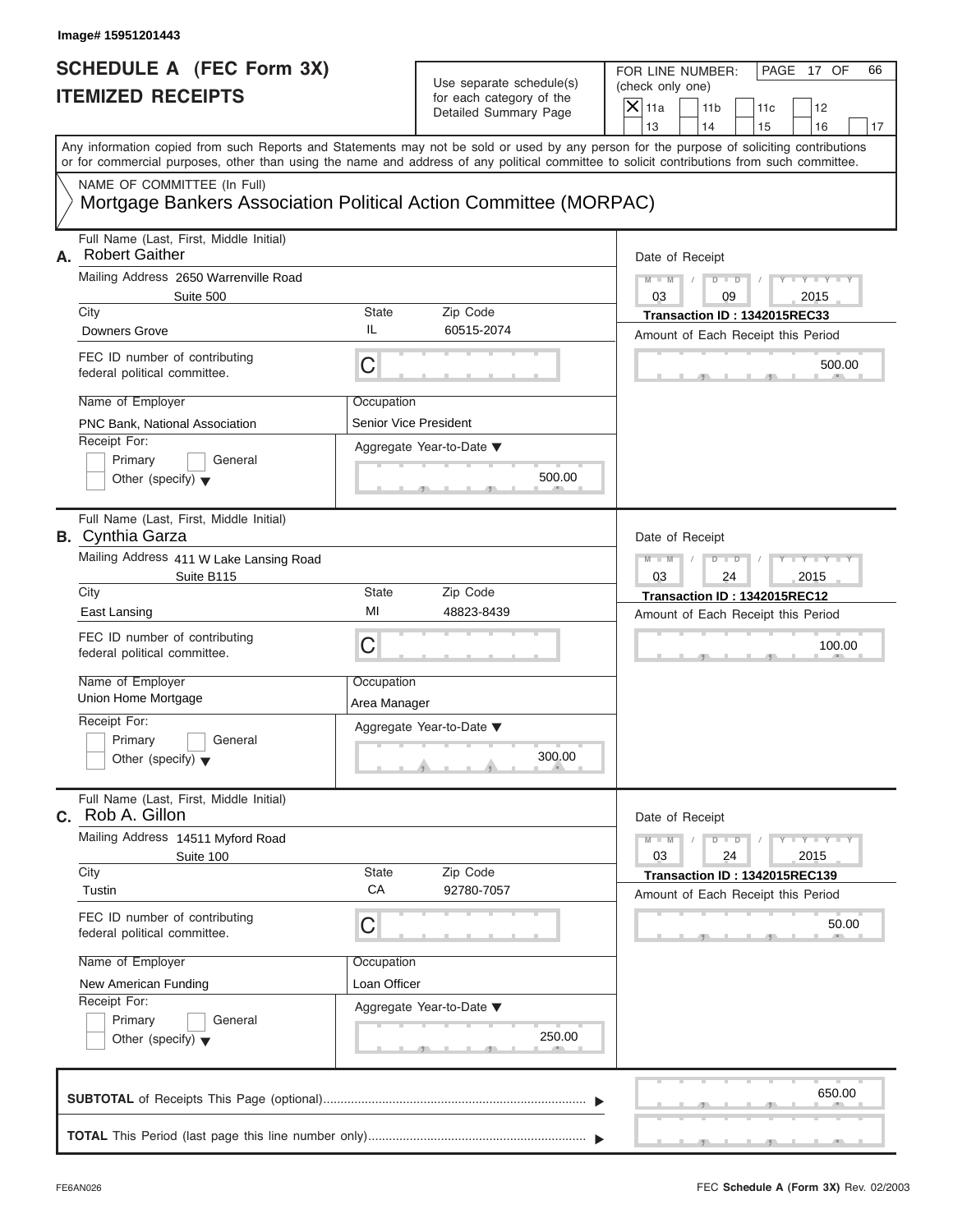Image# 15951201443

# SCHEDULE A (FEC Form 3X)
# ITEMIZED RECEIPTS

Use separate schedule(s) for each category of the Detailed Summary Page

FOR LINE NUMBER: (check only one)

- [X] 11a
- [ ] 11b
- [ ] 11c
- [ ] 12
- [ ] 13
- [ ] 14
- [ ] 15
- [ ] 16
- [ ] 17

PAGE 17 OF 66

Any information copied from such Reports and Statements may not be sold or used by any person for the purpose of soliciting contributions or for commercial purposes, other than using the name and address of any political committee to solicit contributions from such committee.

NAME OF COMMITTEE (In Full)
Mortgage Bankers Association Political Action Committee (MORPAC)

---

**A.** Full Name (Last, First, Middle Initial): Robert Gaither

Mailing Address: 2650 Warrenville Road, Suite 500

City: Downers Grove | State: IL | Zip Code: 60515-2074

FEC ID number of contributing federal political committee: C

Name of Employer: PNC Bank, National Association

Occupation: Senior Vice President

Receipt For: Primary / General / Other (specify)

Aggregate Year-to-Date: 500.00

Date of Receipt: 03 / 09 / 2015

**Transaction ID : 1342015REC33**

Amount of Each Receipt this Period: 500.00

---

**B.** Full Name (Last, First, Middle Initial): Cynthia Garza

Mailing Address: 411 W Lake Lansing Road, Suite B115

City: East Lansing | State: MI | Zip Code: 48823-8439

FEC ID number of contributing federal political committee: C

Name of Employer: Union Home Mortgage

Occupation: Area Manager

Receipt For: Primary / General / Other (specify)

Aggregate Year-to-Date: 300.00

Date of Receipt: 03 / 24 / 2015

**Transaction ID : 1342015REC12**

Amount of Each Receipt this Period: 100.00

---

**C.** Full Name (Last, First, Middle Initial): Rob A. Gillon

Mailing Address: 14511 Myford Road, Suite 100

City: Tustin | State: CA | Zip Code: 92780-7057

FEC ID number of contributing federal political committee: C

Name of Employer: New American Funding

Occupation: Loan Officer

Receipt For: Primary / General / Other (specify)

Aggregate Year-to-Date: 250.00

Date of Receipt: 03 / 24 / 2015

**Transaction ID : 1342015REC139**

Amount of Each Receipt this Period: 50.00

---

**SUBTOTAL** of Receipts This Page (optional): 650.00

**TOTAL** This Period (last page this line number only):

FE6AN026

FEC **Schedule A** (Form 3X) Rev. 02/2003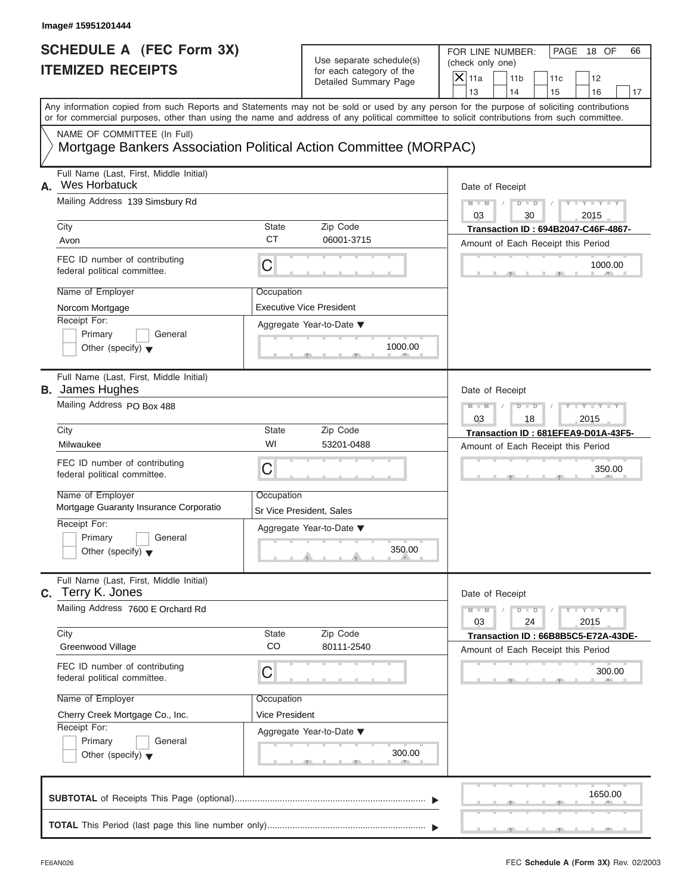Image# 15951201444

# SCHEDULE A (FEC Form 3X)
## ITEMIZED RECEIPTS

Use separate schedule(s) for each category of the Detailed Summary Page

FOR LINE NUMBER: (check only one)

- [X] 11a
- [ ] 11b
- [ ] 11c
- [ ] 12
- [ ] 13
- [ ] 14
- [ ] 15
- [ ] 16
- [ ] 17

PAGE 18 OF 66

Any information copied from such Reports and Statements may not be sold or used by any person for the purpose of soliciting contributions or for commercial purposes, other than using the name and address of any political committee to solicit contributions from such committee.

NAME OF COMMITTEE (In Full)
Mortgage Bankers Association Political Action Committee (MORPAC)

---

**A.** Full Name (Last, First, Middle Initial): Wes Horbatuck

Mailing Address: 139 Simsbury Rd

City: Avon | State: CT | Zip Code: 06001-3715

FEC ID number of contributing federal political committee: C

Name of Employer: Norcom Mortgage

Occupation: Executive Vice President

Receipt For: Primary / General / Other (specify)

Aggregate Year-to-Date: 1000.00

Date of Receipt: 03 / 30 / 2015

Transaction ID : 694B2047-C46F-4867-

Amount of Each Receipt this Period: 1000.00

---

**B.** Full Name (Last, First, Middle Initial): James Hughes

Mailing Address: PO Box 488

City: Milwaukee | State: WI | Zip Code: 53201-0488

FEC ID number of contributing federal political committee: C

Name of Employer: Mortgage Guaranty Insurance Corporatio

Occupation: Sr Vice President, Sales

Receipt For: Primary / General / Other (specify)

Aggregate Year-to-Date: 350.00

Date of Receipt: 03 / 18 / 2015

Transaction ID : 681EFEA9-D01A-43F5-

Amount of Each Receipt this Period: 350.00

---

**C.** Full Name (Last, First, Middle Initial): Terry K. Jones

Mailing Address: 7600 E Orchard Rd

City: Greenwood Village | State: CO | Zip Code: 80111-2540

FEC ID number of contributing federal political committee: C

Name of Employer: Cherry Creek Mortgage Co., Inc.

Occupation: Vice President

Receipt For: Primary / General / Other (specify)

Aggregate Year-to-Date: 300.00

Date of Receipt: 03 / 24 / 2015

Transaction ID : 66B8B5C5-E72A-43DE-

Amount of Each Receipt this Period: 300.00

---

**SUBTOTAL** of Receipts This Page (optional): 1650.00

**TOTAL** This Period (last page this line number only):

FE6AN026 — FEC **Schedule A** (Form 3X) Rev. 02/2003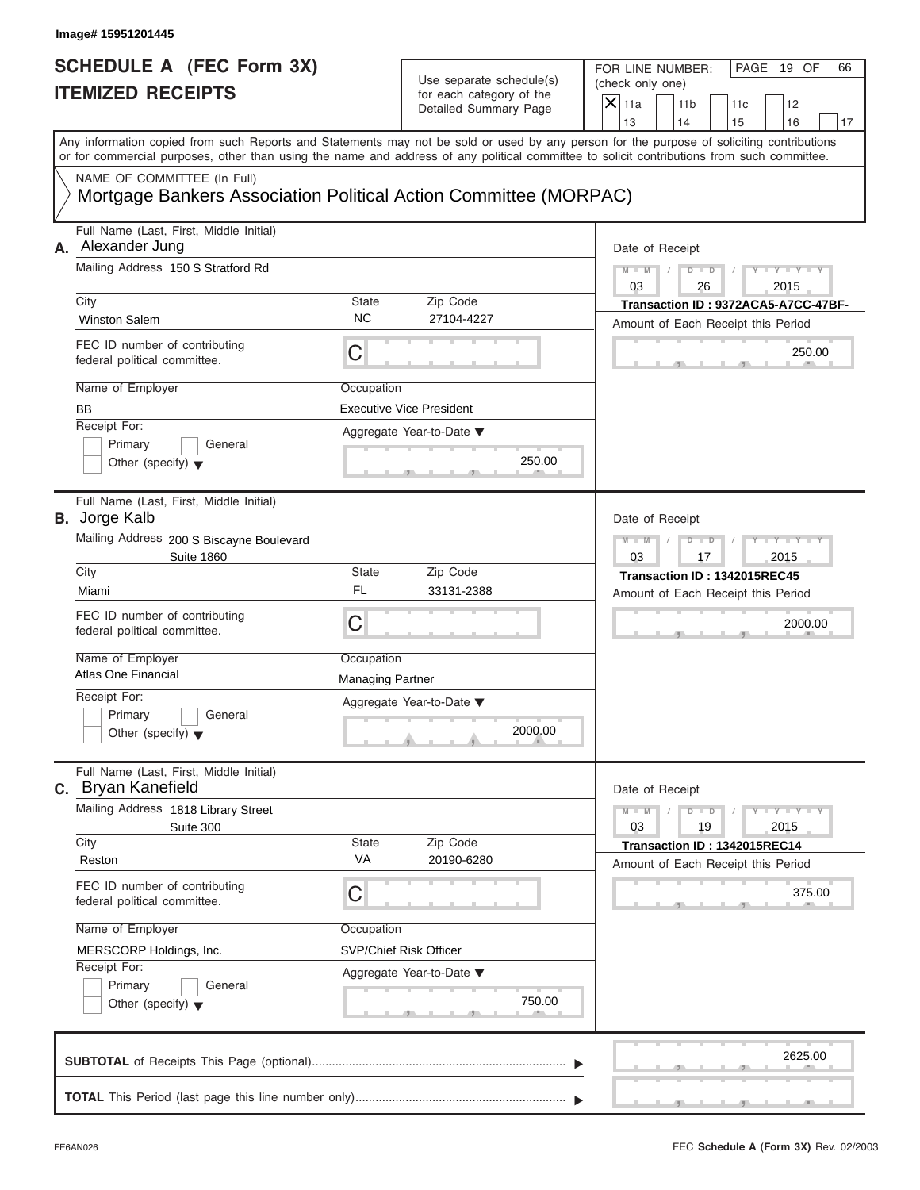Image# 15951201445

# SCHEDULE A (FEC Form 3X)
# ITEMIZED RECEIPTS

Use separate schedule(s) for each category of the Detailed Summary Page

FOR LINE NUMBER: (check only one)

- [X] 11a
- [ ] 11b
- [ ] 11c
- [ ] 12
- [ ] 13
- [ ] 14
- [ ] 15
- [ ] 16
- [ ] 17

PAGE 19 OF 66

Any information copied from such Reports and Statements may not be sold or used by any person for the purpose of soliciting contributions or for commercial purposes, other than using the name and address of any political committee to solicit contributions from such committee.

NAME OF COMMITTEE (In Full)
Mortgage Bankers Association Political Action Committee (MORPAC)

---

**A.** Full Name (Last, First, Middle Initial): Alexander Jung

Mailing Address: 150 S Stratford Rd

City: Winston Salem | State: NC | Zip Code: 27104-4227

FEC ID number of contributing federal political committee: C

Name of Employer: BB

Occupation: Executive Vice President

Receipt For: Primary / General / Other (specify)

Aggregate Year-to-Date: 250.00

Date of Receipt: 03 / 26 / 2015

Transaction ID : 9372ACA5-A7CC-47BF-

Amount of Each Receipt this Period: 250.00

---

**B.** Full Name (Last, First, Middle Initial): Jorge Kalb

Mailing Address: 200 S Biscayne Boulevard, Suite 1860

City: Miami | State: FL | Zip Code: 33131-2388

FEC ID number of contributing federal political committee: C

Name of Employer: Atlas One Financial

Occupation: Managing Partner

Receipt For: Primary / General / Other (specify)

Aggregate Year-to-Date: 2000.00

Date of Receipt: 03 / 17 / 2015

Transaction ID : 1342015REC45

Amount of Each Receipt this Period: 2000.00

---

**C.** Full Name (Last, First, Middle Initial): Bryan Kanefield

Mailing Address: 1818 Library Street, Suite 300

City: Reston | State: VA | Zip Code: 20190-6280

FEC ID number of contributing federal political committee: C

Name of Employer: MERSCORP Holdings, Inc.

Occupation: SVP/Chief Risk Officer

Receipt For: Primary / General / Other (specify)

Aggregate Year-to-Date: 750.00

Date of Receipt: 03 / 19 / 2015

Transaction ID : 1342015REC14

Amount of Each Receipt this Period: 375.00

---

**SUBTOTAL** of Receipts This Page (optional): 2625.00

**TOTAL** This Period (last page this line number only):

FE6AN026

FEC **Schedule A** (Form 3X) Rev. 02/2003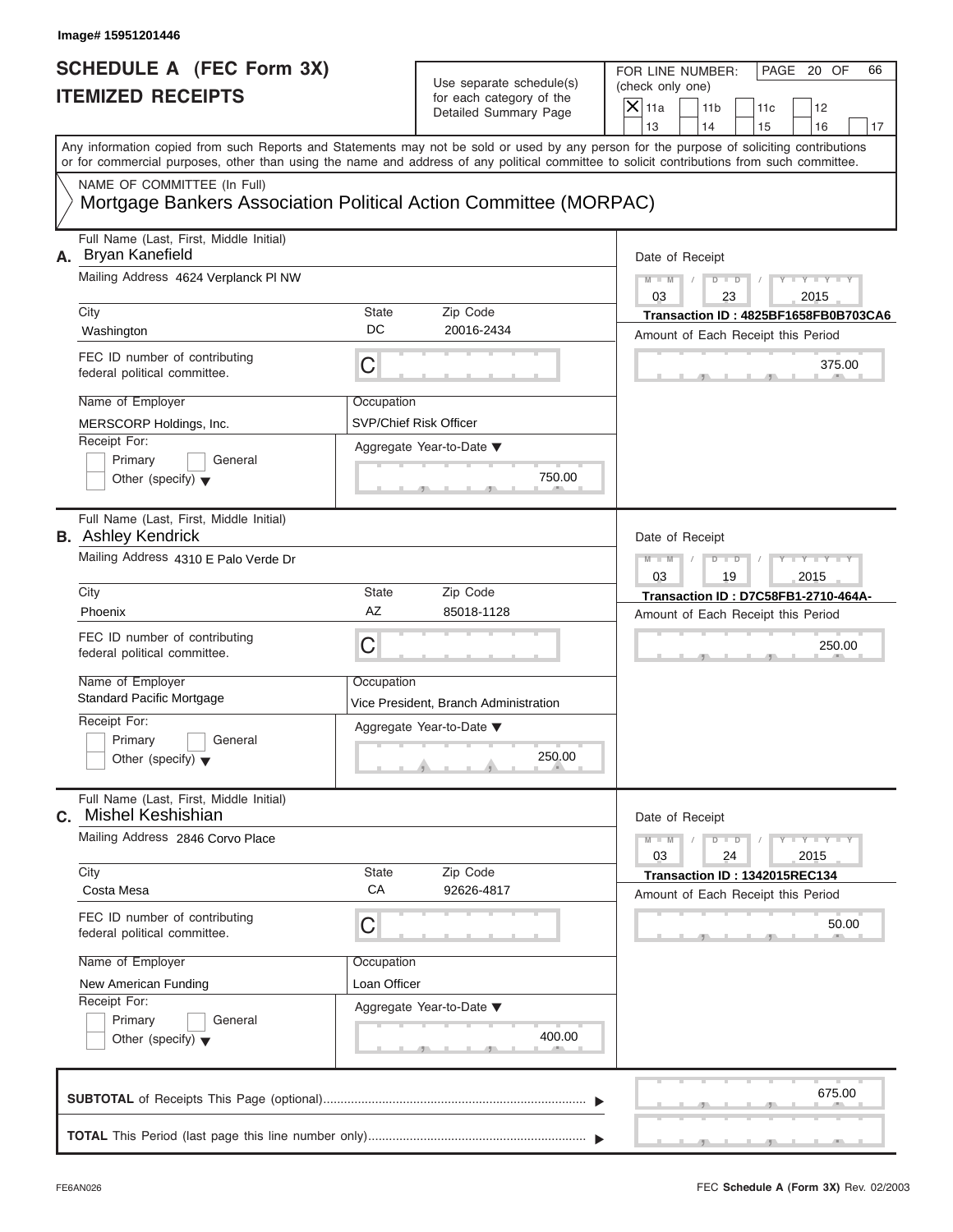Image# 15951201446

# SCHEDULE A (FEC Form 3X)
## ITEMIZED RECEIPTS

Use separate schedule(s) for each category of the Detailed Summary Page

FOR LINE NUMBER: (check only one)

- [X] 11a
- [ ] 11b
- [ ] 11c
- [ ] 12
- [ ] 13
- [ ] 14
- [ ] 15
- [ ] 16
- [ ] 17

Any information copied from such Reports and Statements may not be sold or used by any person for the purpose of soliciting contributions or for commercial purposes, other than using the name and address of any political committee to solicit contributions from such committee.

NAME OF COMMITTEE (In Full)

**Mortgage Bankers Association Political Action Committee (MORPAC)**

---

### A.

| Field | Value |
|---|---|
| Full Name (Last, First, Middle Initial) | Bryan Kanefield |
| Mailing Address | 4624 Verplanck Pl NW |
| City | Washington |
| State | DC |
| Zip Code | 20016-2434 |
| FEC ID number of contributing federal political committee. | C |
| Name of Employer | MERSCORP Holdings, Inc. |
| Occupation | SVP/Chief Risk Officer |
| Receipt For | Primary / General / Other (specify) |
| Aggregate Year-to-Date | 750.00 |
| Date of Receipt | 03 / 23 / 2015 |
| Transaction ID | 4825BF1658FB0B703CA6 |
| Amount of Each Receipt this Period | 375.00 |

### B.

| Field | Value |
|---|---|
| Full Name (Last, First, Middle Initial) | Ashley Kendrick |
| Mailing Address | 4310 E Palo Verde Dr |
| City | Phoenix |
| State | AZ |
| Zip Code | 85018-1128 |
| FEC ID number of contributing federal political committee. | C |
| Name of Employer | Standard Pacific Mortgage |
| Occupation | Vice President, Branch Administration |
| Receipt For | Primary / General / Other (specify) |
| Aggregate Year-to-Date | 250.00 |
| Date of Receipt | 03 / 19 / 2015 |
| Transaction ID | D7C58FB1-2710-464A- |
| Amount of Each Receipt this Period | 250.00 |

### C.

| Field | Value |
|---|---|
| Full Name (Last, First, Middle Initial) | Mishel Keshishian |
| Mailing Address | 2846 Corvo Place |
| City | Costa Mesa |
| State | CA |
| Zip Code | 92626-4817 |
| FEC ID number of contributing federal political committee. | C |
| Name of Employer | New American Funding |
| Occupation | Loan Officer |
| Receipt For | Primary / General / Other (specify) |
| Aggregate Year-to-Date | 400.00 |
| Date of Receipt | 03 / 24 / 2015 |
| Transaction ID | 1342015REC134 |
| Amount of Each Receipt this Period | 50.00 |

---

**SUBTOTAL** of Receipts This Page (optional) ........ 675.00

**TOTAL** This Period (last page this line number only) ........

FE6AN026 FEC **Schedule A** (Form 3X) Rev. 02/2003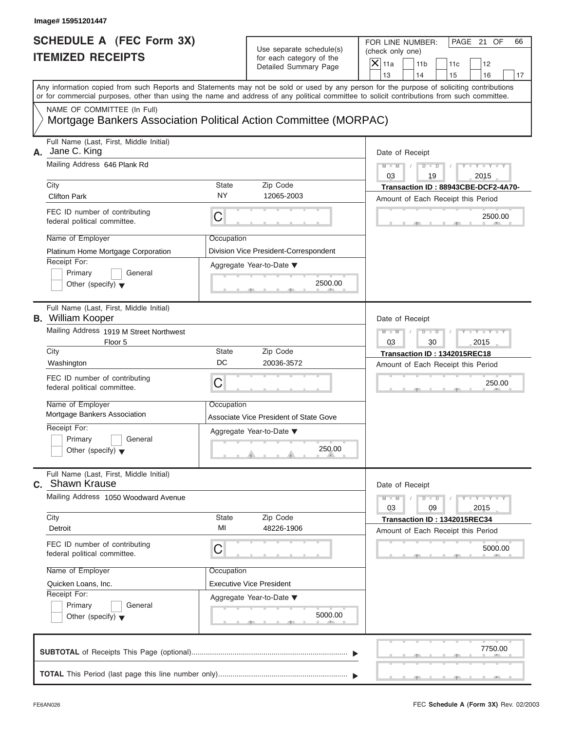Image# 15951201447

# SCHEDULE A (FEC Form 3X)
# ITEMIZED RECEIPTS

Use separate schedule(s) for each category of the Detailed Summary Page

FOR LINE NUMBER: (check only one)

- [X] 11a
- [ ] 11b
- [ ] 11c
- [ ] 12
- [ ] 13
- [ ] 14
- [ ] 15
- [ ] 16
- [ ] 17

Any information copied from such Reports and Statements may not be sold or used by any person for the purpose of soliciting contributions or for commercial purposes, other than using the name and address of any political committee to solicit contributions from such committee.

NAME OF COMMITTEE (In Full)
Mortgage Bankers Association Political Action Committee (MORPAC)

---

**A.** Full Name (Last, First, Middle Initial): Jane C. King

Mailing Address: 646 Plank Rd

City: Clifton Park | State: NY | Zip Code: 12065-2003

FEC ID number of contributing federal political committee: C

Name of Employer: Platinum Home Mortgage Corporation

Occupation: Division Vice President-Correspondent

Receipt For: Primary / General / Other (specify)

Aggregate Year-to-Date: 2500.00

Date of Receipt: 03 / 19 / 2015

Transaction ID : 88943CBE-DCF2-4A70-

Amount of Each Receipt this Period: 2500.00

---

**B.** Full Name (Last, First, Middle Initial): William Kooper

Mailing Address: 1919 M Street Northwest Floor 5

City: Washington | State: DC | Zip Code: 20036-3572

FEC ID number of contributing federal political committee: C

Name of Employer: Mortgage Bankers Association

Occupation: Associate Vice President of State Gove

Receipt For: Primary / General / Other (specify)

Aggregate Year-to-Date: 250.00

Date of Receipt: 03 / 30 / 2015

Transaction ID : 1342015REC18

Amount of Each Receipt this Period: 250.00

---

**C.** Full Name (Last, First, Middle Initial): Shawn Krause

Mailing Address: 1050 Woodward Avenue

City: Detroit | State: MI | Zip Code: 48226-1906

FEC ID number of contributing federal political committee: C

Name of Employer: Quicken Loans, Inc.

Occupation: Executive Vice President

Receipt For: Primary / General / Other (specify)

Aggregate Year-to-Date: 5000.00

Date of Receipt: 03 / 09 / 2015

Transaction ID : 1342015REC34

Amount of Each Receipt this Period: 5000.00

---

**SUBTOTAL** of Receipts This Page (optional): 7750.00

**TOTAL** This Period (last page this line number only):

FE6AN026 — FEC **Schedule A** (Form 3X) Rev. 02/2003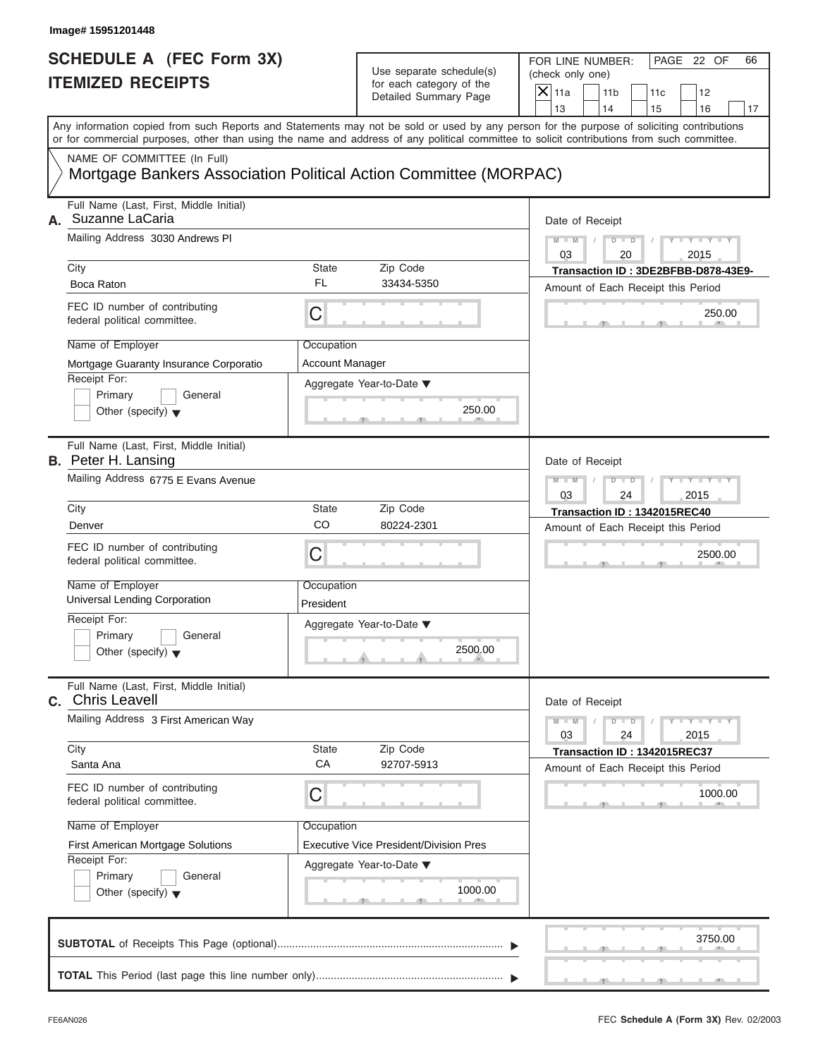Image# 15951201448

# SCHEDULE A (FEC Form 3X) ITEMIZED RECEIPTS

Use separate schedule(s) for each category of the Detailed Summary Page

FOR LINE NUMBER: (check only one)

- [X] 11a
- [ ] 11b
- [ ] 11c
- [ ] 12
- [ ] 13
- [ ] 14
- [ ] 15
- [ ] 16
- [ ] 17

PAGE 22 OF 66

Any information copied from such Reports and Statements may not be sold or used by any person for the purpose of soliciting contributions or for commercial purposes, other than using the name and address of any political committee to solicit contributions from such committee.

NAME OF COMMITTEE (In Full)

**Mortgage Bankers Association Political Action Committee (MORPAC)**

---

**A.** Full Name (Last, First, Middle Initial): Suzanne LaCaria

Mailing Address: 3030 Andrews Pl

City: Boca Raton | State: FL | Zip Code: 33434-5350

FEC ID number of contributing federal political committee: C

Name of Employer: Mortgage Guaranty Insurance Corporatio

Occupation: Account Manager

Receipt For: Primary / General / Other (specify)

Aggregate Year-to-Date: 250.00

Date of Receipt: 03 / 20 / 2015

Transaction ID : 3DE2BFBB-D878-43E9-

Amount of Each Receipt this Period: 250.00

---

**B.** Full Name (Last, First, Middle Initial): Peter H. Lansing

Mailing Address: 6775 E Evans Avenue

City: Denver | State: CO | Zip Code: 80224-2301

FEC ID number of contributing federal political committee: C

Name of Employer: Universal Lending Corporation

Occupation: President

Receipt For: Primary / General / Other (specify)

Aggregate Year-to-Date: 2500.00

Date of Receipt: 03 / 24 / 2015

Transaction ID : 1342015REC40

Amount of Each Receipt this Period: 2500.00

---

**C.** Full Name (Last, First, Middle Initial): Chris Leavell

Mailing Address: 3 First American Way

City: Santa Ana | State: CA | Zip Code: 92707-5913

FEC ID number of contributing federal political committee: C

Name of Employer: First American Mortgage Solutions

Occupation: Executive Vice President/Division Pres

Receipt For: Primary / General / Other (specify)

Aggregate Year-to-Date: 1000.00

Date of Receipt: 03 / 24 / 2015

Transaction ID : 1342015REC37

Amount of Each Receipt this Period: 1000.00

---

**SUBTOTAL** of Receipts This Page (optional): 3750.00

**TOTAL** This Period (last page this line number only):

FE6AN026

FEC **Schedule A** (Form 3X) Rev. 02/2003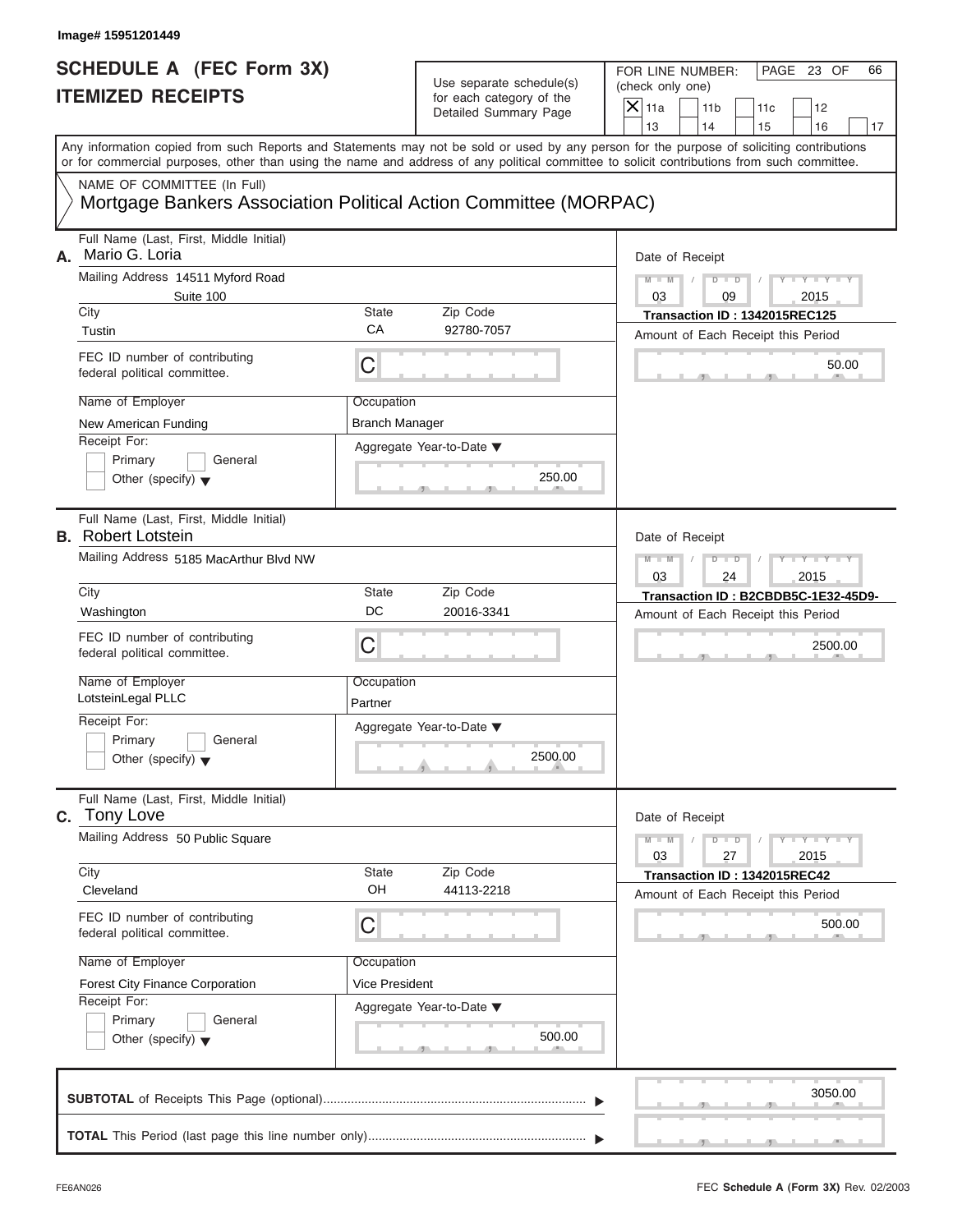Image# 15951201449

# SCHEDULE A (FEC Form 3X)
## ITEMIZED RECEIPTS

Use separate schedule(s) for each category of the Detailed Summary Page

FOR LINE NUMBER: (check only one)

- [X] 11a
- [ ] 11b
- [ ] 11c
- [ ] 12
- [ ] 13
- [ ] 14
- [ ] 15
- [ ] 16
- [ ] 17

PAGE 23 OF 66

Any information copied from such Reports and Statements may not be sold or used by any person for the purpose of soliciting contributions or for commercial purposes, other than using the name and address of any political committee to solicit contributions from such committee.

NAME OF COMMITTEE (In Full)
Mortgage Bankers Association Political Action Committee (MORPAC)

---

**A.** Full Name (Last, First, Middle Initial): Mario G. Loria

Mailing Address: 14511 Myford Road, Suite 100

City: Tustin | State: CA | Zip Code: 92780-7057

FEC ID number of contributing federal political committee: C

Name of Employer: New American Funding

Occupation: Branch Manager

Receipt For: [ ] Primary [ ] General [ ] Other (specify)

Aggregate Year-to-Date: 250.00

Date of Receipt: 03 / 09 / 2015

Transaction ID : 1342015REC125

Amount of Each Receipt this Period: 50.00

---

**B.** Full Name (Last, First, Middle Initial): Robert Lotstein

Mailing Address: 5185 MacArthur Blvd NW

City: Washington | State: DC | Zip Code: 20016-3341

FEC ID number of contributing federal political committee: C

Name of Employer: LotsteinLegal PLLC

Occupation: Partner

Receipt For: [ ] Primary [ ] General [ ] Other (specify)

Aggregate Year-to-Date: 2500.00

Date of Receipt: 03 / 24 / 2015

Transaction ID : B2CBDB5C-1E32-45D9-

Amount of Each Receipt this Period: 2500.00

---

**C.** Full Name (Last, First, Middle Initial): Tony Love

Mailing Address: 50 Public Square

City: Cleveland | State: OH | Zip Code: 44113-2218

FEC ID number of contributing federal political committee: C

Name of Employer: Forest City Finance Corporation

Occupation: Vice President

Receipt For: [ ] Primary [ ] General [ ] Other (specify)

Aggregate Year-to-Date: 500.00

Date of Receipt: 03 / 27 / 2015

Transaction ID : 1342015REC42

Amount of Each Receipt this Period: 500.00

---

**SUBTOTAL** of Receipts This Page (optional): 3050.00

**TOTAL** This Period (last page this line number only):

FE6AN026

FEC **Schedule A (Form 3X)** Rev. 02/2003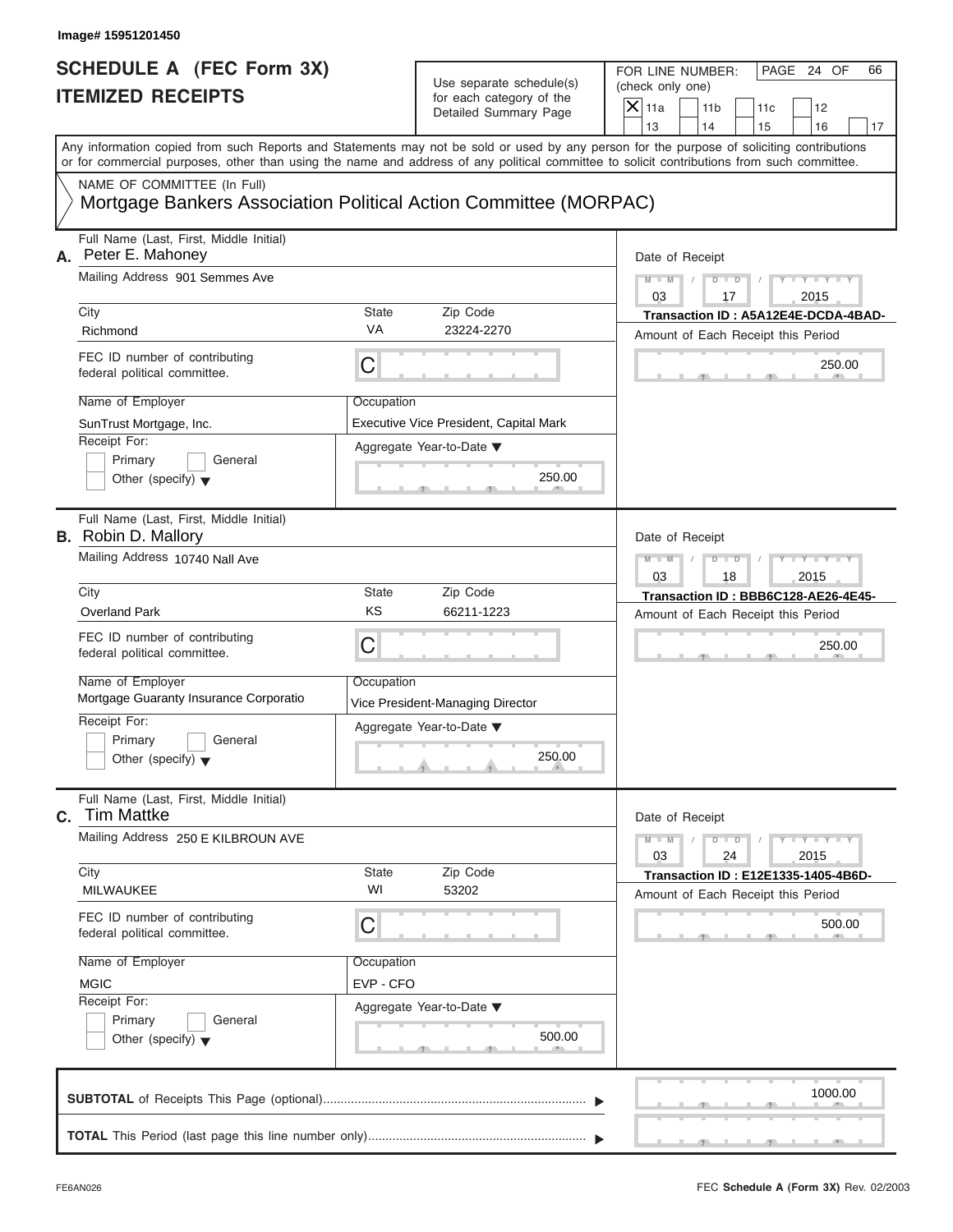Image# 15951201450

# SCHEDULE A (FEC Form 3X)
## ITEMIZED RECEIPTS

Use separate schedule(s) for each category of the Detailed Summary Page

FOR LINE NUMBER: (check only one)

- [X] 11a
- [ ] 11b
- [ ] 11c
- [ ] 12
- [ ] 13
- [ ] 14
- [ ] 15
- [ ] 16
- [ ] 17

PAGE 24 OF 66

Any information copied from such Reports and Statements may not be sold or used by any person for the purpose of soliciting contributions or for commercial purposes, other than using the name and address of any political committee to solicit contributions from such committee.

NAME OF COMMITTEE (In Full)
Mortgage Bankers Association Political Action Committee (MORPAC)

---

**A.** Full Name (Last, First, Middle Initial): Peter E. Mahoney

Mailing Address: 901 Semmes Ave

City: Richmond | State: VA | Zip Code: 23224-2270

FEC ID number of contributing federal political committee: C

Name of Employer: SunTrust Mortgage, Inc.

Occupation: Executive Vice President, Capital Mark

Receipt For: Primary / General / Other (specify)

Aggregate Year-to-Date: 250.00

Date of Receipt: 03 / 17 / 2015

Transaction ID : A5A12E4E-DCDA-4BAD-

Amount of Each Receipt this Period: 250.00

---

**B.** Full Name (Last, First, Middle Initial): Robin D. Mallory

Mailing Address: 10740 Nall Ave

City: Overland Park | State: KS | Zip Code: 66211-1223

FEC ID number of contributing federal political committee: C

Name of Employer: Mortgage Guaranty Insurance Corporatio

Occupation: Vice President-Managing Director

Receipt For: Primary / General / Other (specify)

Aggregate Year-to-Date: 250.00

Date of Receipt: 03 / 18 / 2015

Transaction ID : BBB6C128-AE26-4E45-

Amount of Each Receipt this Period: 250.00

---

**C.** Full Name (Last, First, Middle Initial): Tim Mattke

Mailing Address: 250 E KILBROUN AVE

City: MILWAUKEE | State: WI | Zip Code: 53202

FEC ID number of contributing federal political committee: C

Name of Employer: MGIC

Occupation: EVP - CFO

Receipt For: Primary / General / Other (specify)

Aggregate Year-to-Date: 500.00

Date of Receipt: 03 / 24 / 2015

Transaction ID : E12E1335-1405-4B6D-

Amount of Each Receipt this Period: 500.00

---

**SUBTOTAL** of Receipts This Page (optional): 1000.00

**TOTAL** This Period (last page this line number only):

FE6AN026

FEC **Schedule A** (Form 3X) Rev. 02/2003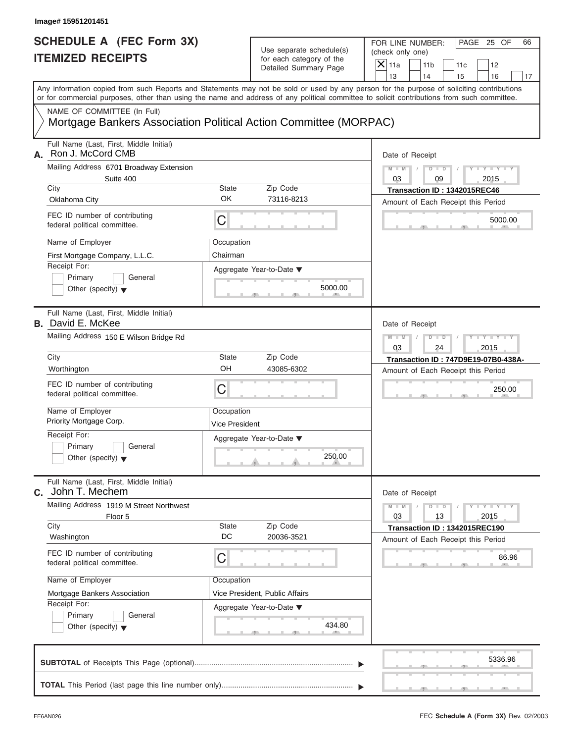Image# 15951201451

# SCHEDULE A (FEC Form 3X)
# ITEMIZED RECEIPTS

Use separate schedule(s) for each category of the Detailed Summary Page

FOR LINE NUMBER: (check only one)
[X] 11a [ ] 11b [ ] 11c [ ] 12 [ ] 13 [ ] 14 [ ] 15 [ ] 16 [ ] 17

Any information copied from such Reports and Statements may not be sold or used by any person for the purpose of soliciting contributions or for commercial purposes, other than using the name and address of any political committee to solicit contributions from such committee.

NAME OF COMMITTEE (In Full)
Mortgage Bankers Association Political Action Committee (MORPAC)

---

**A.** Full Name (Last, First, Middle Initial): Ron J. McCord CMB

Mailing Address: 6701 Broadway Extension, Suite 400

City: Oklahoma City | State: OK | Zip Code: 73116-8213

FEC ID number of contributing federal political committee: C

Name of Employer: First Mortgage Company, L.L.C.

Occupation: Chairman

Receipt For: [ ] Primary [ ] General [ ] Other (specify)

Aggregate Year-to-Date: 5000.00

Date of Receipt: 03 / 09 / 2015

Transaction ID : 1342015REC46

Amount of Each Receipt this Period: 5000.00

---

**B.** Full Name (Last, First, Middle Initial): David E. McKee

Mailing Address: 150 E Wilson Bridge Rd

City: Worthington | State: OH | Zip Code: 43085-6302

FEC ID number of contributing federal political committee: C

Name of Employer: Priority Mortgage Corp.

Occupation: Vice President

Receipt For: [ ] Primary [ ] General [ ] Other (specify)

Aggregate Year-to-Date: 250.00

Date of Receipt: 03 / 24 / 2015

Transaction ID : 747D9E19-07B0-438A-

Amount of Each Receipt this Period: 250.00

---

**C.** Full Name (Last, First, Middle Initial): John T. Mechem

Mailing Address: 1919 M Street Northwest, Floor 5

City: Washington | State: DC | Zip Code: 20036-3521

FEC ID number of contributing federal political committee: C

Name of Employer: Mortgage Bankers Association

Occupation: Vice President, Public Affairs

Receipt For: [ ] Primary [ ] General [ ] Other (specify)

Aggregate Year-to-Date: 434.80

Date of Receipt: 03 / 13 / 2015

Transaction ID : 1342015REC190

Amount of Each Receipt this Period: 86.96

---

**SUBTOTAL** of Receipts This Page (optional): 5336.96

**TOTAL** This Period (last page this line number only):

FE6AN026 — FEC **Schedule A** (Form 3X) Rev. 02/2003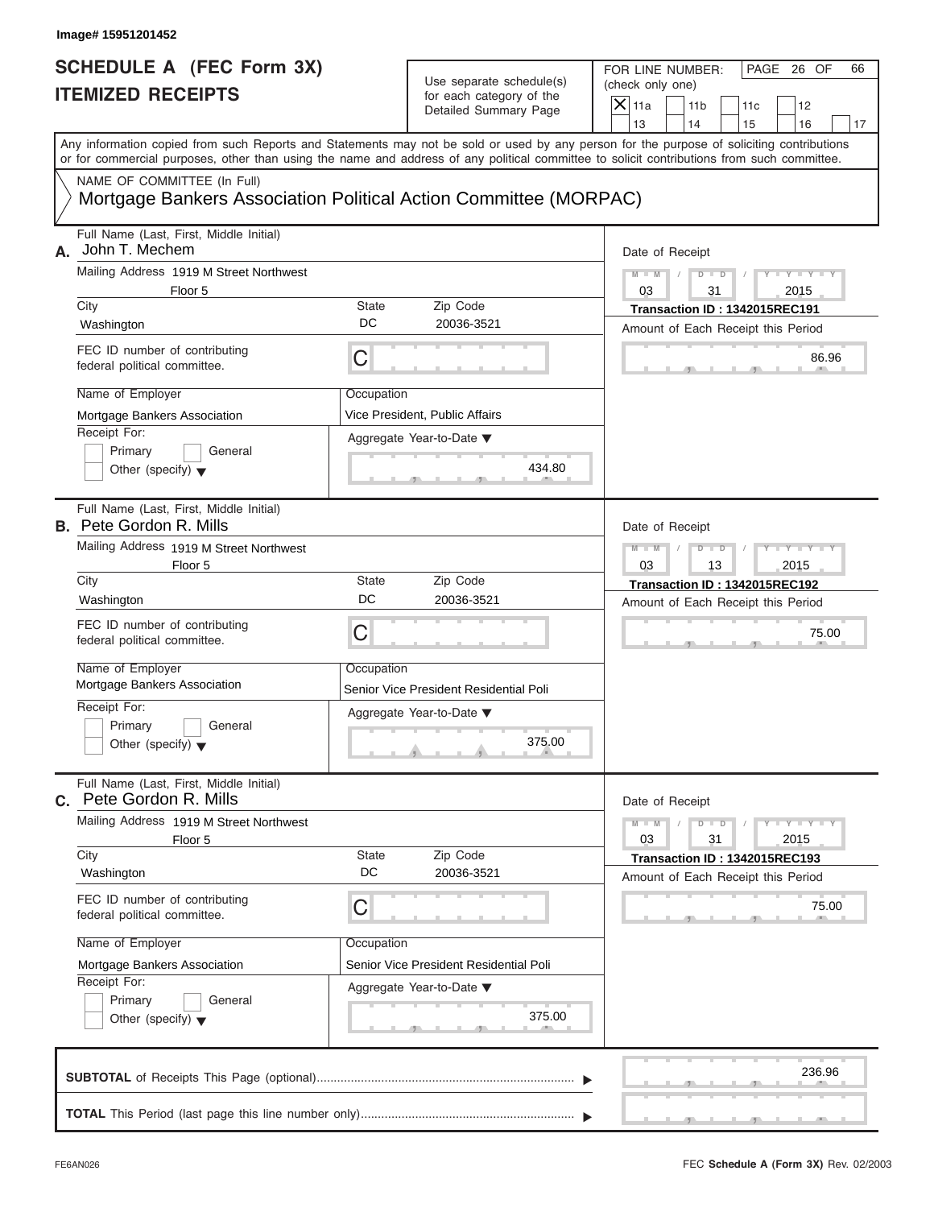Image# 15951201452

# SCHEDULE A (FEC Form 3X)
## ITEMIZED RECEIPTS

Use separate schedule(s) for each category of the Detailed Summary Page

FOR LINE NUMBER: (check only one)

- [X] 11a
- [ ] 11b
- [ ] 11c
- [ ] 12
- [ ] 13
- [ ] 14
- [ ] 15
- [ ] 16
- [ ] 17

PAGE 26 OF 66

Any information copied from such Reports and Statements may not be sold or used by any person for the purpose of soliciting contributions or for commercial purposes, other than using the name and address of any political committee to solicit contributions from such committee.

NAME OF COMMITTEE (In Full)
Mortgage Bankers Association Political Action Committee (MORPAC)

---

**A.** Full Name (Last, First, Middle Initial): John T. Mechem

Mailing Address: 1919 M Street Northwest, Floor 5

City: Washington | State: DC | Zip Code: 20036-3521

FEC ID number of contributing federal political committee: C

Name of Employer: Mortgage Bankers Association

Occupation: Vice President, Public Affairs

Receipt For: Primary / General / Other (specify)

Aggregate Year-to-Date: 434.80

Date of Receipt: 03 / 31 / 2015

Transaction ID : 1342015REC191

Amount of Each Receipt this Period: 86.96

---

**B.** Full Name (Last, First, Middle Initial): Pete Gordon R. Mills

Mailing Address: 1919 M Street Northwest, Floor 5

City: Washington | State: DC | Zip Code: 20036-3521

FEC ID number of contributing federal political committee: C

Name of Employer: Mortgage Bankers Association

Occupation: Senior Vice President Residential Poli

Receipt For: Primary / General / Other (specify)

Aggregate Year-to-Date: 375.00

Date of Receipt: 03 / 13 / 2015

Transaction ID : 1342015REC192

Amount of Each Receipt this Period: 75.00

---

**C.** Full Name (Last, First, Middle Initial): Pete Gordon R. Mills

Mailing Address: 1919 M Street Northwest, Floor 5

City: Washington | State: DC | Zip Code: 20036-3521

FEC ID number of contributing federal political committee: C

Name of Employer: Mortgage Bankers Association

Occupation: Senior Vice President Residential Poli

Receipt For: Primary / General / Other (specify)

Aggregate Year-to-Date: 375.00

Date of Receipt: 03 / 31 / 2015

Transaction ID : 1342015REC193

Amount of Each Receipt this Period: 75.00

---

**SUBTOTAL** of Receipts This Page (optional): 236.96

**TOTAL** This Period (last page this line number only):

FE6AN026

FEC **Schedule A** (Form 3X) Rev. 02/2003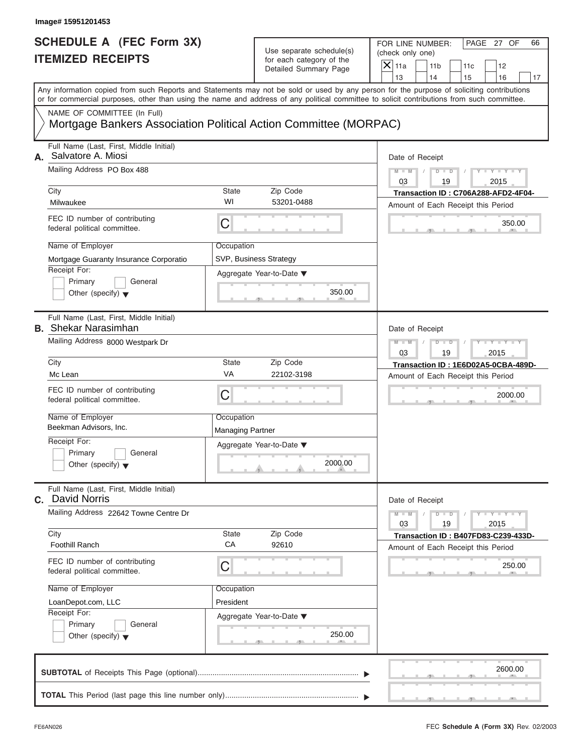Image# 15951201453

# SCHEDULE A (FEC Form 3X)
## ITEMIZED RECEIPTS

Use separate schedule(s) for each category of the Detailed Summary Page

FOR LINE NUMBER: (check only one)

- [X] 11a
- [ ] 11b
- [ ] 11c
- [ ] 12
- [ ] 13
- [ ] 14
- [ ] 15
- [ ] 16
- [ ] 17

PAGE 27 OF 66

Any information copied from such Reports and Statements may not be sold or used by any person for the purpose of soliciting contributions or for commercial purposes, other than using the name and address of any political committee to solicit contributions from such committee.

NAME OF COMMITTEE (In Full)

Mortgage Bankers Association Political Action Committee (MORPAC)

---

**A.** Full Name (Last, First, Middle Initial): Salvatore A. Miosi

Mailing Address: PO Box 488

City: Milwaukee | State: WI | Zip Code: 53201-0488

FEC ID number of contributing federal political committee: C

Name of Employer: Mortgage Guaranty Insurance Corporatio

Occupation: SVP, Business Strategy

Receipt For: Primary / General / Other (specify)

Aggregate Year-to-Date: 350.00

Date of Receipt: 03 / 19 / 2015

Transaction ID : C706A288-AFD2-4F04-

Amount of Each Receipt this Period: 350.00

---

**B.** Full Name (Last, First, Middle Initial): Shekar Narasimhan

Mailing Address: 8000 Westpark Dr

City: Mc Lean | State: VA | Zip Code: 22102-3198

FEC ID number of contributing federal political committee: C

Name of Employer: Beekman Advisors, Inc.

Occupation: Managing Partner

Receipt For: Primary / General / Other (specify)

Aggregate Year-to-Date: 2000.00

Date of Receipt: 03 / 19 / 2015

Transaction ID : 1E6D02A5-0CBA-489D-

Amount of Each Receipt this Period: 2000.00

---

**C.** Full Name (Last, First, Middle Initial): David Norris

Mailing Address: 22642 Towne Centre Dr

City: Foothill Ranch | State: CA | Zip Code: 92610

FEC ID number of contributing federal political committee: C

Name of Employer: LoanDepot.com, LLC

Occupation: President

Receipt For: Primary / General / Other (specify)

Aggregate Year-to-Date: 250.00

Date of Receipt: 03 / 19 / 2015

Transaction ID : B407FD83-C239-433D-

Amount of Each Receipt this Period: 250.00

---

**SUBTOTAL** of Receipts This Page (optional): 2600.00

**TOTAL** This Period (last page this line number only):

FE6AN026

FEC **Schedule A** (Form 3X) Rev. 02/2003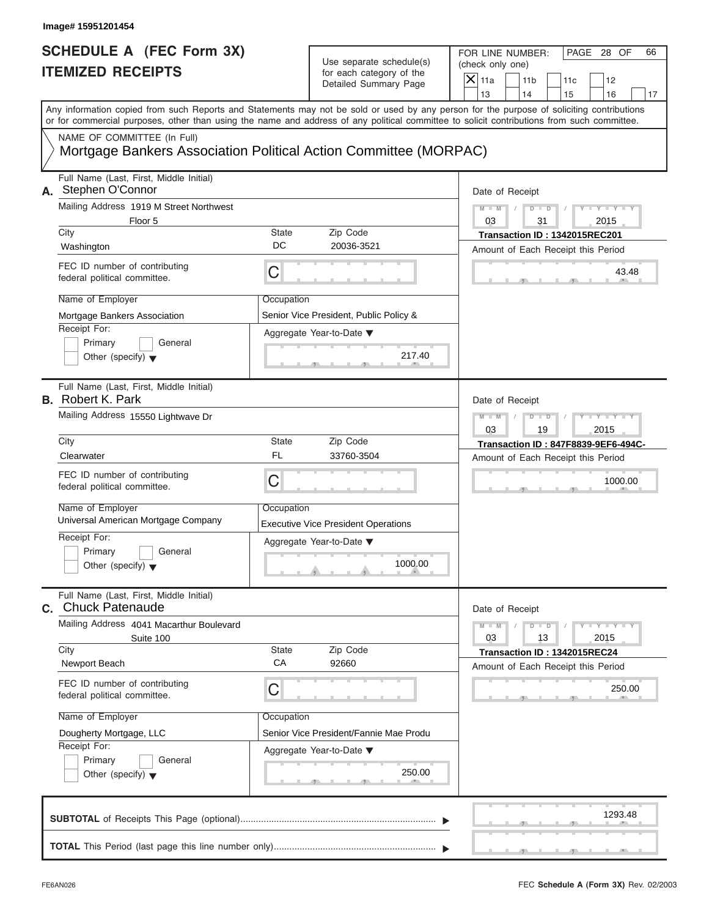Image# 15951201454

# SCHEDULE A (FEC Form 3X)
## ITEMIZED RECEIPTS

Use separate schedule(s) for each category of the Detailed Summary Page

FOR LINE NUMBER: (check only one)

☒ 11a ☐ 11b ☐ 11c ☐ 12 ☐ 13 ☐ 14 ☐ 15 ☐ 16 ☐ 17

PAGE 28 OF 66

Any information copied from such Reports and Statements may not be sold or used by any person for the purpose of soliciting contributions or for commercial purposes, other than using the name and address of any political committee to solicit contributions from such committee.

NAME OF COMMITTEE (In Full)

Mortgage Bankers Association Political Action Committee (MORPAC)

---

**A.** Full Name (Last, First, Middle Initial): Stephen O'Connor

Mailing Address: 1919 M Street Northwest, Floor 5

City: Washington | State: DC | Zip Code: 20036-3521

FEC ID number of contributing federal political committee: C

Name of Employer: Mortgage Bankers Association

Occupation: Senior Vice President, Public Policy &

Receipt For: ☐ Primary ☐ General ☐ Other (specify)

Aggregate Year-to-Date: 217.40

Date of Receipt: 03 / 31 / 2015

Transaction ID : 1342015REC201

Amount of Each Receipt this Period: 43.48

---

**B.** Full Name (Last, First, Middle Initial): Robert K. Park

Mailing Address: 15550 Lightwave Dr

City: Clearwater | State: FL | Zip Code: 33760-3504

FEC ID number of contributing federal political committee: C

Name of Employer: Universal American Mortgage Company

Occupation: Executive Vice President Operations

Receipt For: ☐ Primary ☐ General ☐ Other (specify)

Aggregate Year-to-Date: 1000.00

Date of Receipt: 03 / 19 / 2015

Transaction ID : 847F8839-9EF6-494C-

Amount of Each Receipt this Period: 1000.00

---

**C.** Full Name (Last, First, Middle Initial): Chuck Patenaude

Mailing Address: 4041 Macarthur Boulevard, Suite 100

City: Newport Beach | State: CA | Zip Code: 92660

FEC ID number of contributing federal political committee: C

Name of Employer: Dougherty Mortgage, LLC

Occupation: Senior Vice President/Fannie Mae Produ

Receipt For: ☐ Primary ☐ General ☐ Other (specify)

Aggregate Year-to-Date: 250.00

Date of Receipt: 03 / 13 / 2015

Transaction ID : 1342015REC24

Amount of Each Receipt this Period: 250.00

---

**SUBTOTAL** of Receipts This Page (optional): 1293.48

**TOTAL** This Period (last page this line number only):

FE6AN026 | FEC Schedule A (Form 3X) Rev. 02/2003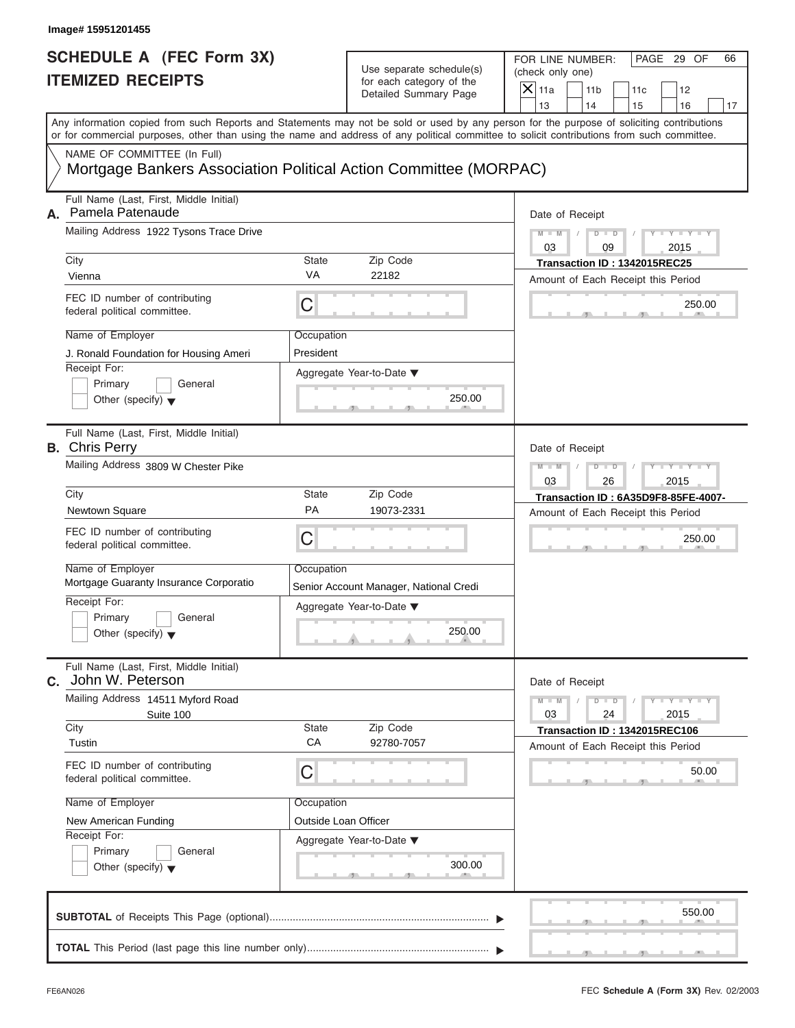Image# 15951201455

# SCHEDULE A (FEC Form 3X)
# ITEMIZED RECEIPTS

Use separate schedule(s) for each category of the Detailed Summary Page

FOR LINE NUMBER: (check only one)

- [X] 11a
- [ ] 11b
- [ ] 11c
- [ ] 12
- [ ] 13
- [ ] 14
- [ ] 15
- [ ] 16
- [ ] 17

Any information copied from such Reports and Statements may not be sold or used by any person for the purpose of soliciting contributions or for commercial purposes, other than using the name and address of any political committee to solicit contributions from such committee.

NAME OF COMMITTEE (In Full)
Mortgage Bankers Association Political Action Committee (MORPAC)

---

**A.** Full Name (Last, First, Middle Initial): Pamela Patenaude

Mailing Address: 1922 Tysons Trace Drive

City: Vienna | State: VA | Zip Code: 22182

FEC ID number of contributing federal political committee: C

Name of Employer: J. Ronald Foundation for Housing Ameri

Occupation: President

Receipt For: Primary / General / Other (specify)

Aggregate Year-to-Date: 250.00

Date of Receipt: 03 / 09 / 2015

Transaction ID : 1342015REC25

Amount of Each Receipt this Period: 250.00

---

**B.** Full Name (Last, First, Middle Initial): Chris Perry

Mailing Address: 3809 W Chester Pike

City: Newtown Square | State: PA | Zip Code: 19073-2331

FEC ID number of contributing federal political committee: C

Name of Employer: Mortgage Guaranty Insurance Corporatio

Occupation: Senior Account Manager, National Credi

Receipt For: Primary / General / Other (specify)

Aggregate Year-to-Date: 250.00

Date of Receipt: 03 / 26 / 2015

Transaction ID : 6A35D9F8-85FE-4007-

Amount of Each Receipt this Period: 250.00

---

**C.** Full Name (Last, First, Middle Initial): John W. Peterson

Mailing Address: 14511 Myford Road, Suite 100

City: Tustin | State: CA | Zip Code: 92780-7057

FEC ID number of contributing federal political committee: C

Name of Employer: New American Funding

Occupation: Outside Loan Officer

Receipt For: Primary / General / Other (specify)

Aggregate Year-to-Date: 300.00

Date of Receipt: 03 / 24 / 2015

Transaction ID : 1342015REC106

Amount of Each Receipt this Period: 50.00

---

**SUBTOTAL** of Receipts This Page (optional): 550.00

**TOTAL** This Period (last page this line number only):

FE6AN026

FEC Schedule A (Form 3X) Rev. 02/2003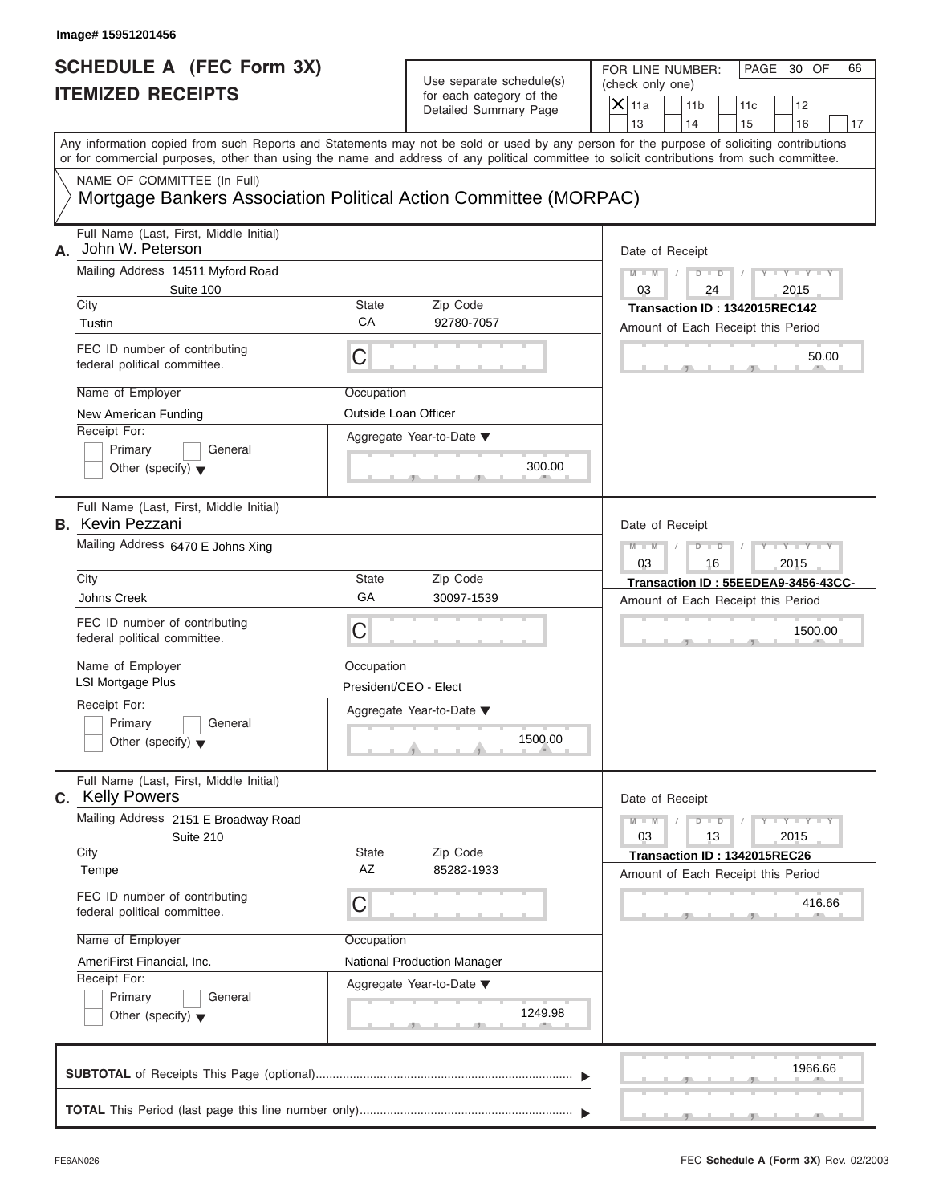Image# 15951201456

# SCHEDULE A (FEC Form 3X)
## ITEMIZED RECEIPTS

Use separate schedule(s) for each category of the Detailed Summary Page

FOR LINE NUMBER: (check only one)

PAGE 30 OF 66

[X] 11a [ ] 11b [ ] 11c [ ] 12 [ ] 13 [ ] 14 [ ] 15 [ ] 16 [ ] 17

Any information copied from such Reports and Statements may not be sold or used by any person for the purpose of soliciting contributions or for commercial purposes, other than using the name and address of any political committee to solicit contributions from such committee.

NAME OF COMMITTEE (In Full)

Mortgage Bankers Association Political Action Committee (MORPAC)

---

**A.** Full Name (Last, First, Middle Initial): John W. Peterson

Mailing Address: 14511 Myford Road, Suite 100

City: Tustin | State: CA | Zip Code: 92780-7057

FEC ID number of contributing federal political committee: C

Name of Employer: New American Funding

Occupation: Outside Loan Officer

Receipt For: [ ] Primary [ ] General [ ] Other (specify)

Aggregate Year-to-Date: 300.00

Date of Receipt: 03 / 24 / 2015

Transaction ID : 1342015REC142

Amount of Each Receipt this Period: 50.00

---

**B.** Full Name (Last, First, Middle Initial): Kevin Pezzani

Mailing Address: 6470 E Johns Xing

City: Johns Creek | State: GA | Zip Code: 30097-1539

FEC ID number of contributing federal political committee: C

Name of Employer: LSI Mortgage Plus

Occupation: President/CEO - Elect

Receipt For: [ ] Primary [ ] General [ ] Other (specify)

Aggregate Year-to-Date: 1500.00

Date of Receipt: 03 / 16 / 2015

Transaction ID : 55EEDEA9-3456-43CC-

Amount of Each Receipt this Period: 1500.00

---

**C.** Full Name (Last, First, Middle Initial): Kelly Powers

Mailing Address: 2151 E Broadway Road, Suite 210

City: Tempe | State: AZ | Zip Code: 85282-1933

FEC ID number of contributing federal political committee: C

Name of Employer: AmeriFirst Financial, Inc.

Occupation: National Production Manager

Receipt For: [ ] Primary [ ] General [ ] Other (specify)

Aggregate Year-to-Date: 1249.98

Date of Receipt: 03 / 13 / 2015

Transaction ID : 1342015REC26

Amount of Each Receipt this Period: 416.66

---

**SUBTOTAL** of Receipts This Page (optional): 1966.66

**TOTAL** This Period (last page this line number only):

FE6AN026

FEC **Schedule A (Form 3X)** Rev. 02/2003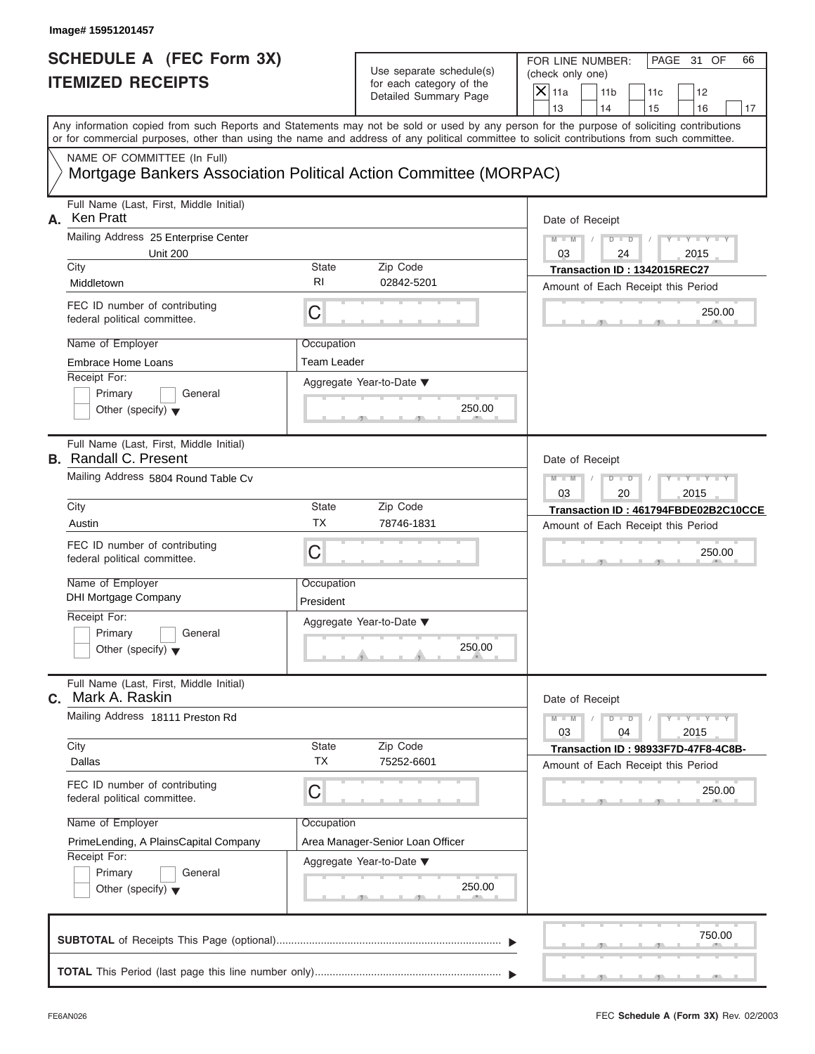Image# 15951201457

# SCHEDULE A (FEC Form 3X)
## ITEMIZED RECEIPTS

Use separate schedule(s) for each category of the Detailed Summary Page

FOR LINE NUMBER: (check only one)

X 11a | 11b | 11c | 12 | 13 | 14 | 15 | 16 | 17

PAGE 31 OF 66

Any information copied from such Reports and Statements may not be sold or used by any person for the purpose of soliciting contributions or for commercial purposes, other than using the name and address of any political committee to solicit contributions from such committee.

NAME OF COMMITTEE (In Full)
Mortgage Bankers Association Political Action Committee (MORPAC)

**A.** Full Name (Last, First, Middle Initial): Ken Pratt

Mailing Address: 25 Enterprise Center, Unit 200

City: Middletown | State: RI | Zip Code: 02842-5201

FEC ID number of contributing federal political committee: C

Name of Employer: Embrace Home Loans | Occupation: Team Leader

Receipt For: Primary / General / Other (specify)

Aggregate Year-to-Date: 250.00

Date of Receipt: 03 / 24 / 2015

Transaction ID : 1342015REC27

Amount of Each Receipt this Period: 250.00

**B.** Full Name (Last, First, Middle Initial): Randall C. Present

Mailing Address: 5804 Round Table Cv

City: Austin | State: TX | Zip Code: 78746-1831

FEC ID number of contributing federal political committee: C

Name of Employer: DHI Mortgage Company | Occupation: President

Receipt For: Primary / General / Other (specify)

Aggregate Year-to-Date: 250.00

Date of Receipt: 03 / 20 / 2015

Transaction ID : 461794FBDE02B2C10CCE

Amount of Each Receipt this Period: 250.00

**C.** Full Name (Last, First, Middle Initial): Mark A. Raskin

Mailing Address: 18111 Preston Rd

City: Dallas | State: TX | Zip Code: 75252-6601

FEC ID number of contributing federal political committee: C

Name of Employer: PrimeLending, A PlainsCapital Company | Occupation: Area Manager-Senior Loan Officer

Receipt For: Primary / General / Other (specify)

Aggregate Year-to-Date: 250.00

Date of Receipt: 03 / 04 / 2015

Transaction ID : 98933F7D-47F8-4C8B-

Amount of Each Receipt this Period: 250.00

**SUBTOTAL** of Receipts This Page (optional): 750.00

**TOTAL** This Period (last page this line number only):

FE6AN026 — FEC **Schedule A** (Form 3X) Rev. 02/2003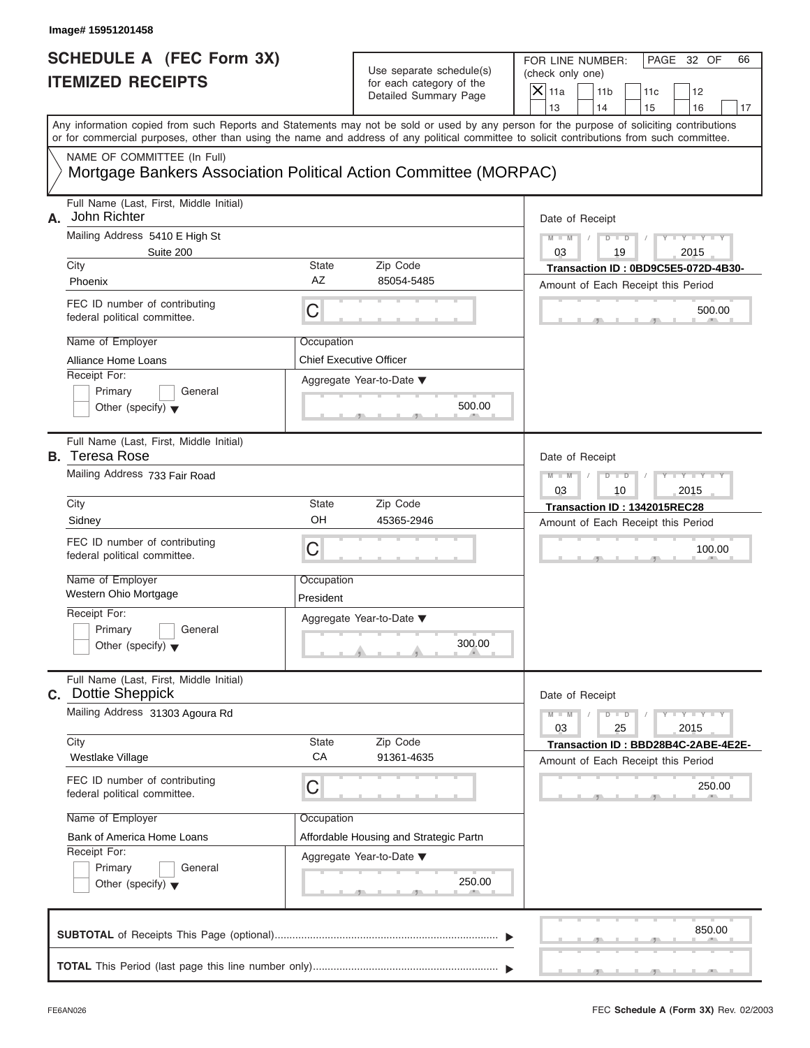Image# 15951201458

# SCHEDULE A (FEC Form 3X) ITEMIZED RECEIPTS

Use separate schedule(s) for each category of the Detailed Summary Page

FOR LINE NUMBER: (check only one)

- [X] 11a
- [ ] 11b
- [ ] 11c
- [ ] 12
- [ ] 13
- [ ] 14
- [ ] 15
- [ ] 16
- [ ] 17

PAGE 32 OF 66

Any information copied from such Reports and Statements may not be sold or used by any person for the purpose of soliciting contributions or for commercial purposes, other than using the name and address of any political committee to solicit contributions from such committee.

NAME OF COMMITTEE (In Full)
Mortgage Bankers Association Political Action Committee (MORPAC)

---

**A.** Full Name (Last, First, Middle Initial): John Richter

Mailing Address: 5410 E High St, Suite 200

City: Phoenix | State: AZ | Zip Code: 85054-5485

FEC ID number of contributing federal political committee: C

Name of Employer: Alliance Home Loans

Occupation: Chief Executive Officer

Receipt For: Primary / General / Other (specify)

Aggregate Year-to-Date: 500.00

Date of Receipt: 03 / 19 / 2015

Transaction ID : 0BD9C5E5-072D-4B30-

Amount of Each Receipt this Period: 500.00

---

**B.** Full Name (Last, First, Middle Initial): Teresa Rose

Mailing Address: 733 Fair Road

City: Sidney | State: OH | Zip Code: 45365-2946

FEC ID number of contributing federal political committee: C

Name of Employer: Western Ohio Mortgage

Occupation: President

Receipt For: Primary / General / Other (specify)

Aggregate Year-to-Date: 300.00

Date of Receipt: 03 / 10 / 2015

Transaction ID : 1342015REC28

Amount of Each Receipt this Period: 100.00

---

**C.** Full Name (Last, First, Middle Initial): Dottie Sheppick

Mailing Address: 31303 Agoura Rd

City: Westlake Village | State: CA | Zip Code: 91361-4635

FEC ID number of contributing federal political committee: C

Name of Employer: Bank of America Home Loans

Occupation: Affordable Housing and Strategic Partn

Receipt For: Primary / General / Other (specify)

Aggregate Year-to-Date: 250.00

Date of Receipt: 03 / 25 / 2015

Transaction ID : BBD28B4C-2ABE-4E2E-

Amount of Each Receipt this Period: 250.00

---

**SUBTOTAL** of Receipts This Page (optional): 850.00

**TOTAL** This Period (last page this line number only):

FE6AN026

FEC **Schedule A** (Form 3X) Rev. 02/2003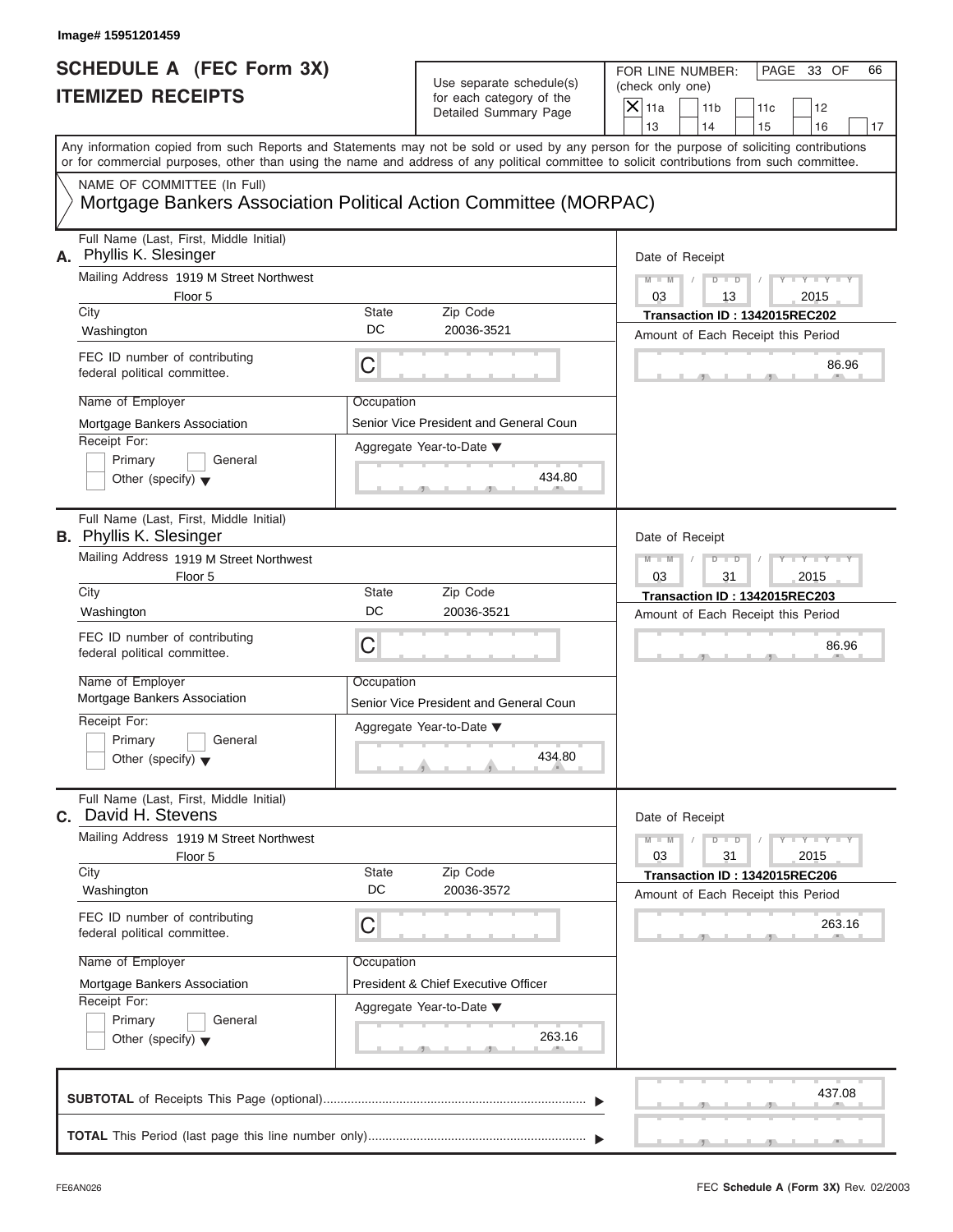Image# 15951201459

# SCHEDULE A (FEC Form 3X)
# ITEMIZED RECEIPTS

Use separate schedule(s) for each category of the Detailed Summary Page

FOR LINE NUMBER: (check only one)

- [X] 11a
- [ ] 11b
- [ ] 11c
- [ ] 12
- [ ] 13
- [ ] 14
- [ ] 15
- [ ] 16
- [ ] 17

PAGE 33 OF 66

Any information copied from such Reports and Statements may not be sold or used by any person for the purpose of soliciting contributions or for commercial purposes, other than using the name and address of any political committee to solicit contributions from such committee.

NAME OF COMMITTEE (In Full)
Mortgage Bankers Association Political Action Committee (MORPAC)

---

**A.** Full Name (Last, First, Middle Initial): Phyllis K. Slesinger

Mailing Address: 1919 M Street Northwest, Floor 5

City: Washington | State: DC | Zip Code: 20036-3521

FEC ID number of contributing federal political committee: C

Name of Employer: Mortgage Bankers Association

Occupation: Senior Vice President and General Coun

Receipt For: Primary / General / Other (specify)

Aggregate Year-to-Date: 434.80

Date of Receipt: 03 / 13 / 2015

Transaction ID : 1342015REC202

Amount of Each Receipt this Period: 86.96

---

**B.** Full Name (Last, First, Middle Initial): Phyllis K. Slesinger

Mailing Address: 1919 M Street Northwest, Floor 5

City: Washington | State: DC | Zip Code: 20036-3521

FEC ID number of contributing federal political committee: C

Name of Employer: Mortgage Bankers Association

Occupation: Senior Vice President and General Coun

Receipt For: Primary / General / Other (specify)

Aggregate Year-to-Date: 434.80

Date of Receipt: 03 / 31 / 2015

Transaction ID : 1342015REC203

Amount of Each Receipt this Period: 86.96

---

**C.** Full Name (Last, First, Middle Initial): David H. Stevens

Mailing Address: 1919 M Street Northwest, Floor 5

City: Washington | State: DC | Zip Code: 20036-3572

FEC ID number of contributing federal political committee: C

Name of Employer: Mortgage Bankers Association

Occupation: President & Chief Executive Officer

Receipt For: Primary / General / Other (specify)

Aggregate Year-to-Date: 263.16

Date of Receipt: 03 / 31 / 2015

Transaction ID : 1342015REC206

Amount of Each Receipt this Period: 263.16

---

**SUBTOTAL** of Receipts This Page (optional): 437.08

**TOTAL** This Period (last page this line number only):

FE6AN026 — FEC **Schedule A** (Form 3X) Rev. 02/2003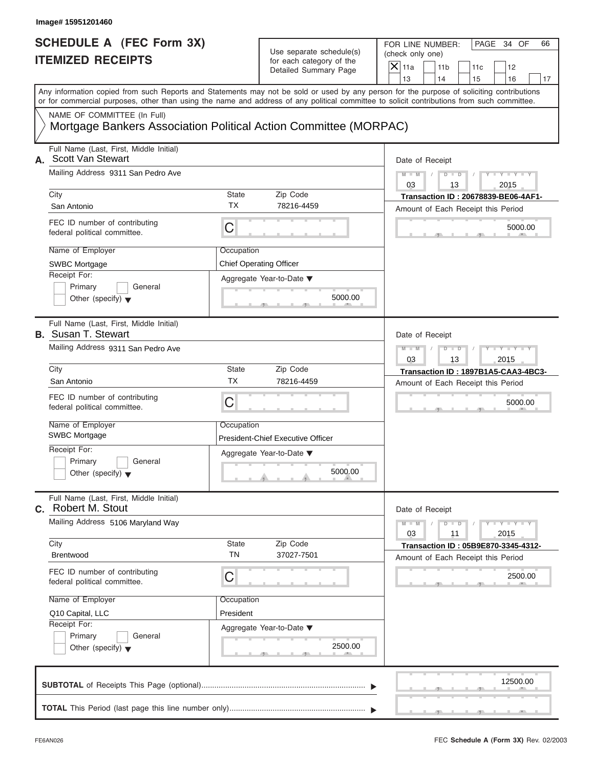Image# 15951201460

# SCHEDULE A (FEC Form 3X)
## ITEMIZED RECEIPTS

Use separate schedule(s) for each category of the Detailed Summary Page

FOR LINE NUMBER: (check only one)

- [X] 11a
- [ ] 11b
- [ ] 11c
- [ ] 12
- [ ] 13
- [ ] 14
- [ ] 15
- [ ] 16
- [ ] 17

Any information copied from such Reports and Statements may not be sold or used by any person for the purpose of soliciting contributions or for commercial purposes, other than using the name and address of any political committee to solicit contributions from such committee.

NAME OF COMMITTEE (In Full)

Mortgage Bankers Association Political Action Committee (MORPAC)

---

**A.** Full Name (Last, First, Middle Initial): Scott Van Stewart

Mailing Address: 9311 San Pedro Ave

City: San Antonio | State: TX | Zip Code: 78216-4459

FEC ID number of contributing federal political committee: C

Name of Employer: SWBC Mortgage

Occupation: Chief Operating Officer

Receipt For: Primary / General / Other (specify)

Aggregate Year-to-Date: 5000.00

Date of Receipt: 03 / 13 / 2015

Transaction ID : 20678839-BE06-4AF1-

Amount of Each Receipt this Period: 5000.00

---

**B.** Full Name (Last, First, Middle Initial): Susan T. Stewart

Mailing Address: 9311 San Pedro Ave

City: San Antonio | State: TX | Zip Code: 78216-4459

FEC ID number of contributing federal political committee: C

Name of Employer: SWBC Mortgage

Occupation: President-Chief Executive Officer

Receipt For: Primary / General / Other (specify)

Aggregate Year-to-Date: 5000.00

Date of Receipt: 03 / 13 / 2015

Transaction ID : 1897B1A5-CAA3-4BC3-

Amount of Each Receipt this Period: 5000.00

---

**C.** Full Name (Last, First, Middle Initial): Robert M. Stout

Mailing Address: 5106 Maryland Way

City: Brentwood | State: TN | Zip Code: 37027-7501

FEC ID number of contributing federal political committee: C

Name of Employer: Q10 Capital, LLC

Occupation: President

Receipt For: Primary / General / Other (specify)

Aggregate Year-to-Date: 2500.00

Date of Receipt: 03 / 11 / 2015

Transaction ID : 05B9E870-3345-4312-

Amount of Each Receipt this Period: 2500.00

---

**SUBTOTAL** of Receipts This Page (optional): 12500.00

**TOTAL** This Period (last page this line number only):

FE6AN026 FEC **Schedule A** (Form 3X) Rev. 02/2003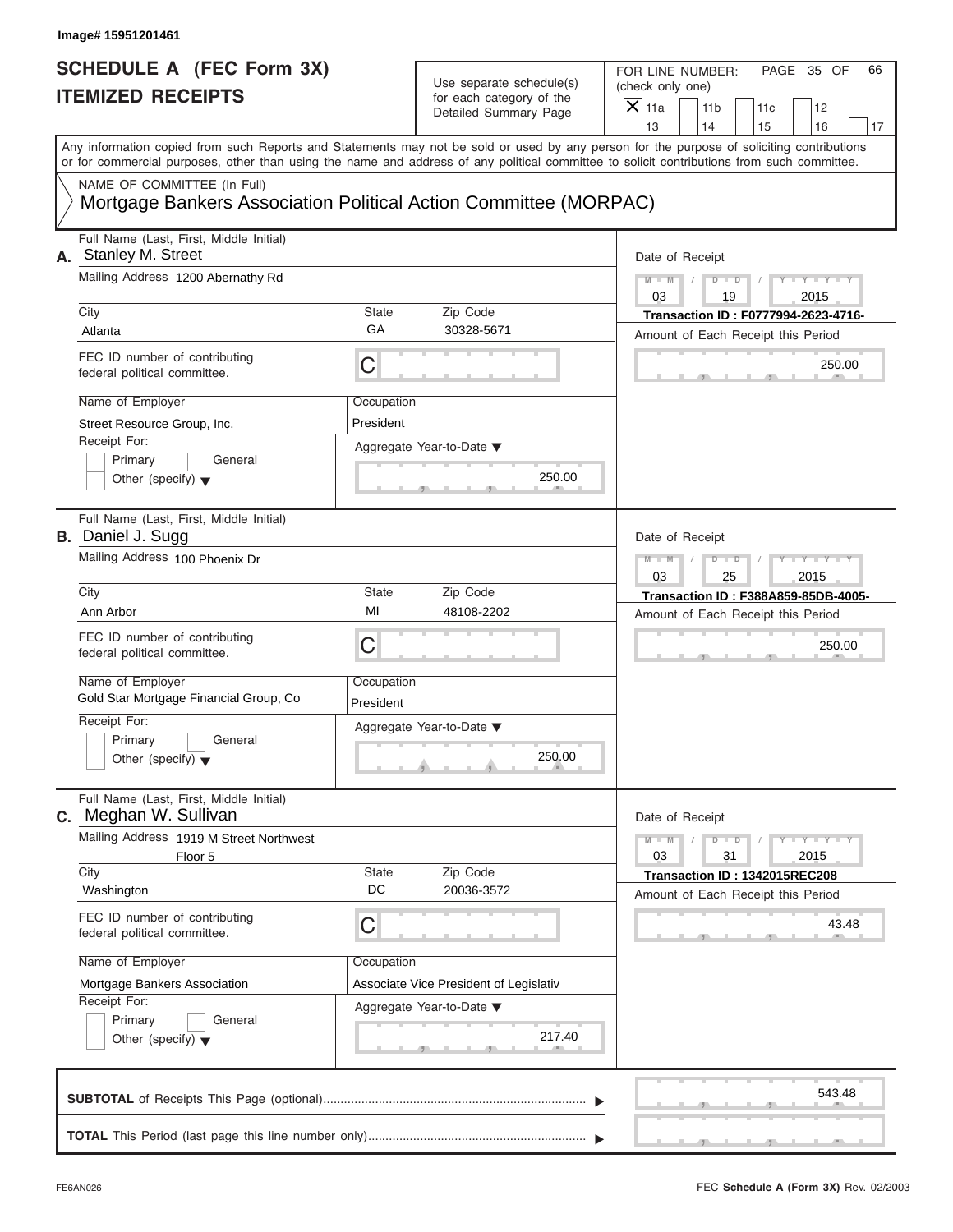Image# 15951201461

# SCHEDULE A (FEC Form 3X)
# ITEMIZED RECEIPTS

Use separate schedule(s) for each category of the Detailed Summary Page

FOR LINE NUMBER: (check only one)

- [X] 11a
- [ ] 11b
- [ ] 11c
- [ ] 12
- [ ] 13
- [ ] 14
- [ ] 15
- [ ] 16
- [ ] 17

PAGE 35 OF 66

Any information copied from such Reports and Statements may not be sold or used by any person for the purpose of soliciting contributions or for commercial purposes, other than using the name and address of any political committee to solicit contributions from such committee.

NAME OF COMMITTEE (In Full)
Mortgage Bankers Association Political Action Committee (MORPAC)

---

**A.** Full Name (Last, First, Middle Initial): Stanley M. Street

Mailing Address: 1200 Abernathy Rd

City: Atlanta | State: GA | Zip Code: 30328-5671

FEC ID number of contributing federal political committee: C

Name of Employer: Street Resource Group, Inc.

Occupation: President

Receipt For: Primary / General / Other (specify)

Aggregate Year-to-Date: 250.00

Date of Receipt: 03 / 19 / 2015

Transaction ID : F0777994-2623-4716-

Amount of Each Receipt this Period: 250.00

---

**B.** Full Name (Last, First, Middle Initial): Daniel J. Sugg

Mailing Address: 100 Phoenix Dr

City: Ann Arbor | State: MI | Zip Code: 48108-2202

FEC ID number of contributing federal political committee: C

Name of Employer: Gold Star Mortgage Financial Group, Co

Occupation: President

Receipt For: Primary / General / Other (specify)

Aggregate Year-to-Date: 250.00

Date of Receipt: 03 / 25 / 2015

Transaction ID : F388A859-85DB-4005-

Amount of Each Receipt this Period: 250.00

---

**C.** Full Name (Last, First, Middle Initial): Meghan W. Sullivan

Mailing Address: 1919 M Street Northwest
Floor 5

City: Washington | State: DC | Zip Code: 20036-3572

FEC ID number of contributing federal political committee: C

Name of Employer: Mortgage Bankers Association

Occupation: Associate Vice President of Legislativ

Receipt For: Primary / General / Other (specify)

Aggregate Year-to-Date: 217.40

Date of Receipt: 03 / 31 / 2015

Transaction ID : 1342015REC208

Amount of Each Receipt this Period: 43.48

---

**SUBTOTAL** of Receipts This Page (optional): 543.48

**TOTAL** This Period (last page this line number only):

FE6AN026 — FEC **Schedule A** (Form 3X) Rev. 02/2003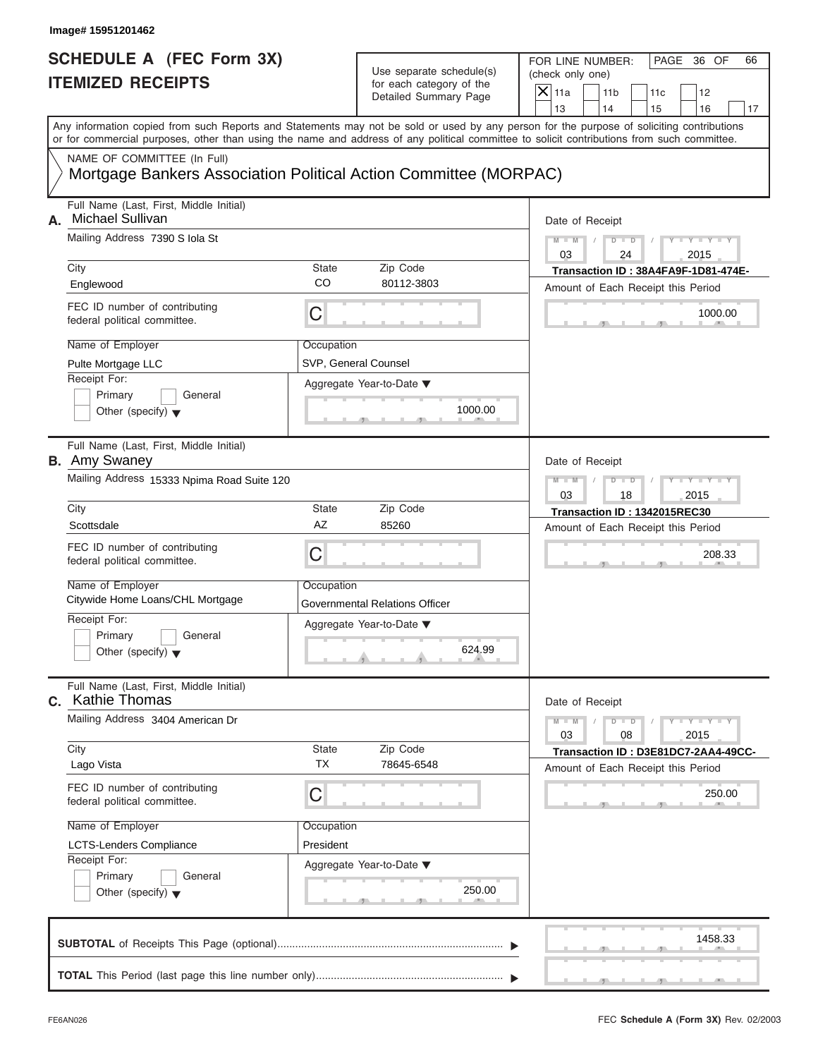Image# 15951201462

# SCHEDULE A (FEC Form 3X)
## ITEMIZED RECEIPTS

Use separate schedule(s) for each category of the Detailed Summary Page

FOR LINE NUMBER: (check only one)

- [X] 11a
- [ ] 11b
- [ ] 11c
- [ ] 12
- [ ] 13
- [ ] 14
- [ ] 15
- [ ] 16
- [ ] 17

Any information copied from such Reports and Statements may not be sold or used by any person for the purpose of soliciting contributions or for commercial purposes, other than using the name and address of any political committee to solicit contributions from such committee.

NAME OF COMMITTEE (In Full)
**Mortgage Bankers Association Political Action Committee (MORPAC)**

---

**A.** Full Name (Last, First, Middle Initial): Michael Sullivan

Mailing Address: 7390 S Iola St

| City | State | Zip Code |
|---|---|---|
| Englewood | CO | 80112-3803 |

FEC ID number of contributing federal political committee: C

Name of Employer: Pulte Mortgage LLC

Occupation: SVP, General Counsel

Receipt For: Primary / General / Other (specify)

Aggregate Year-to-Date: 1000.00

Date of Receipt: 03 / 24 / 2015

Transaction ID : 38A4FA9F-1D81-474E-

Amount of Each Receipt this Period: 1000.00

---

**B.** Full Name (Last, First, Middle Initial): Amy Swaney

Mailing Address: 15333 Npima Road Suite 120

| City | State | Zip Code |
|---|---|---|
| Scottsdale | AZ | 85260 |

FEC ID number of contributing federal political committee: C

Name of Employer: Citywide Home Loans/CHL Mortgage

Occupation: Governmental Relations Officer

Receipt For: Primary / General / Other (specify)

Aggregate Year-to-Date: 624.99

Date of Receipt: 03 / 18 / 2015

Transaction ID : 1342015REC30

Amount of Each Receipt this Period: 208.33

---

**C.** Full Name (Last, First, Middle Initial): Kathie Thomas

Mailing Address: 3404 American Dr

| City | State | Zip Code |
|---|---|---|
| Lago Vista | TX | 78645-6548 |

FEC ID number of contributing federal political committee: C

Name of Employer: LCTS-Lenders Compliance

Occupation: President

Receipt For: Primary / General / Other (specify)

Aggregate Year-to-Date: 250.00

Date of Receipt: 03 / 08 / 2015

Transaction ID : D3E81DC7-2AA4-49CC-

Amount of Each Receipt this Period: 250.00

---

**SUBTOTAL** of Receipts This Page (optional): 1458.33

**TOTAL** This Period (last page this line number only):

FE6AN026

FEC **Schedule A** (Form 3X) Rev. 02/2003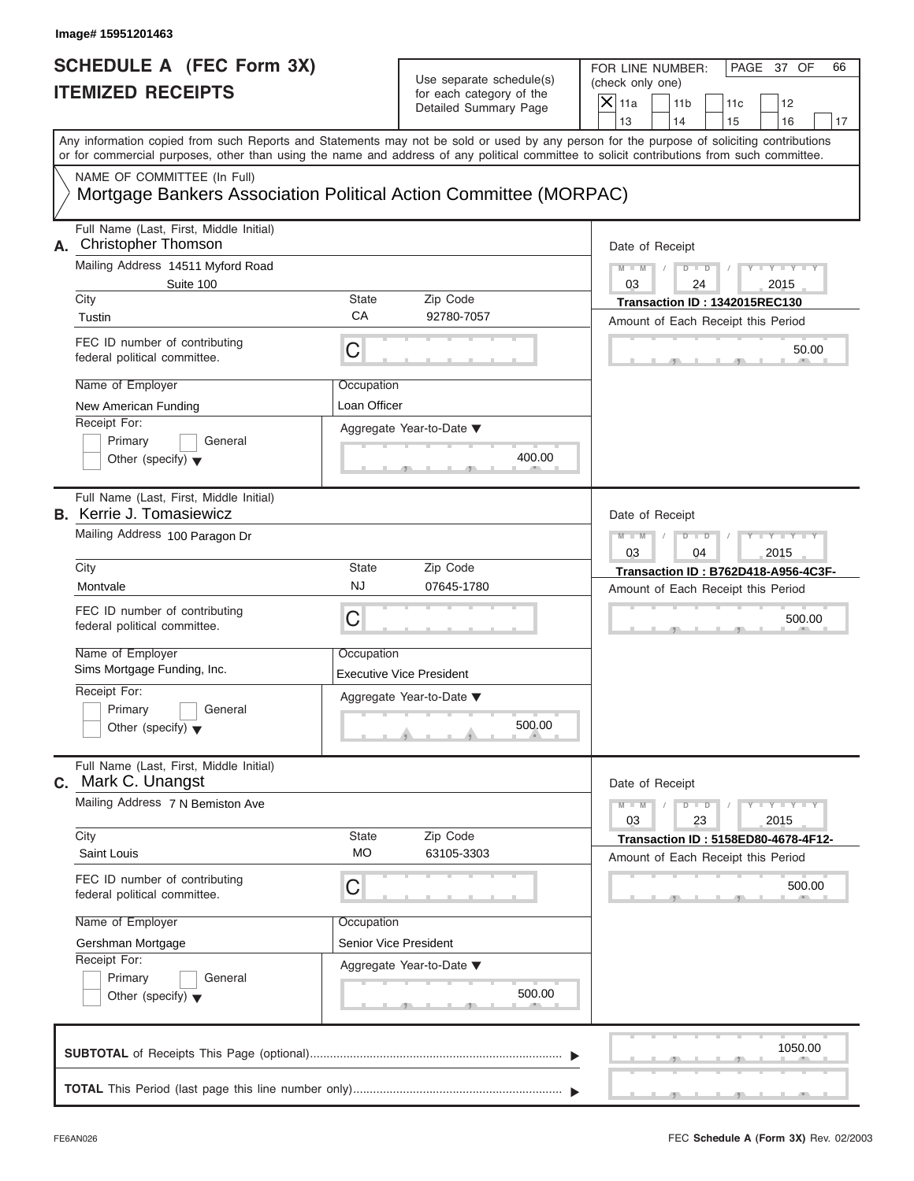Image# 15951201463

# SCHEDULE A (FEC Form 3X)
# ITEMIZED RECEIPTS

Use separate schedule(s) for each category of the Detailed Summary Page

FOR LINE NUMBER: (check only one)

- [X] 11a
- [ ] 11b
- [ ] 11c
- [ ] 12
- [ ] 13
- [ ] 14
- [ ] 15
- [ ] 16
- [ ] 17

PAGE 37 OF 66

Any information copied from such Reports and Statements may not be sold or used by any person for the purpose of soliciting contributions or for commercial purposes, other than using the name and address of any political committee to solicit contributions from such committee.

NAME OF COMMITTEE (In Full)
Mortgage Bankers Association Political Action Committee (MORPAC)

---

**A.** Full Name (Last, First, Middle Initial): Christopher Thomson

Mailing Address: 14511 Myford Road, Suite 100

City: Tustin | State: CA | Zip Code: 92780-7057

FEC ID number of contributing federal political committee: C

Name of Employer: New American Funding

Occupation: Loan Officer

Receipt For: Primary / General / Other (specify)

Aggregate Year-to-Date: 400.00

Date of Receipt: 03 / 24 / 2015

Transaction ID : 1342015REC130

Amount of Each Receipt this Period: 50.00

---

**B.** Full Name (Last, First, Middle Initial): Kerrie J. Tomasiewicz

Mailing Address: 100 Paragon Dr

City: Montvale | State: NJ | Zip Code: 07645-1780

FEC ID number of contributing federal political committee: C

Name of Employer: Sims Mortgage Funding, Inc.

Occupation: Executive Vice President

Receipt For: Primary / General / Other (specify)

Aggregate Year-to-Date: 500.00

Date of Receipt: 03 / 04 / 2015

Transaction ID : B762D418-A956-4C3F-

Amount of Each Receipt this Period: 500.00

---

**C.** Full Name (Last, First, Middle Initial): Mark C. Unangst

Mailing Address: 7 N Bemiston Ave

City: Saint Louis | State: MO | Zip Code: 63105-3303

FEC ID number of contributing federal political committee: C

Name of Employer: Gershman Mortgage

Occupation: Senior Vice President

Receipt For: Primary / General / Other (specify)

Aggregate Year-to-Date: 500.00

Date of Receipt: 03 / 23 / 2015

Transaction ID : 5158ED80-4678-4F12-

Amount of Each Receipt this Period: 500.00

---

**SUBTOTAL** of Receipts This Page (optional): 1050.00

**TOTAL** This Period (last page this line number only):

FE6AN026

FEC Schedule A (Form 3X) Rev. 02/2003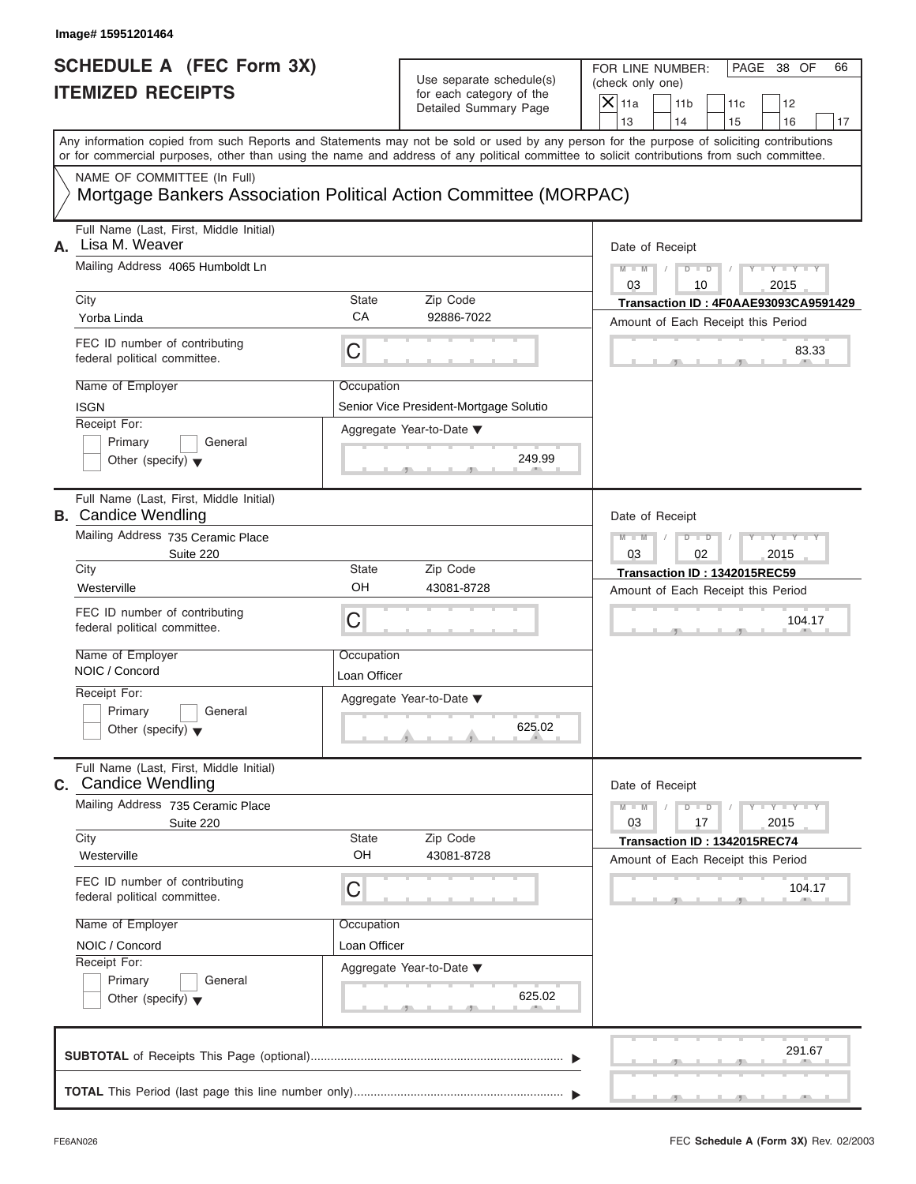Image# 15951201464

# SCHEDULE A (FEC Form 3X)
## ITEMIZED RECEIPTS

Use separate schedule(s) for each category of the Detailed Summary Page

FOR LINE NUMBER: (check only one)

- [X] 11a
- [ ] 11b
- [ ] 11c
- [ ] 12
- [ ] 13
- [ ] 14
- [ ] 15
- [ ] 16
- [ ] 17

PAGE 38 OF 66

Any information copied from such Reports and Statements may not be sold or used by any person for the purpose of soliciting contributions or for commercial purposes, other than using the name and address of any political committee to solicit contributions from such committee.

NAME OF COMMITTEE (In Full)
Mortgage Bankers Association Political Action Committee (MORPAC)

---

**A.** Full Name (Last, First, Middle Initial): Lisa M. Weaver

Mailing Address: 4065 Humboldt Ln

City: Yorba Linda | State: CA | Zip Code: 92886-7022

FEC ID number of contributing federal political committee: C

Name of Employer: ISGN

Occupation: Senior Vice President-Mortgage Solutio

Receipt For: Primary / General / Other (specify)

Date of Receipt: 03 / 10 / 2015

Transaction ID : 4F0AAE93093CA9591429

Amount of Each Receipt this Period: 83.33

Aggregate Year-to-Date: 249.99

---

**B.** Full Name (Last, First, Middle Initial): Candice Wendling

Mailing Address: 735 Ceramic Place Suite 220

City: Westerville | State: OH | Zip Code: 43081-8728

FEC ID number of contributing federal political committee: C

Name of Employer: NOIC / Concord

Occupation: Loan Officer

Receipt For: Primary / General / Other (specify)

Date of Receipt: 03 / 02 / 2015

Transaction ID : 1342015REC59

Amount of Each Receipt this Period: 104.17

Aggregate Year-to-Date: 625.02

---

**C.** Full Name (Last, First, Middle Initial): Candice Wendling

Mailing Address: 735 Ceramic Place Suite 220

City: Westerville | State: OH | Zip Code: 43081-8728

FEC ID number of contributing federal political committee: C

Name of Employer: NOIC / Concord

Occupation: Loan Officer

Receipt For: Primary / General / Other (specify)

Date of Receipt: 03 / 17 / 2015

Transaction ID : 1342015REC74

Amount of Each Receipt this Period: 104.17

Aggregate Year-to-Date: 625.02

---

**SUBTOTAL** of Receipts This Page (optional): 291.67

**TOTAL** This Period (last page this line number only):

FE6AN026 FEC **Schedule A** (Form 3X) Rev. 02/2003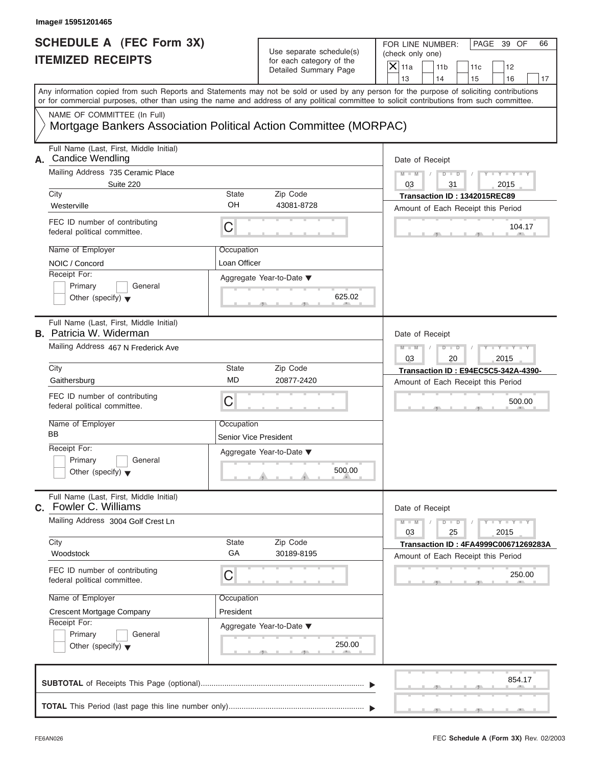Image# 15951201465

# SCHEDULE A (FEC Form 3X)
# ITEMIZED RECEIPTS

Use separate schedule(s) for each category of the Detailed Summary Page

FOR LINE NUMBER: (check only one)

- [X] 11a
- [ ] 11b
- [ ] 11c
- [ ] 12
- [ ] 13
- [ ] 14
- [ ] 15
- [ ] 16
- [ ] 17

PAGE 39 OF 66

Any information copied from such Reports and Statements may not be sold or used by any person for the purpose of soliciting contributions or for commercial purposes, other than using the name and address of any political committee to solicit contributions from such committee.

NAME OF COMMITTEE (In Full)
Mortgage Bankers Association Political Action Committee (MORPAC)

---

**A.** Full Name (Last, First, Middle Initial): Candice Wendling
Mailing Address: 735 Ceramic Place, Suite 220
City: Westerville | State: OH | Zip Code: 43081-8728
FEC ID number of contributing federal political committee: C
Name of Employer: NOIC / Concord
Occupation: Loan Officer
Receipt For: Primary / General / Other (specify)
Aggregate Year-to-Date: 625.02
Date of Receipt: 03 / 31 / 2015
Transaction ID : 1342015REC89
Amount of Each Receipt this Period: 104.17

---

**B.** Full Name (Last, First, Middle Initial): Patricia W. Widerman
Mailing Address: 467 N Frederick Ave
City: Gaithersburg | State: MD | Zip Code: 20877-2420
FEC ID number of contributing federal political committee: C
Name of Employer: BB
Occupation: Senior Vice President
Receipt For: Primary / General / Other (specify)
Aggregate Year-to-Date: 500.00
Date of Receipt: 03 / 20 / 2015
Transaction ID : E94EC5C5-342A-4390-
Amount of Each Receipt this Period: 500.00

---

**C.** Full Name (Last, First, Middle Initial): Fowler C. Williams
Mailing Address: 3004 Golf Crest Ln
City: Woodstock | State: GA | Zip Code: 30189-8195
FEC ID number of contributing federal political committee: C
Name of Employer: Crescent Mortgage Company
Occupation: President
Receipt For: Primary / General / Other (specify)
Aggregate Year-to-Date: 250.00
Date of Receipt: 03 / 25 / 2015
Transaction ID : 4FA4999C00671269283A
Amount of Each Receipt this Period: 250.00

---

**SUBTOTAL** of Receipts This Page (optional): 854.17

**TOTAL** This Period (last page this line number only):

FE6AN026 — FEC **Schedule A** (Form 3X) Rev. 02/2003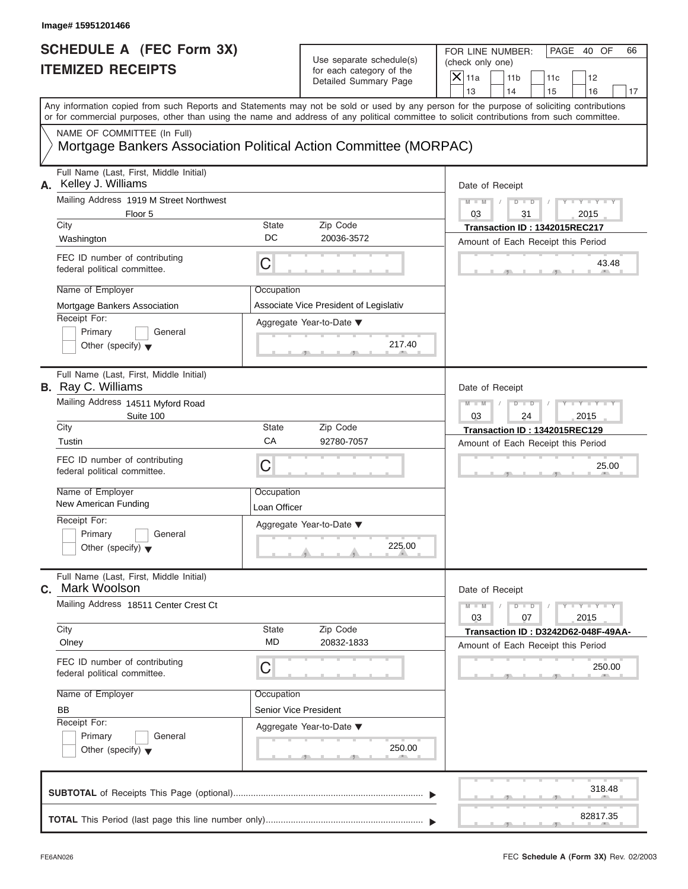Image# 15951201466

# SCHEDULE A (FEC Form 3X)
## ITEMIZED RECEIPTS

Use separate schedule(s) for each category of the Detailed Summary Page

FOR LINE NUMBER: (check only one)

- [X] 11a
- [ ] 11b
- [ ] 11c
- [ ] 12
- [ ] 13
- [ ] 14
- [ ] 15
- [ ] 16
- [ ] 17

PAGE 40 OF 66

Any information copied from such Reports and Statements may not be sold or used by any person for the purpose of soliciting contributions or for commercial purposes, other than using the name and address of any political committee to solicit contributions from such committee.

NAME OF COMMITTEE (In Full)
Mortgage Bankers Association Political Action Committee (MORPAC)

---

**A.** Full Name (Last, First, Middle Initial): Kelley J. Williams

Mailing Address: 1919 M Street Northwest, Floor 5

City: Washington | State: DC | Zip Code: 20036-3572

FEC ID number of contributing federal political committee: C

Name of Employer: Mortgage Bankers Association

Occupation: Associate Vice President of Legislativ

Receipt For: Primary / General / Other (specify)

Aggregate Year-to-Date: 217.40

Date of Receipt: 03 / 31 / 2015

Transaction ID : 1342015REC217

Amount of Each Receipt this Period: 43.48

---

**B.** Full Name (Last, First, Middle Initial): Ray C. Williams

Mailing Address: 14511 Myford Road, Suite 100

City: Tustin | State: CA | Zip Code: 92780-7057

FEC ID number of contributing federal political committee: C

Name of Employer: New American Funding

Occupation: Loan Officer

Receipt For: Primary / General / Other (specify)

Aggregate Year-to-Date: 225.00

Date of Receipt: 03 / 24 / 2015

Transaction ID : 1342015REC129

Amount of Each Receipt this Period: 25.00

---

**C.** Full Name (Last, First, Middle Initial): Mark Woolson

Mailing Address: 18511 Center Crest Ct

City: Olney | State: MD | Zip Code: 20832-1833

FEC ID number of contributing federal political committee: C

Name of Employer: BB

Occupation: Senior Vice President

Receipt For: Primary / General / Other (specify)

Aggregate Year-to-Date: 250.00

Date of Receipt: 03 / 07 / 2015

Transaction ID : D3242D62-048F-49AA-

Amount of Each Receipt this Period: 250.00

---

**SUBTOTAL** of Receipts This Page (optional): 318.48

**TOTAL** This Period (last page this line number only): 82817.35

FE6AN026

FEC **Schedule A** (Form 3X) Rev. 02/2003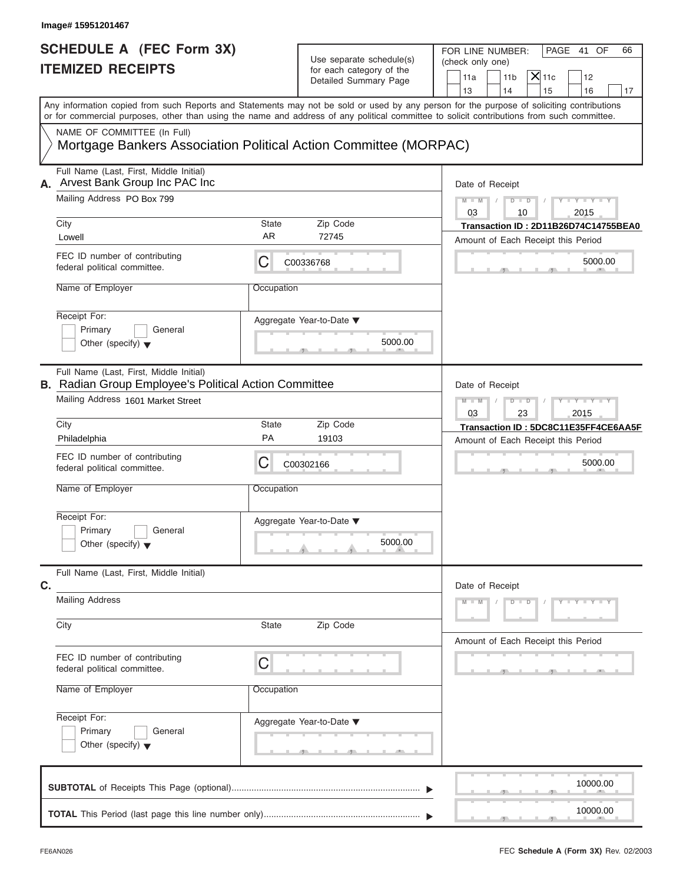Image# 15951201467

# SCHEDULE A (FEC Form 3X) ITEMIZED RECEIPTS

Use separate schedule(s) for each category of the Detailed Summary Page

FOR LINE NUMBER: (check only one)

- [ ] 11a
- [ ] 11b
- [X] 11c
- [ ] 12
- [ ] 13
- [ ] 14
- [ ] 15
- [ ] 16
- [ ] 17

PAGE 41 OF 66

Any information copied from such Reports and Statements may not be sold or used by any person for the purpose of soliciting contributions or for commercial purposes, other than using the name and address of any political committee to solicit contributions from such committee.

NAME OF COMMITTEE (In Full)
Mortgage Bankers Association Political Action Committee (MORPAC)

---

**A.** Full Name (Last, First, Middle Initial): Arvest Bank Group Inc PAC Inc

Mailing Address: PO Box 799

City: Lowell | State: AR | Zip Code: 72745

FEC ID number of contributing federal political committee: C00336768

Name of Employer:

Occupation:

Receipt For: Primary / General / Other (specify)

Date of Receipt: 03 / 10 / 2015

Transaction ID : 2D11B26D74C14755BEA0

Amount of Each Receipt this Period: 5000.00

Aggregate Year-to-Date: 5000.00

---

**B.** Full Name (Last, First, Middle Initial): Radian Group Employee's Political Action Committee

Mailing Address: 1601 Market Street

City: Philadelphia | State: PA | Zip Code: 19103

FEC ID number of contributing federal political committee: C00302166

Name of Employer:

Occupation:

Receipt For: Primary / General / Other (specify)

Date of Receipt: 03 / 23 / 2015

Transaction ID : 5DC8C11E35FF4CE6AA5F

Amount of Each Receipt this Period: 5000.00

Aggregate Year-to-Date: 5000.00

---

**C.** Full Name (Last, First, Middle Initial):

Mailing Address:

City: | State: | Zip Code:

FEC ID number of contributing federal political committee: C

Name of Employer:

Occupation:

Receipt For: Primary / General / Other (specify)

Date of Receipt:

Amount of Each Receipt this Period:

Aggregate Year-to-Date:

---

**SUBTOTAL** of Receipts This Page (optional): 10000.00

**TOTAL** This Period (last page this line number only): 10000.00

FE6AN026

FEC **Schedule A** (Form 3X) Rev. 02/2003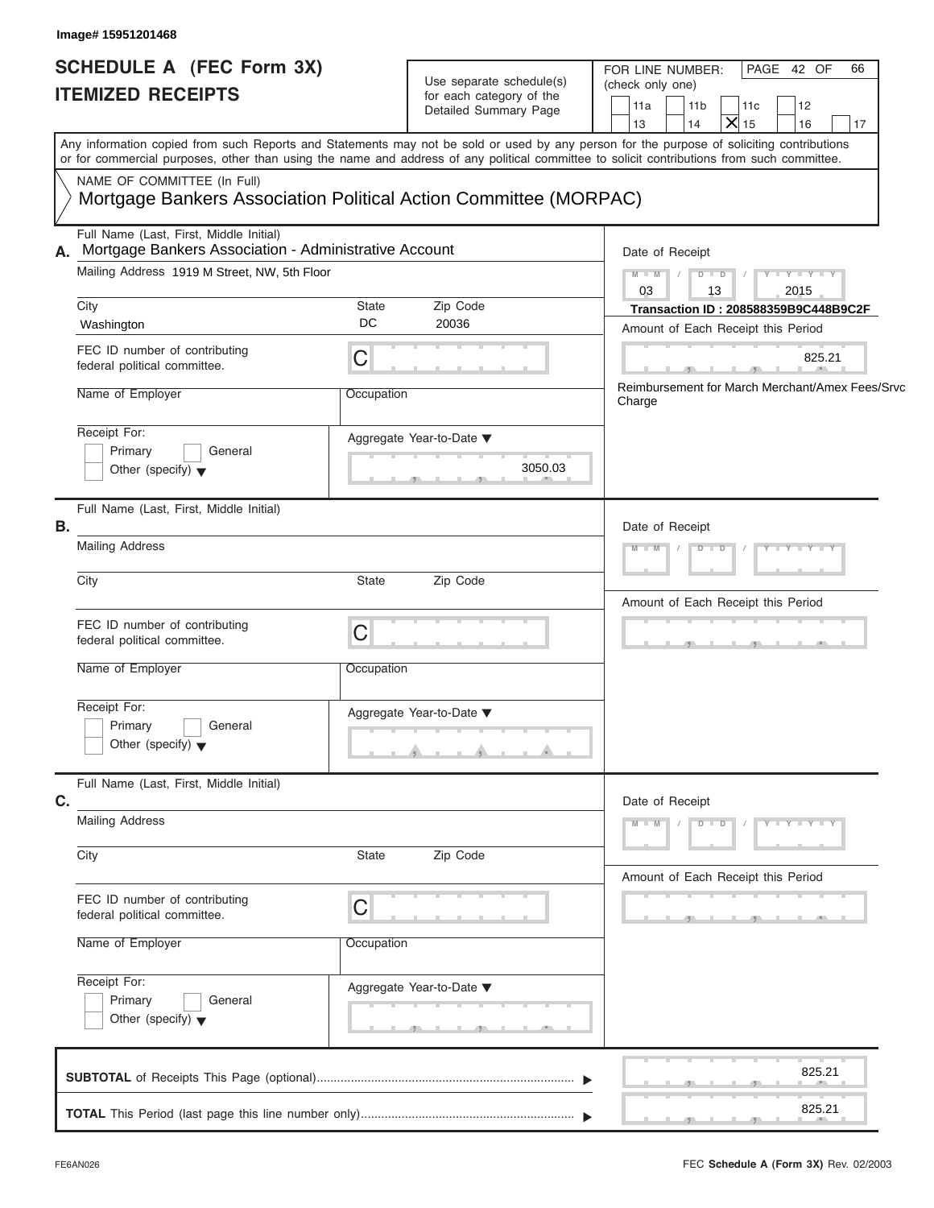Image# 15951201468

# SCHEDULE A (FEC Form 3X)
## ITEMIZED RECEIPTS

Use separate schedule(s) for each category of the Detailed Summary Page

FOR LINE NUMBER: (check only one)

11a | 11b | 11c | 12
13 | 14 | X 15 | 16 | 17

PAGE 42 OF 66

Any information copied from such Reports and Statements may not be sold or used by any person for the purpose of soliciting contributions or for commercial purposes, other than using the name and address of any political committee to solicit contributions from such committee.

NAME OF COMMITTEE (In Full)
Mortgage Bankers Association Political Action Committee (MORPAC)

**A.** Full Name (Last, First, Middle Initial): Mortgage Bankers Association - Administrative Account

Mailing Address: 1919 M Street, NW, 5th Floor

City: Washington | State: DC | Zip Code: 20036

FEC ID number of contributing federal political committee: C

Name of Employer:
Occupation:

Receipt For: Primary / General / Other (specify)

Aggregate Year-to-Date: 3050.03

Date of Receipt: 03 / 13 / 2015

**Transaction ID : 208588359B9C448B9C2F**

Amount of Each Receipt this Period: 825.21

Reimbursement for March Merchant/Amex Fees/Srvc Charge

**B.** Full Name (Last, First, Middle Initial):

Mailing Address:

City: | State: | Zip Code:

FEC ID number of contributing federal political committee: C

Name of Employer:
Occupation:

Receipt For: Primary / General / Other (specify)

Aggregate Year-to-Date:

Date of Receipt:

Amount of Each Receipt this Period:

**C.** Full Name (Last, First, Middle Initial):

Mailing Address:

City: | State: | Zip Code:

FEC ID number of contributing federal political committee: C

Name of Employer:
Occupation:

Receipt For: Primary / General / Other (specify)

Aggregate Year-to-Date:

Date of Receipt:

Amount of Each Receipt this Period:

**SUBTOTAL** of Receipts This Page (optional): 825.21

**TOTAL** This Period (last page this line number only): 825.21

FE6AN026

FEC **Schedule A** (**Form 3X**) Rev. 02/2003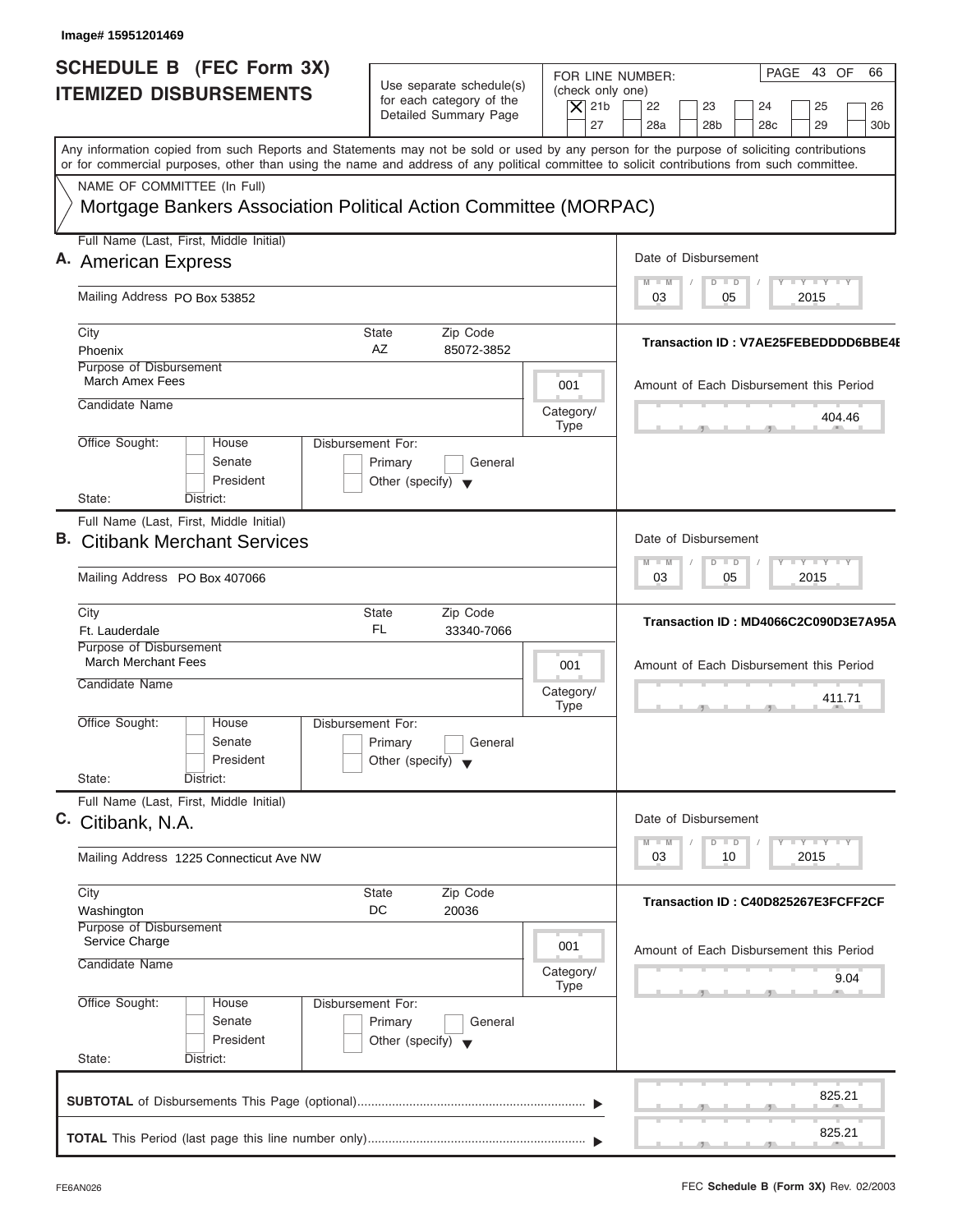Image# 15951201469

# SCHEDULE B (FEC Form 3X) ITEMIZED DISBURSEMENTS

Use separate schedule(s) for each category of the Detailed Summary Page

FOR LINE NUMBER: (check only one)

- [X] 21b
- [ ] 22
- [ ] 23
- [ ] 24
- [ ] 25
- [ ] 26
- [ ] 27
- [ ] 28a
- [ ] 28b
- [ ] 28c
- [ ] 29
- [ ] 30b

PAGE 43 OF 66

Any information copied from such Reports and Statements may not be sold or used by any person for the purpose of soliciting contributions or for commercial purposes, other than using the name and address of any political committee to solicit contributions from such committee.

NAME OF COMMITTEE (In Full)

**Mortgage Bankers Association Political Action Committee (MORPAC)**

---

**A.** Full Name (Last, First, Middle Initial): **American Express**

Mailing Address: PO Box 53852

City: Phoenix | State: AZ | Zip Code: 85072-3852

Purpose of Disbursement: March Amex Fees

Category/Type: 001

Candidate Name:

Office Sought: House / Senate / President | State: | District:

Disbursement For: Primary / General / Other (specify)

Date of Disbursement: 03 / 05 / 2015

Transaction ID : V7AE25FEBEDDDD6BBE4E

Amount of Each Disbursement this Period: 404.46

---

**B.** Full Name (Last, First, Middle Initial): **Citibank Merchant Services**

Mailing Address: PO Box 407066

City: Ft. Lauderdale | State: FL | Zip Code: 33340-7066

Purpose of Disbursement: March Merchant Fees

Category/Type: 001

Candidate Name:

Office Sought: House / Senate / President | State: | District:

Disbursement For: Primary / General / Other (specify)

Date of Disbursement: 03 / 05 / 2015

Transaction ID : MD4066C2C090D3E7A95A

Amount of Each Disbursement this Period: 411.71

---

**C.** Full Name (Last, First, Middle Initial): **Citibank, N.A.**

Mailing Address: 1225 Connecticut Ave NW

City: Washington | State: DC | Zip Code: 20036

Purpose of Disbursement: Service Charge

Category/Type: 001

Candidate Name:

Office Sought: House / Senate / President | State: | District:

Disbursement For: Primary / General / Other (specify)

Date of Disbursement: 03 / 10 / 2015

Transaction ID : C40D825267E3FCFF2CF

Amount of Each Disbursement this Period: 9.04

---

**SUBTOTAL** of Disbursements This Page (optional): 825.21

**TOTAL** This Period (last page this line number only): 825.21

FE6AN026 | FEC **Schedule B (Form 3X)** Rev. 02/2003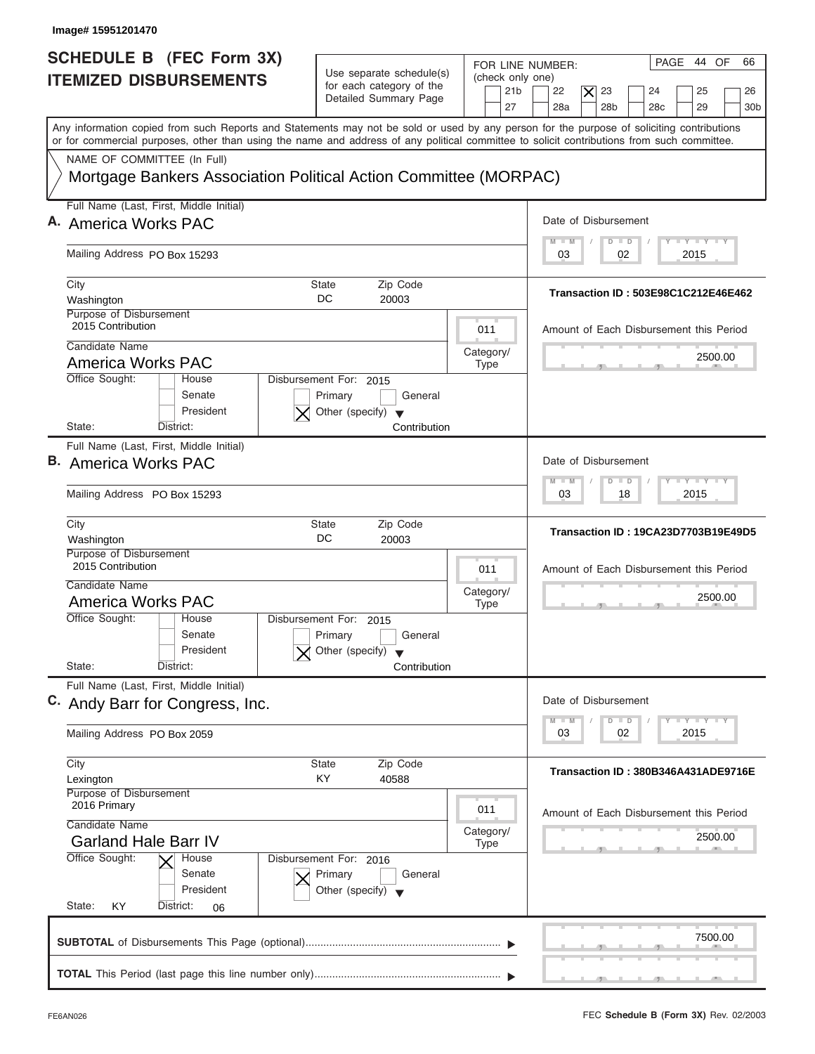Image# 15951201470

# SCHEDULE B (FEC Form 3X)
## ITEMIZED DISBURSEMENTS

Use separate schedule(s) for each category of the Detailed Summary Page

FOR LINE NUMBER: (check only one)

21b | 22 | [X] 23 | 24 | 25 | 26 | 27 | 28a | 28b | 28c | 29 | 30b

PAGE 44 OF 66

Any information copied from such Reports and Statements may not be sold or used by any person for the purpose of soliciting contributions or for commercial purposes, other than using the name and address of any political committee to solicit contributions from such committee.

NAME OF COMMITTEE (In Full)

Mortgage Bankers Association Political Action Committee (MORPAC)

---

**A.** Full Name (Last, First, Middle Initial): America Works PAC

Mailing Address: PO Box 15293

City: Washington | State: DC | Zip Code: 20003

Purpose of Disbursement: 2015 Contribution

Category/Type: 011

Candidate Name: America Works PAC

Office Sought: House / Senate / President

Disbursement For: 2015 — Primary / General / [X] Other (specify): Contribution

State: | District:

Date of Disbursement: 03/02/2015

Transaction ID : 503E98C1C212E46E462

Amount of Each Disbursement this Period: 2500.00

---

**B.** Full Name (Last, First, Middle Initial): America Works PAC

Mailing Address: PO Box 15293

City: Washington | State: DC | Zip Code: 20003

Purpose of Disbursement: 2015 Contribution

Category/Type: 011

Candidate Name: America Works PAC

Office Sought: House / Senate / President

Disbursement For: 2015 — Primary / General / [X] Other (specify): Contribution

State: | District:

Date of Disbursement: 03/18/2015

Transaction ID : 19CA23D7703B19E49D5

Amount of Each Disbursement this Period: 2500.00

---

**C.** Full Name (Last, First, Middle Initial): Andy Barr for Congress, Inc.

Mailing Address: PO Box 2059

City: Lexington | State: KY | Zip Code: 40588

Purpose of Disbursement: 2016 Primary

Category/Type: 011

Candidate Name: Garland Hale Barr IV

Office Sought: [X] House / Senate / President

Disbursement For: 2016 — [X] Primary / General / Other (specify)

State: KY | District: 06

Date of Disbursement: 03/02/2015

Transaction ID : 380B346A431ADE9716E

Amount of Each Disbursement this Period: 2500.00

---

**SUBTOTAL** of Disbursements This Page (optional): 7500.00

**TOTAL** This Period (last page this line number only):

FE6AN026 | FEC **Schedule B (Form 3X)** Rev. 02/2003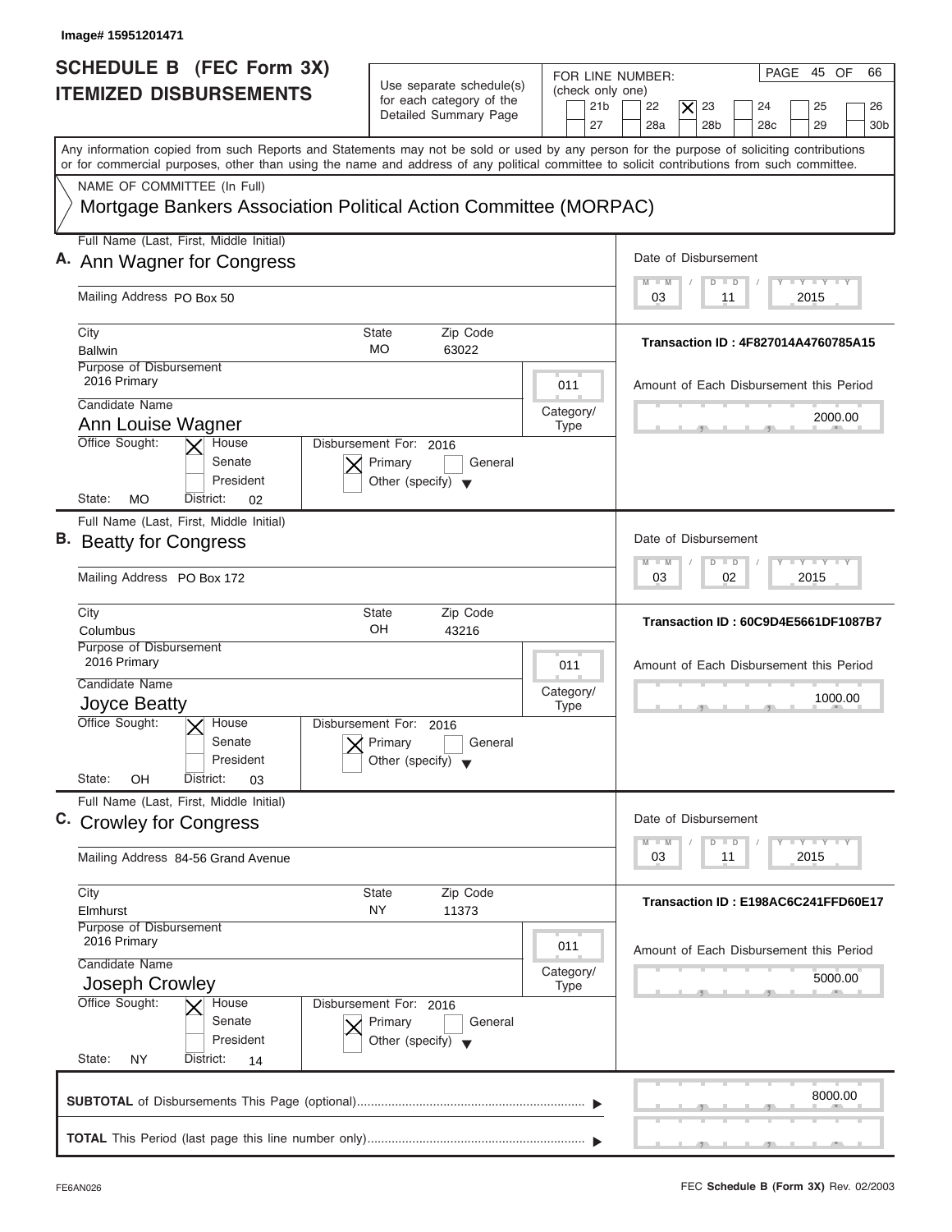Image# 15951201471

# SCHEDULE B (FEC Form 3X) ITEMIZED DISBURSEMENTS

Use separate schedule(s) for each category of the Detailed Summary Page

FOR LINE NUMBER: (check only one)

21b | 22 | [X] 23 | 24 | 25 | 26 | 27 | 28a | 28b | 28c | 29 | 30b

PAGE 45 OF 66

Any information copied from such Reports and Statements may not be sold or used by any person for the purpose of soliciting contributions or for commercial purposes, other than using the name and address of any political committee to solicit contributions from such committee.

NAME OF COMMITTEE (In Full)

Mortgage Bankers Association Political Action Committee (MORPAC)

---

**A.** Full Name (Last, First, Middle Initial): Ann Wagner for Congress

Mailing Address: PO Box 50

City: Ballwin | State: MO | Zip Code: 63022

Purpose of Disbursement: 2016 Primary

Category/Type: 011

Candidate Name: Ann Louise Wagner

Office Sought: [X] House [ ] Senate [ ] President

State: MO District: 02

Disbursement For: 2016 [X] Primary [ ] General [ ] Other (specify)

Date of Disbursement: 03/11/2015

Transaction ID : 4F827014A4760785A15

Amount of Each Disbursement this Period: 2000.00

---

**B.** Full Name (Last, First, Middle Initial): Beatty for Congress

Mailing Address: PO Box 172

City: Columbus | State: OH | Zip Code: 43216

Purpose of Disbursement: 2016 Primary

Category/Type: 011

Candidate Name: Joyce Beatty

Office Sought: [X] House [ ] Senate [ ] President

State: OH District: 03

Disbursement For: 2016 [X] Primary [ ] General [ ] Other (specify)

Date of Disbursement: 03/02/2015

Transaction ID : 60C9D4E5661DF1087B7

Amount of Each Disbursement this Period: 1000.00

---

**C.** Full Name (Last, First, Middle Initial): Crowley for Congress

Mailing Address: 84-56 Grand Avenue

City: Elmhurst | State: NY | Zip Code: 11373

Purpose of Disbursement: 2016 Primary

Category/Type: 011

Candidate Name: Joseph Crowley

Office Sought: [X] House [ ] Senate [ ] President

State: NY District: 14

Disbursement For: 2016 [X] Primary [ ] General [ ] Other (specify)

Date of Disbursement: 03/11/2015

Transaction ID : E198AC6C241FFD60E17

Amount of Each Disbursement this Period: 5000.00

---

**SUBTOTAL** of Disbursements This Page (optional): 8000.00

**TOTAL** This Period (last page this line number only):

FE6AN026 | FEC **Schedule B (Form 3X)** Rev. 02/2003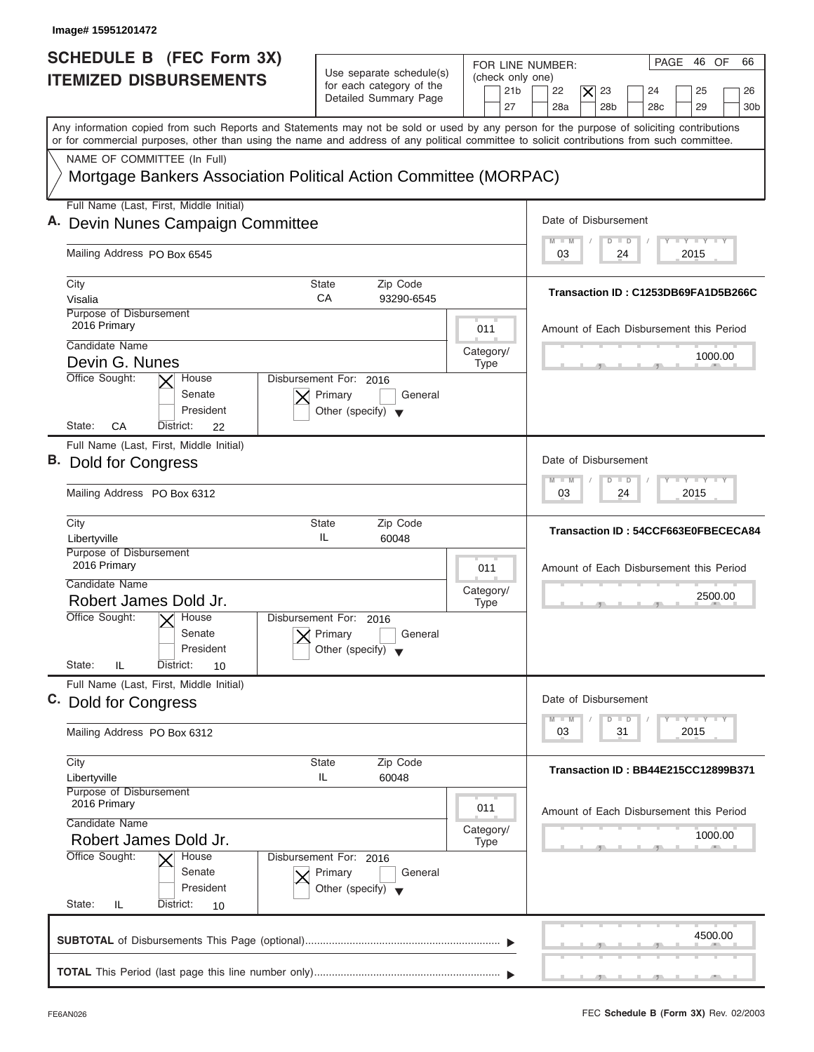Image# 15951201472

# SCHEDULE B (FEC Form 3X)
## ITEMIZED DISBURSEMENTS

Use separate schedule(s) for each category of the Detailed Summary Page

FOR LINE NUMBER: (check only one)
21b | 22 | [X] 23 | 24 | 25 | 26 | 27 | 28a | 28b | 28c | 29 | 30b

PAGE 46 OF 66

Any information copied from such Reports and Statements may not be sold or used by any person for the purpose of soliciting contributions or for commercial purposes, other than using the name and address of any political committee to solicit contributions from such committee.

NAME OF COMMITTEE (In Full)
Mortgage Bankers Association Political Action Committee (MORPAC)

---

**A.** Full Name (Last, First, Middle Initial): Devin Nunes Campaign Committee

Mailing Address: PO Box 6545

City: Visalia | State: CA | Zip Code: 93290-6545

Purpose of Disbursement: 2016 Primary

Category/Type: 011

Candidate Name: Devin G. Nunes

Office Sought: [X] House [ ] Senate [ ] President

State: CA District: 22

Disbursement For: 2016 [X] Primary [ ] General [ ] Other (specify)

Date of Disbursement: 03 / 24 / 2015

Transaction ID : C1253DB69FA1D5B266C

Amount of Each Disbursement this Period: 1000.00

---

**B.** Full Name (Last, First, Middle Initial): Dold for Congress

Mailing Address: PO Box 6312

City: Libertyville | State: IL | Zip Code: 60048

Purpose of Disbursement: 2016 Primary

Category/Type: 011

Candidate Name: Robert James Dold Jr.

Office Sought: [X] House [ ] Senate [ ] President

State: IL District: 10

Disbursement For: 2016 [X] Primary [ ] General [ ] Other (specify)

Date of Disbursement: 03 / 24 / 2015

Transaction ID : 54CCF663E0FBECECA84

Amount of Each Disbursement this Period: 2500.00

---

**C.** Full Name (Last, First, Middle Initial): Dold for Congress

Mailing Address: PO Box 6312

City: Libertyville | State: IL | Zip Code: 60048

Purpose of Disbursement: 2016 Primary

Category/Type: 011

Candidate Name: Robert James Dold Jr.

Office Sought: [X] House [ ] Senate [ ] President

State: IL District: 10

Disbursement For: 2016 [X] Primary [ ] General [ ] Other (specify)

Date of Disbursement: 03 / 31 / 2015

Transaction ID : BB44E215CC12899B371

Amount of Each Disbursement this Period: 1000.00

---

**SUBTOTAL** of Disbursements This Page (optional): 4500.00

**TOTAL** This Period (last page this line number only):

FE6AN026 | FEC **Schedule B (Form 3X)** Rev. 02/2003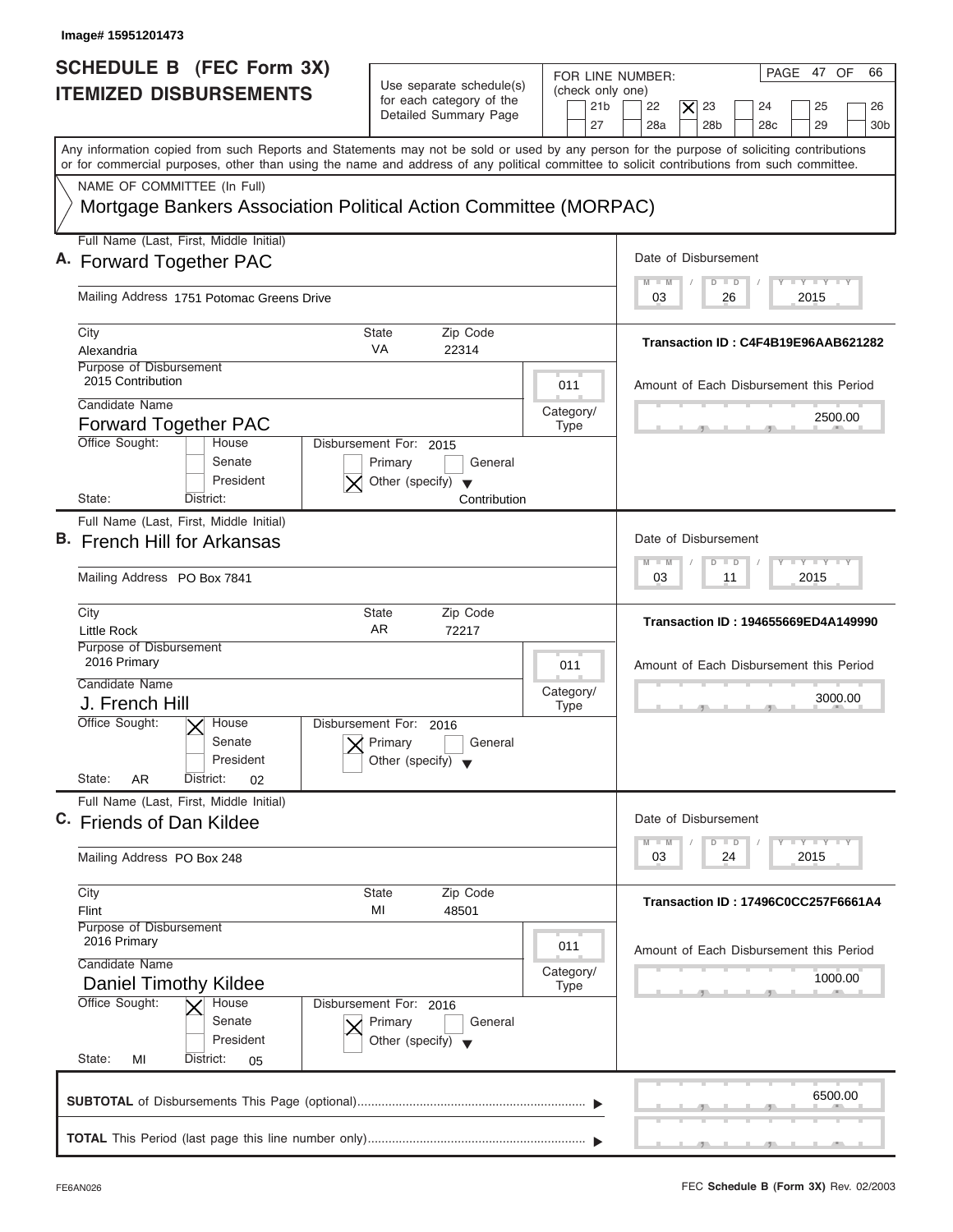Image# 15951201473

# SCHEDULE B (FEC Form 3X)
## ITEMIZED DISBURSEMENTS

Use separate schedule(s) for each category of the Detailed Summary Page

FOR LINE NUMBER: (check only one)

☐ 21b ☐ 22 ☒ 23 ☐ 24 ☐ 25 ☐ 26
☐ 27 ☐ 28a ☐ 28b ☐ 28c ☐ 29 ☐ 30b

PAGE 47 OF 66

Any information copied from such Reports and Statements may not be sold or used by any person for the purpose of soliciting contributions or for commercial purposes, other than using the name and address of any political committee to solicit contributions from such committee.

NAME OF COMMITTEE (In Full)
Mortgage Bankers Association Political Action Committee (MORPAC)

---

**A.** Full Name (Last, First, Middle Initial): **Forward Together PAC**

Mailing Address: 1751 Potomac Greens Drive

City: Alexandria  State: VA  Zip Code: 22314

Purpose of Disbursement: 2015 Contribution

Category/Type: 011

Candidate Name: Forward Together PAC

Office Sought: ☐ House ☐ Senate ☐ President

State:  District:

Disbursement For: 2015 ☐ Primary ☐ General ☒ Other (specify) Contribution

Date of Disbursement: 03/26/2015

Transaction ID : C4F4B19E96AAB621282

Amount of Each Disbursement this Period: 2500.00

---

**B.** Full Name (Last, First, Middle Initial): **French Hill for Arkansas**

Mailing Address: PO Box 7841

City: Little Rock  State: AR  Zip Code: 72217

Purpose of Disbursement: 2016 Primary

Category/Type: 011

Candidate Name: J. French Hill

Office Sought: ☒ House ☐ Senate ☐ President

State: AR  District: 02

Disbursement For: 2016 ☒ Primary ☐ General ☐ Other (specify)

Date of Disbursement: 03/11/2015

Transaction ID : 194655669ED4A149990

Amount of Each Disbursement this Period: 3000.00

---

**C.** Full Name (Last, First, Middle Initial): **Friends of Dan Kildee**

Mailing Address: PO Box 248

City: Flint  State: MI  Zip Code: 48501

Purpose of Disbursement: 2016 Primary

Category/Type: 011

Candidate Name: Daniel Timothy Kildee

Office Sought: ☒ House ☐ Senate ☐ President

State: MI  District: 05

Disbursement For: 2016 ☒ Primary ☐ General ☐ Other (specify)

Date of Disbursement: 03/24/2015

Transaction ID : 17496C0CC257F6661A4

Amount of Each Disbursement this Period: 1000.00

---

**SUBTOTAL** of Disbursements This Page (optional): 6500.00

**TOTAL** This Period (last page this line number only):

FE6AN026  FEC **Schedule B (Form 3X)** Rev. 02/2003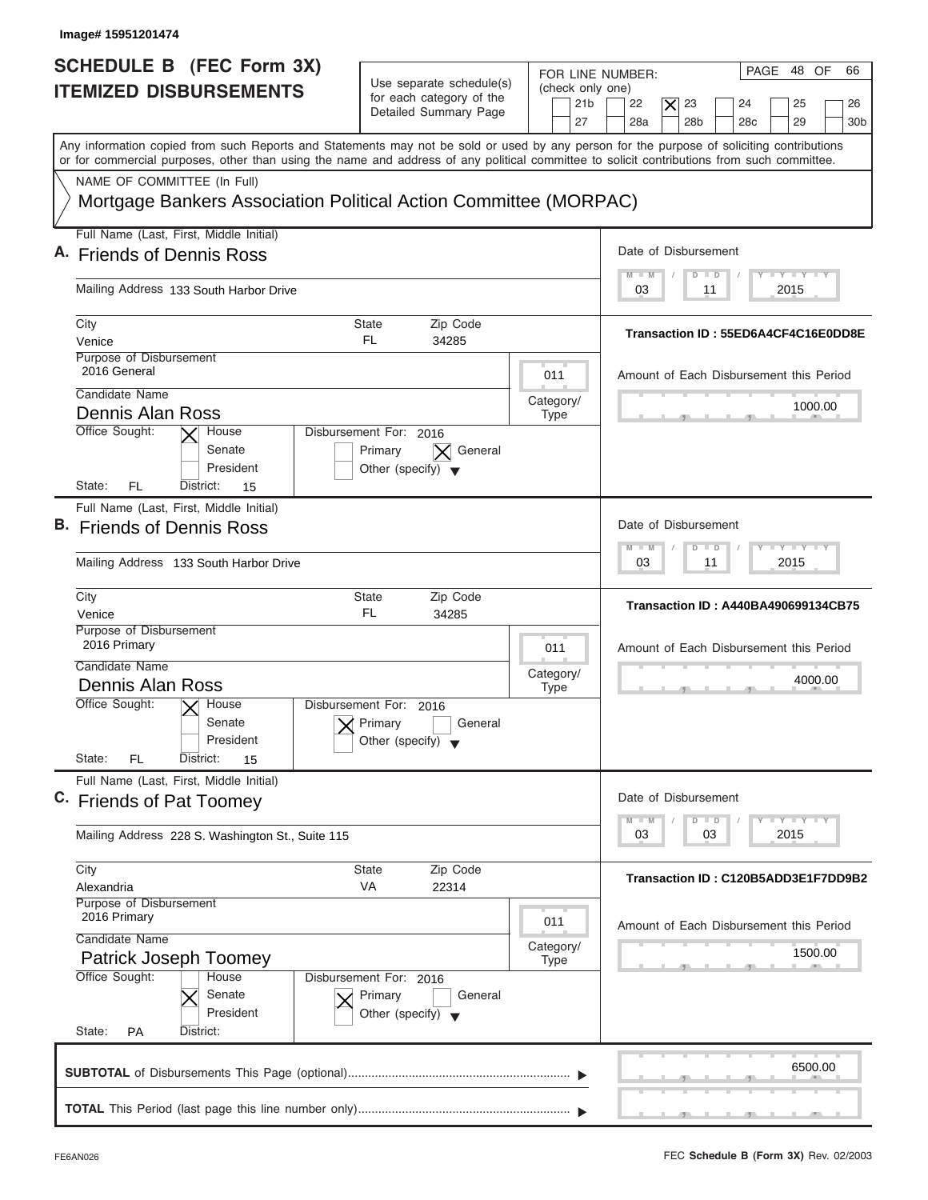Image# 15951201474

# SCHEDULE B (FEC Form 3X) ITEMIZED DISBURSEMENTS

Use separate schedule(s) for each category of the Detailed Summary Page

FOR LINE NUMBER: (check only one)
21b | 22 | [X] 23 | 24 | 25 | 26 | 27 | 28a | 28b | 28c | 29 | 30b

Any information copied from such Reports and Statements may not be sold or used by any person for the purpose of soliciting contributions or for commercial purposes, other than using the name and address of any political committee to solicit contributions from such committee.

NAME OF COMMITTEE (In Full)
Mortgage Bankers Association Political Action Committee (MORPAC)

## A.

**Full Name (Last, First, Middle Initial):** Friends of Dennis Ross
**Mailing Address:** 133 South Harbor Drive
**City:** Venice **State:** FL **Zip Code:** 34285
**Purpose of Disbursement:** 2016 General
**Category/Type:** 011
**Candidate Name:** Dennis Alan Ross
**Office Sought:** [X] House [ ] Senate [ ] President
**State:** FL **District:** 15
**Disbursement For:** 2016 [ ] Primary [X] General [ ] Other (specify)
**Date of Disbursement:** 03/11/2015
**Transaction ID:** 55ED6A4CF4C16E0DD8E
**Amount of Each Disbursement this Period:** 1000.00

## B.

**Full Name (Last, First, Middle Initial):** Friends of Dennis Ross
**Mailing Address:** 133 South Harbor Drive
**City:** Venice **State:** FL **Zip Code:** 34285
**Purpose of Disbursement:** 2016 Primary
**Category/Type:** 011
**Candidate Name:** Dennis Alan Ross
**Office Sought:** [X] House [ ] Senate [ ] President
**State:** FL **District:** 15
**Disbursement For:** 2016 [X] Primary [ ] General [ ] Other (specify)
**Date of Disbursement:** 03/11/2015
**Transaction ID:** A440BA490699134CB75
**Amount of Each Disbursement this Period:** 4000.00

## C.

**Full Name (Last, First, Middle Initial):** Friends of Pat Toomey
**Mailing Address:** 228 S. Washington St., Suite 115
**City:** Alexandria **State:** VA **Zip Code:** 22314
**Purpose of Disbursement:** 2016 Primary
**Category/Type:** 011
**Candidate Name:** Patrick Joseph Toomey
**Office Sought:** [ ] House [X] Senate [ ] President
**State:** PA **District:**
**Disbursement For:** 2016 [X] Primary [ ] General [ ] Other (specify)
**Date of Disbursement:** 03/03/2015
**Transaction ID:** C120B5ADD3E1F7DD9B2
**Amount of Each Disbursement this Period:** 1500.00

**SUBTOTAL** of Disbursements This Page (optional): 6500.00

**TOTAL** This Period (last page this line number only):

FE6AN026

FEC **Schedule B (Form 3X)** Rev. 02/2003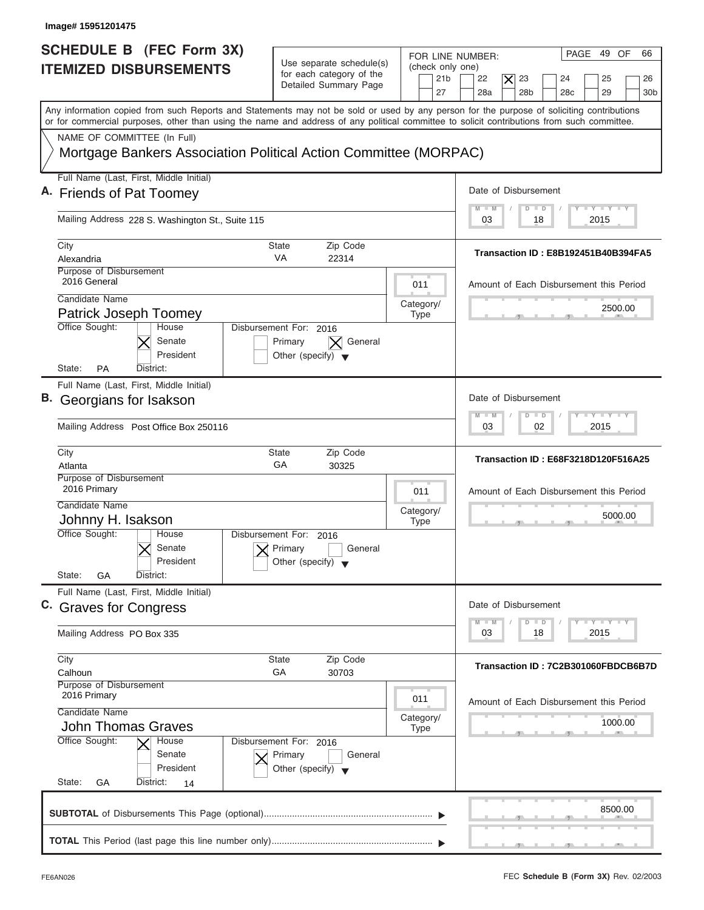Image# 15951201475

# SCHEDULE B (FEC Form 3X) ITEMIZED DISBURSEMENTS

Use separate schedule(s) for each category of the Detailed Summary Page

FOR LINE NUMBER: (check only one)

21b | 22 | [X] 23 | 24 | 25 | 26 | 27 | 28a | 28b | 28c | 29 | 30b

PAGE 49 OF 66

Any information copied from such Reports and Statements may not be sold or used by any person for the purpose of soliciting contributions or for commercial purposes, other than using the name and address of any political committee to solicit contributions from such committee.

NAME OF COMMITTEE (In Full)

Mortgage Bankers Association Political Action Committee (MORPAC)

---

**A.** Full Name (Last, First, Middle Initial): Friends of Pat Toomey

Mailing Address: 228 S. Washington St., Suite 115

City: Alexandria | State: VA | Zip Code: 22314

Purpose of Disbursement: 2016 General

Category/Type: 011

Candidate Name: Patrick Joseph Toomey

Office Sought: [X] Senate

State: PA | District:

Disbursement For: 2016 — [X] General

Date of Disbursement: 03/18/2015

Transaction ID : E8B192451B40B394FA5

Amount of Each Disbursement this Period: 2500.00

---

**B.** Full Name (Last, First, Middle Initial): Georgians for Isakson

Mailing Address: Post Office Box 250116

City: Atlanta | State: GA | Zip Code: 30325

Purpose of Disbursement: 2016 Primary

Category/Type: 011

Candidate Name: Johnny H. Isakson

Office Sought: [X] Senate

State: GA | District:

Disbursement For: 2016 — [X] Primary

Date of Disbursement: 03/02/2015

Transaction ID : E68F3218D120F516A25

Amount of Each Disbursement this Period: 5000.00

---

**C.** Full Name (Last, First, Middle Initial): Graves for Congress

Mailing Address: PO Box 335

City: Calhoun | State: GA | Zip Code: 30703

Purpose of Disbursement: 2016 Primary

Category/Type: 011

Candidate Name: John Thomas Graves

Office Sought: [X] House

State: GA | District: 14

Disbursement For: 2016 — [X] Primary

Date of Disbursement: 03/18/2015

Transaction ID : 7C2B301060FBDCB6B7D

Amount of Each Disbursement this Period: 1000.00

---

**SUBTOTAL** of Disbursements This Page (optional): 8500.00

**TOTAL** This Period (last page this line number only):

FE6AN026 — FEC **Schedule B (Form 3X)** Rev. 02/2003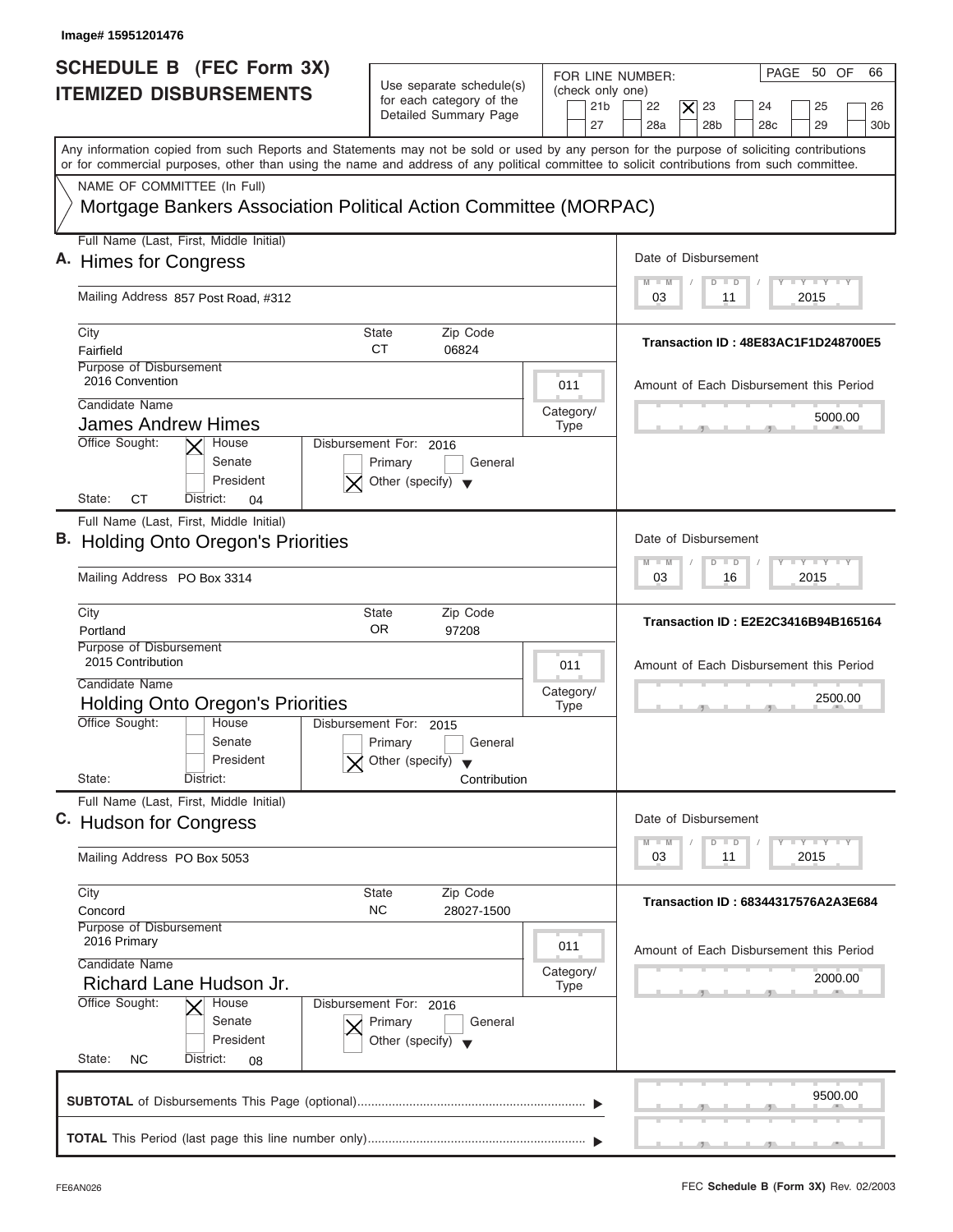Image# 15951201476

# SCHEDULE B (FEC Form 3X) ITEMIZED DISBURSEMENTS

Use separate schedule(s) for each category of the Detailed Summary Page

FOR LINE NUMBER: (check only one)
21b | 22 | [X] 23 | 24 | 25 | 26 | 27 | 28a | 28b | 28c | 29 | 30b

PAGE 50 OF 66

Any information copied from such Reports and Statements may not be sold or used by any person for the purpose of soliciting contributions or for commercial purposes, other than using the name and address of any political committee to solicit contributions from such committee.

NAME OF COMMITTEE (In Full)
Mortgage Bankers Association Political Action Committee (MORPAC)

---

**A.** Full Name (Last, First, Middle Initial): Himes for Congress

Mailing Address: 857 Post Road, #312

City: Fairfield | State: CT | Zip Code: 06824

Purpose of Disbursement: 2016 Convention

Category/Type: 011

Candidate Name: James Andrew Himes

Office Sought: [X] House [ ] Senate [ ] President

State: CT District: 04

Disbursement For: 2016 [ ] Primary [ ] General [X] Other (specify)

Date of Disbursement: 03 / 11 / 2015

Transaction ID : 48E83AC1F1D248700E5

Amount of Each Disbursement this Period: 5000.00

---

**B.** Full Name (Last, First, Middle Initial): Holding Onto Oregon's Priorities

Mailing Address: PO Box 3314

City: Portland | State: OR | Zip Code: 97208

Purpose of Disbursement: 2015 Contribution

Category/Type: 011

Candidate Name: Holding Onto Oregon's Priorities

Office Sought: [ ] House [ ] Senate [ ] President

State: District:

Disbursement For: 2015 [ ] Primary [ ] General [X] Other (specify) Contribution

Date of Disbursement: 03 / 16 / 2015

Transaction ID : E2E2C3416B94B165164

Amount of Each Disbursement this Period: 2500.00

---

**C.** Full Name (Last, First, Middle Initial): Hudson for Congress

Mailing Address: PO Box 5053

City: Concord | State: NC | Zip Code: 28027-1500

Purpose of Disbursement: 2016 Primary

Category/Type: 011

Candidate Name: Richard Lane Hudson Jr.

Office Sought: [X] House [ ] Senate [ ] President

State: NC District: 08

Disbursement For: 2016 [X] Primary [ ] General [ ] Other (specify)

Date of Disbursement: 03 / 11 / 2015

Transaction ID : 68344317576A2A3E684

Amount of Each Disbursement this Period: 2000.00

---

**SUBTOTAL** of Disbursements This Page (optional): 9500.00

**TOTAL** This Period (last page this line number only):

FE6AN026 — FEC **Schedule B (Form 3X)** Rev. 02/2003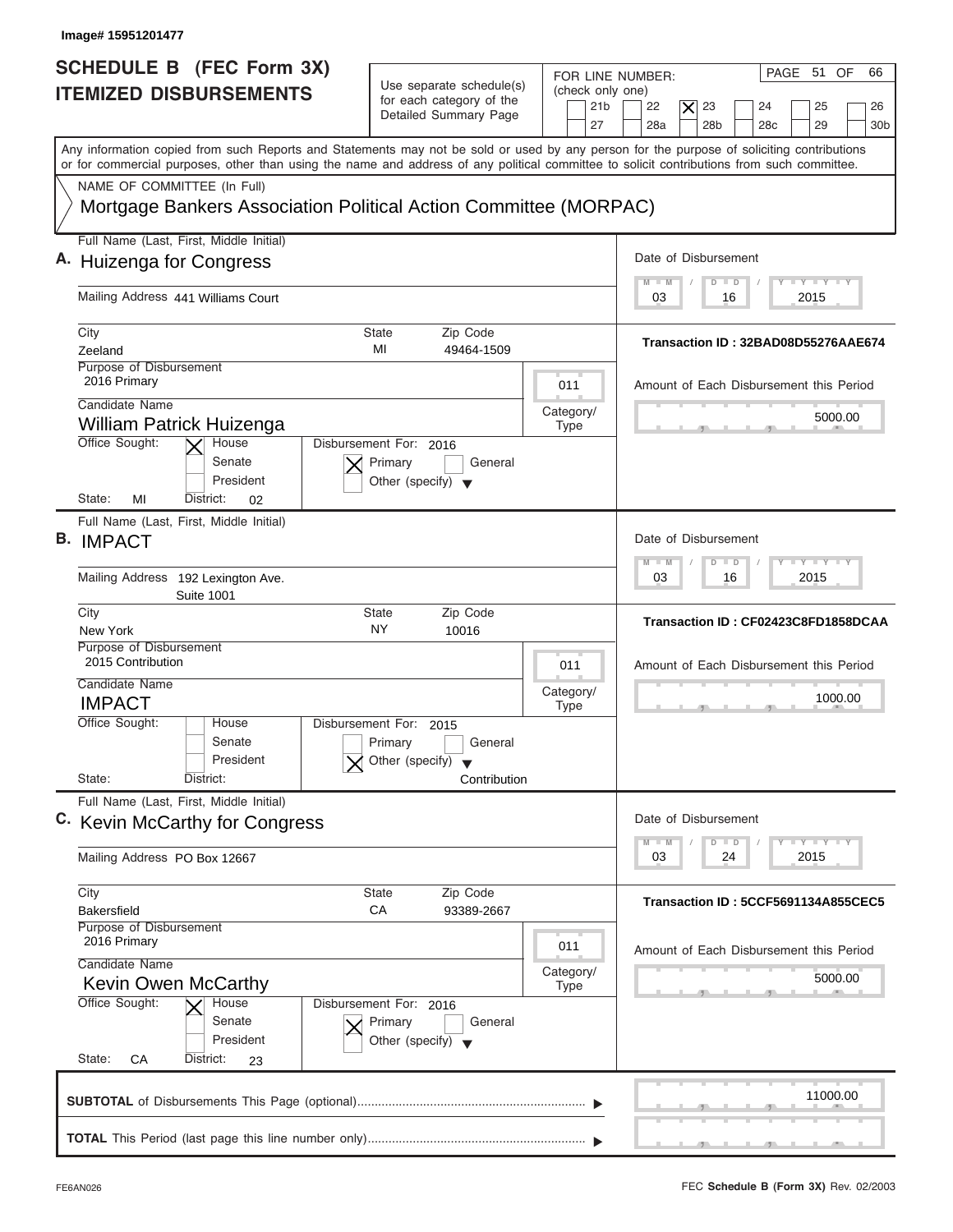Image# 15951201477

# SCHEDULE B (FEC Form 3X) ITEMIZED DISBURSEMENTS

Use separate schedule(s) for each category of the Detailed Summary Page

FOR LINE NUMBER: (check only one)
21b | 22 | [X] 23 | 24 | 25 | 26 | 27 | 28a | 28b | 28c | 29 | 30b

PAGE 51 OF 66

Any information copied from such Reports and Statements may not be sold or used by any person for the purpose of soliciting contributions or for commercial purposes, other than using the name and address of any political committee to solicit contributions from such committee.

NAME OF COMMITTEE (In Full)
Mortgage Bankers Association Political Action Committee (MORPAC)

---

**A.** Full Name (Last, First, Middle Initial): Huizenga for Congress

Mailing Address: 441 Williams Court

City: Zeeland | State: MI | Zip Code: 49464-1509

Purpose of Disbursement: 2016 Primary

Category/Type: 011

Candidate Name: William Patrick Huizenga

Office Sought: [X] House [ ] Senate [ ] President

State: MI | District: 02

Disbursement For: 2016 [X] Primary [ ] General [ ] Other (specify)

Date of Disbursement: 03/16/2015

Transaction ID : 32BAD08D55276AAE674

Amount of Each Disbursement this Period: 5000.00

---

**B.** Full Name (Last, First, Middle Initial): IMPACT

Mailing Address: 192 Lexington Ave. Suite 1001

City: New York | State: NY | Zip Code: 10016

Purpose of Disbursement: 2015 Contribution

Category/Type: 011

Candidate Name: IMPACT

Office Sought: [ ] House [ ] Senate [ ] President

State: | District:

Disbursement For: 2015 [ ] Primary [ ] General [X] Other (specify) Contribution

Date of Disbursement: 03/16/2015

Transaction ID : CF02423C8FD1858DCAA

Amount of Each Disbursement this Period: 1000.00

---

**C.** Full Name (Last, First, Middle Initial): Kevin McCarthy for Congress

Mailing Address: PO Box 12667

City: Bakersfield | State: CA | Zip Code: 93389-2667

Purpose of Disbursement: 2016 Primary

Category/Type: 011

Candidate Name: Kevin Owen McCarthy

Office Sought: [X] House [ ] Senate [ ] President

State: CA | District: 23

Disbursement For: 2016 [X] Primary [ ] General [ ] Other (specify)

Date of Disbursement: 03/24/2015

Transaction ID : 5CCF5691134A855CEC5

Amount of Each Disbursement this Period: 5000.00

---

**SUBTOTAL** of Disbursements This Page (optional): 11000.00

**TOTAL** This Period (last page this line number only):

FE6AN026

FEC **Schedule B (Form 3X)** Rev. 02/2003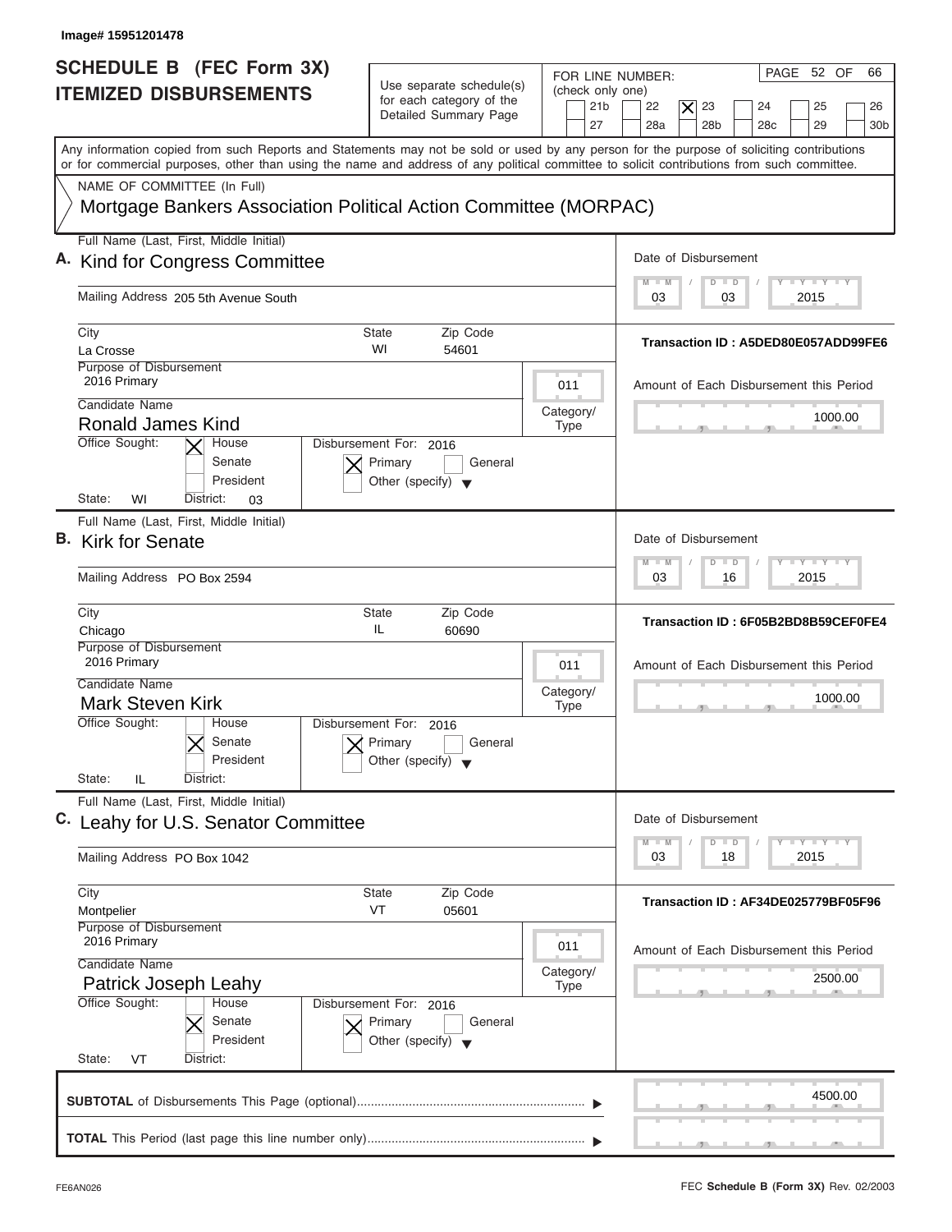Image# 15951201478

# SCHEDULE B (FEC Form 3X)
## ITEMIZED DISBURSEMENTS

Use separate schedule(s) for each category of the Detailed Summary Page

FOR LINE NUMBER: (check only one)
21b | 22 | [X] 23 | 24 | 25 | 26 | 27 | 28a | 28b | 28c | 29 | 30b

PAGE 52 OF 66

Any information copied from such Reports and Statements may not be sold or used by any person for the purpose of soliciting contributions or for commercial purposes, other than using the name and address of any political committee to solicit contributions from such committee.

NAME OF COMMITTEE (In Full)
Mortgage Bankers Association Political Action Committee (MORPAC)

---

**A.** Full Name (Last, First, Middle Initial): Kind for Congress Committee

Mailing Address: 205 5th Avenue South

City: La Crosse | State: WI | Zip Code: 54601

Purpose of Disbursement: 2016 Primary

Category/Type: 011

Candidate Name: Ronald James Kind

Office Sought: [X] House | Senate | President

State: WI | District: 03

Disbursement For: 2016 — [X] Primary | General | Other (specify)

Date of Disbursement: 03 / 03 / 2015

Transaction ID : A5DED80E057ADD99FE6

Amount of Each Disbursement this Period: 1000.00

---

**B.** Full Name (Last, First, Middle Initial): Kirk for Senate

Mailing Address: PO Box 2594

City: Chicago | State: IL | Zip Code: 60690

Purpose of Disbursement: 2016 Primary

Category/Type: 011

Candidate Name: Mark Steven Kirk

Office Sought: House | [X] Senate | President

State: IL | District:

Disbursement For: 2016 — [X] Primary | General | Other (specify)

Date of Disbursement: 03 / 16 / 2015

Transaction ID : 6F05B2BD8B59CEF0FE4

Amount of Each Disbursement this Period: 1000.00

---

**C.** Full Name (Last, First, Middle Initial): Leahy for U.S. Senator Committee

Mailing Address: PO Box 1042

City: Montpelier | State: VT | Zip Code: 05601

Purpose of Disbursement: 2016 Primary

Category/Type: 011

Candidate Name: Patrick Joseph Leahy

Office Sought: House | [X] Senate | President

State: VT | District:

Disbursement For: 2016 — [X] Primary | General | Other (specify)

Date of Disbursement: 03 / 18 / 2015

Transaction ID : AF34DE025779BF05F96

Amount of Each Disbursement this Period: 2500.00

---

**SUBTOTAL** of Disbursements This Page (optional): 4500.00

**TOTAL** This Period (last page this line number only):

FE6AN026 | FEC **Schedule B (Form 3X)** Rev. 02/2003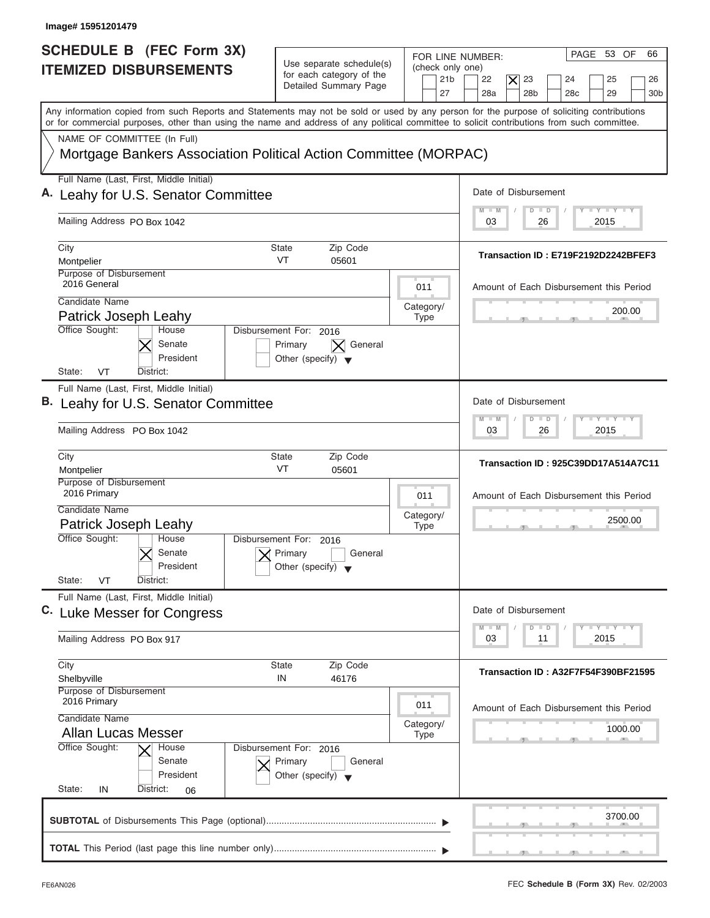Image# 15951201479

# SCHEDULE B (FEC Form 3X) ITEMIZED DISBURSEMENTS

Use separate schedule(s) for each category of the Detailed Summary Page

FOR LINE NUMBER: (check only one)

21b | 22 | **[X] 23** | 24 | 25 | 26 | 27 | 28a | 28b | 28c | 29 | 30b

PAGE 53 OF 66

Any information copied from such Reports and Statements may not be sold or used by any person for the purpose of soliciting contributions or for commercial purposes, other than using the name and address of any political committee to solicit contributions from such committee.

NAME OF COMMITTEE (In Full)

Mortgage Bankers Association Political Action Committee (MORPAC)

---

**A.** Full Name (Last, First, Middle Initial): Leahy for U.S. Senator Committee

Mailing Address: PO Box 1042

City: Montpelier | State: VT | Zip Code: 05601

Purpose of Disbursement: 2016 General

Category/Type: 011

Candidate Name: Patrick Joseph Leahy

Office Sought: [X] Senate

Disbursement For: 2016 — [X] General

State: VT | District:

Date of Disbursement: 03/26/2015

Transaction ID : E719F2192D2242BFEF3

Amount of Each Disbursement this Period: 200.00

---

**B.** Full Name (Last, First, Middle Initial): Leahy for U.S. Senator Committee

Mailing Address: PO Box 1042

City: Montpelier | State: VT | Zip Code: 05601

Purpose of Disbursement: 2016 Primary

Category/Type: 011

Candidate Name: Patrick Joseph Leahy

Office Sought: [X] Senate

Disbursement For: 2016 — [X] Primary

State: VT | District:

Date of Disbursement: 03/26/2015

Transaction ID : 925C39DD17A514A7C11

Amount of Each Disbursement this Period: 2500.00

---

**C.** Full Name (Last, First, Middle Initial): Luke Messer for Congress

Mailing Address: PO Box 917

City: Shelbyville | State: IN | Zip Code: 46176

Purpose of Disbursement: 2016 Primary

Category/Type: 011

Candidate Name: Allan Lucas Messer

Office Sought: [X] House

Disbursement For: 2016 — [X] Primary

State: IN | District: 06

Date of Disbursement: 03/11/2015

Transaction ID : A32F7F54F390BF21595

Amount of Each Disbursement this Period: 1000.00

---

**SUBTOTAL** of Disbursements This Page (optional): 3700.00

**TOTAL** This Period (last page this line number only):

FE6AN026 — FEC **Schedule B (Form 3X)** Rev. 02/2003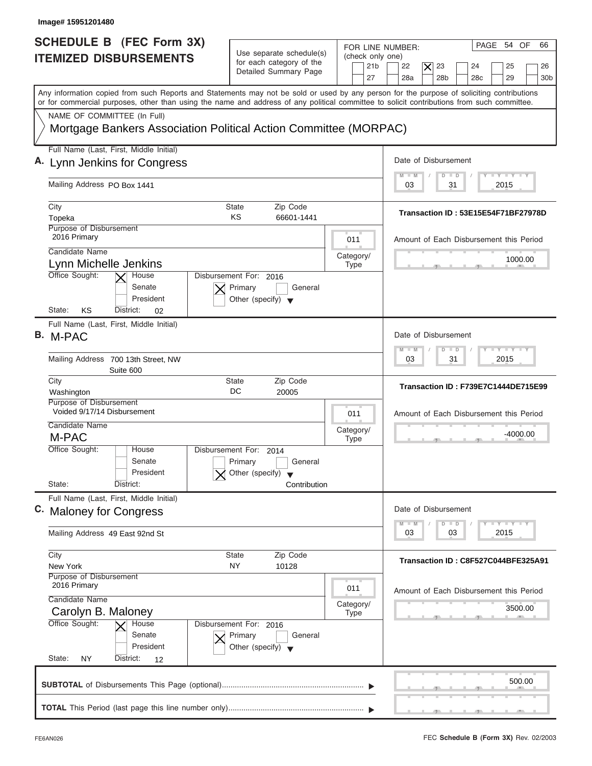Image# 15951201480

# SCHEDULE B (FEC Form 3X) ITEMIZED DISBURSEMENTS

Use separate schedule(s) for each category of the Detailed Summary Page

FOR LINE NUMBER: (check only one)
21b, 22, [X] 23, 24, 25, 26, 27, 28a, 28b, 28c, 29, 30b

PAGE 54 OF 66

Any information copied from such Reports and Statements may not be sold or used by any person for the purpose of soliciting contributions or for commercial purposes, other than using the name and address of any political committee to solicit contributions from such committee.

NAME OF COMMITTEE (In Full)
Mortgage Bankers Association Political Action Committee (MORPAC)

---

**A.** Full Name (Last, First, Middle Initial): Lynn Jenkins for Congress

Mailing Address: PO Box 1441

City: Topeka | State: KS | Zip Code: 66601-1441

Purpose of Disbursement: 2016 Primary

Category/Type: 011

Candidate Name: Lynn Michelle Jenkins

Office Sought: [X] House [ ] Senate [ ] President

State: KS District: 02

Disbursement For: 2016 [X] Primary [ ] General [ ] Other (specify)

Date of Disbursement: 03 / 31 / 2015

Transaction ID : 53E15E54F71BF27978D

Amount of Each Disbursement this Period: 1000.00

---

**B.** Full Name (Last, First, Middle Initial): M-PAC

Mailing Address: 700 13th Street, NW, Suite 600

City: Washington | State: DC | Zip Code: 20005

Purpose of Disbursement: Voided 9/17/14 Disbursement

Category/Type: 011

Candidate Name: M-PAC

Office Sought: [ ] House [ ] Senate [ ] President

State: District:

Disbursement For: 2014 [ ] Primary [ ] General [X] Other (specify) Contribution

Date of Disbursement: 03 / 31 / 2015

Transaction ID : F739E7C1444DE715E99

Amount of Each Disbursement this Period: -4000.00

---

**C.** Full Name (Last, First, Middle Initial): Maloney for Congress

Mailing Address: 49 East 92nd St

City: New York | State: NY | Zip Code: 10128

Purpose of Disbursement: 2016 Primary

Category/Type: 011

Candidate Name: Carolyn B. Maloney

Office Sought: [X] House [ ] Senate [ ] President

State: NY District: 12

Disbursement For: 2016 [X] Primary [ ] General [ ] Other (specify)

Date of Disbursement: 03 / 03 / 2015

Transaction ID : C8F527C044BFE325A91

Amount of Each Disbursement this Period: 3500.00

---

**SUBTOTAL** of Disbursements This Page (optional): 500.00

**TOTAL** This Period (last page this line number only):

FE6AN026 — FEC **Schedule B (Form 3X)** Rev. 02/2003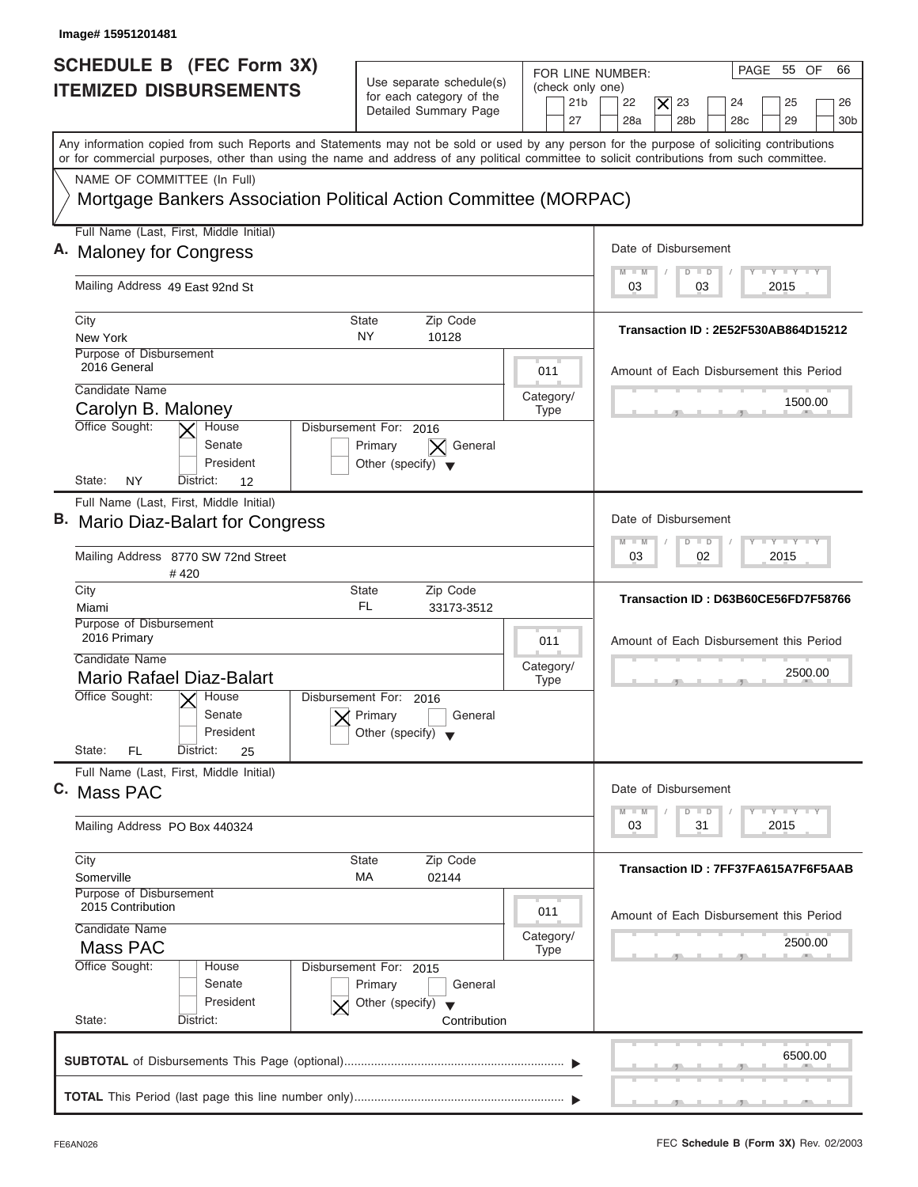Image# 15951201481

# SCHEDULE B (FEC Form 3X) ITEMIZED DISBURSEMENTS

Use separate schedule(s) for each category of the Detailed Summary Page

FOR LINE NUMBER: (check only one)
21b | 22 | [X] 23 | 24 | 25 | 26
27 | 28a | 28b | 28c | 29 | 30b

PAGE 55 OF 66

Any information copied from such Reports and Statements may not be sold or used by any person for the purpose of soliciting contributions or for commercial purposes, other than using the name and address of any political committee to solicit contributions from such committee.

NAME OF COMMITTEE (In Full)
Mortgage Bankers Association Political Action Committee (MORPAC)

---

**A.** Full Name (Last, First, Middle Initial): Maloney for Congress

Mailing Address: 49 East 92nd St

City: New York | State: NY | Zip Code: 10128

Purpose of Disbursement: 2016 General

Category/Type: 011

Candidate Name: Carolyn B. Maloney

Office Sought: [X] House [ ] Senate [ ] President

State: NY District: 12

Disbursement For: 2016 [ ] Primary [X] General [ ] Other (specify)

Date of Disbursement: 03 / 03 / 2015

Transaction ID : 2E52F530AB864D15212

Amount of Each Disbursement this Period: 1500.00

---

**B.** Full Name (Last, First, Middle Initial): Mario Diaz-Balart for Congress

Mailing Address: 8770 SW 72nd Street #420

City: Miami | State: FL | Zip Code: 33173-3512

Purpose of Disbursement: 2016 Primary

Category/Type: 011

Candidate Name: Mario Rafael Diaz-Balart

Office Sought: [X] House [ ] Senate [ ] President

State: FL District: 25

Disbursement For: 2016 [X] Primary [ ] General [ ] Other (specify)

Date of Disbursement: 03 / 02 / 2015

Transaction ID : D63B60CE56FD7F58766

Amount of Each Disbursement this Period: 2500.00

---

**C.** Full Name (Last, First, Middle Initial): Mass PAC

Mailing Address: PO Box 440324

City: Somerville | State: MA | Zip Code: 02144

Purpose of Disbursement: 2015 Contribution

Category/Type: 011

Candidate Name: Mass PAC

Office Sought: [ ] House [ ] Senate [ ] President

State: District:

Disbursement For: 2015 [ ] Primary [ ] General [X] Other (specify) Contribution

Date of Disbursement: 03 / 31 / 2015

Transaction ID : 7FF37FA615A7F6F5AAB

Amount of Each Disbursement this Period: 2500.00

---

**SUBTOTAL** of Disbursements This Page (optional): 6500.00

**TOTAL** This Period (last page this line number only):

FE6AN026 — FEC **Schedule B (Form 3X)** Rev. 02/2003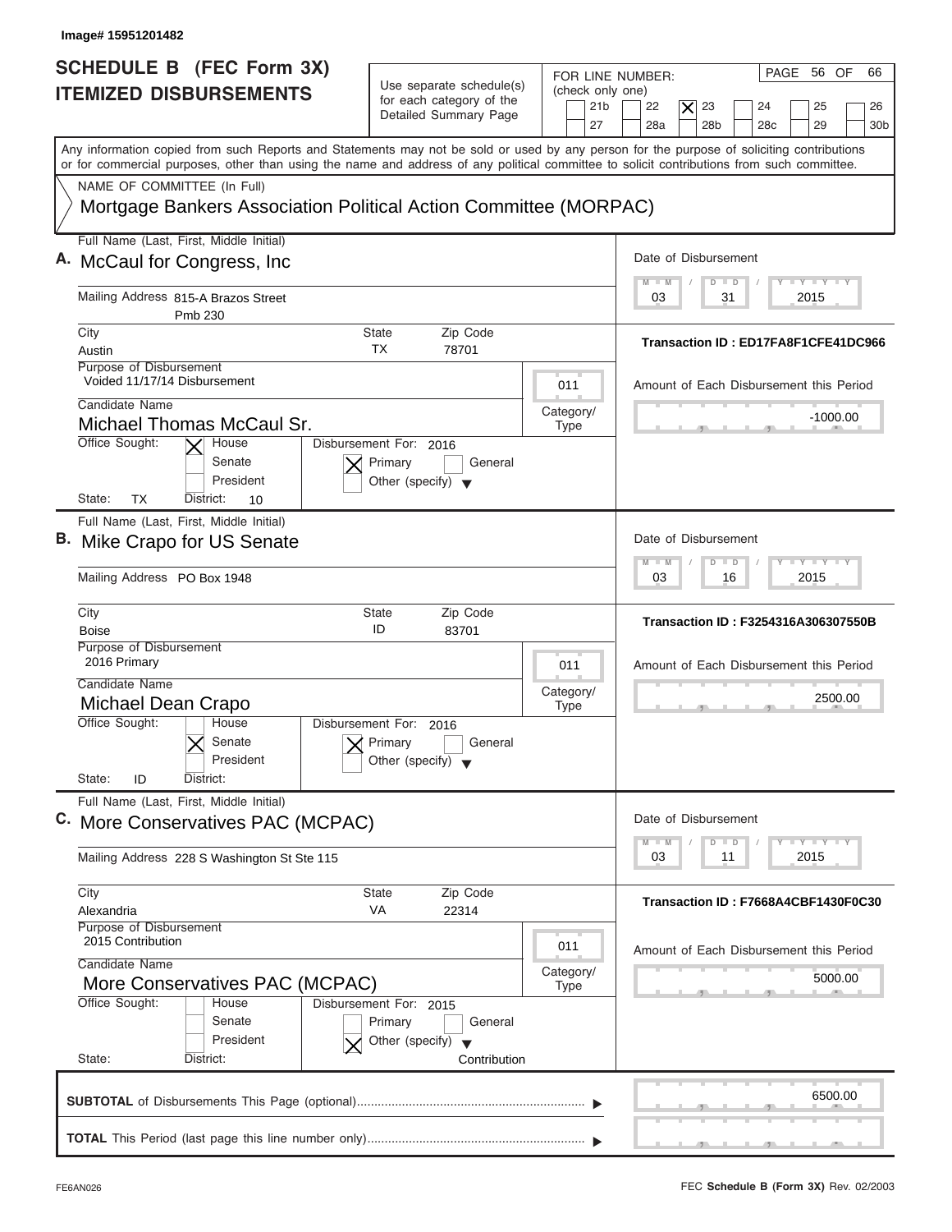Image# 15951201482

# SCHEDULE B (FEC Form 3X) ITEMIZED DISBURSEMENTS

Use separate schedule(s) for each category of the Detailed Summary Page

FOR LINE NUMBER: (check only one)

21b | 22 | **[X] 23** | 24 | 25 | 26 | 27 | 28a | 28b | 28c | 29 | 30b

PAGE 56 OF 66

Any information copied from such Reports and Statements may not be sold or used by any person for the purpose of soliciting contributions or for commercial purposes, other than using the name and address of any political committee to solicit contributions from such committee.

NAME OF COMMITTEE (In Full)

Mortgage Bankers Association Political Action Committee (MORPAC)

---

**A.** Full Name (Last, First, Middle Initial): McCaul for Congress, Inc

Mailing Address: 815-A Brazos Street, Pmb 230

City: Austin | State: TX | Zip Code: 78701

Purpose of Disbursement: Voided 11/17/14 Disbursement

Category/Type: 011

Candidate Name: Michael Thomas McCaul Sr.

Office Sought: [X] House | Senate | President

State: TX | District: 10

Disbursement For: 2016 — [X] Primary | General | Other (specify)

Date of Disbursement: 03/31/2015

Transaction ID : ED17FA8F1CFE41DC966

Amount of Each Disbursement this Period: -1000.00

---

**B.** Full Name (Last, First, Middle Initial): Mike Crapo for US Senate

Mailing Address: PO Box 1948

City: Boise | State: ID | Zip Code: 83701

Purpose of Disbursement: 2016 Primary

Category/Type: 011

Candidate Name: Michael Dean Crapo

Office Sought: House | [X] Senate | President

State: ID | District:

Disbursement For: 2016 — [X] Primary | General | Other (specify)

Date of Disbursement: 03/16/2015

Transaction ID : F3254316A306307550B

Amount of Each Disbursement this Period: 2500.00

---

**C.** Full Name (Last, First, Middle Initial): More Conservatives PAC (MCPAC)

Mailing Address: 228 S Washington St Ste 115

City: Alexandria | State: VA | Zip Code: 22314

Purpose of Disbursement: 2015 Contribution

Category/Type: 011

Candidate Name: More Conservatives PAC (MCPAC)

Office Sought: House | Senate | President

State: | District:

Disbursement For: 2015 — Primary | General | [X] Other (specify): Contribution

Date of Disbursement: 03/11/2015

Transaction ID : F7668A4CBF1430F0C30

Amount of Each Disbursement this Period: 5000.00

---

**SUBTOTAL** of Disbursements This Page (optional): 6500.00

**TOTAL** This Period (last page this line number only):

FE6AN026

FEC **Schedule B (Form 3X)** Rev. 02/2003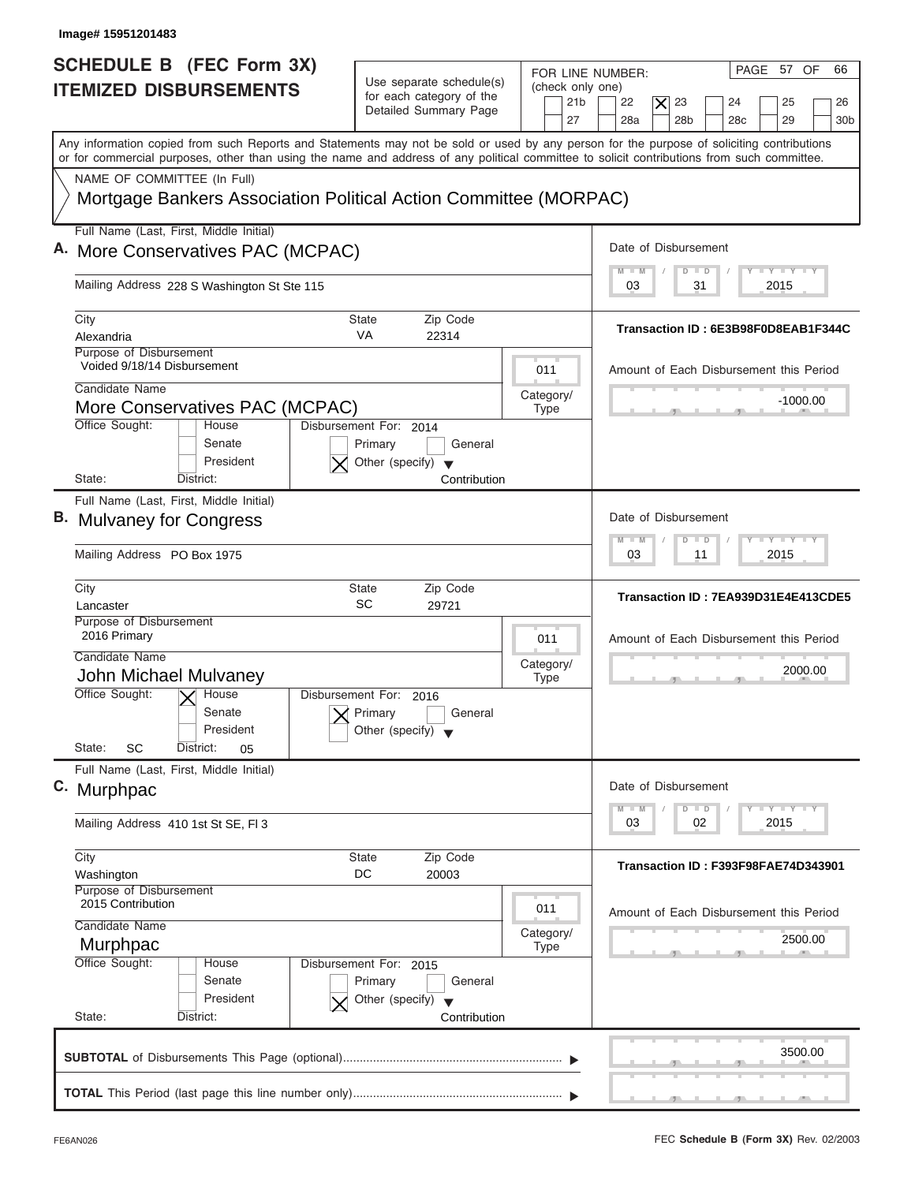Image# 15951201483

# SCHEDULE B (FEC Form 3X) ITEMIZED DISBURSEMENTS

Use separate schedule(s) for each category of the Detailed Summary Page

FOR LINE NUMBER: (check only one)

21b | 22 | **[X] 23** | 24 | 25 | 26 | 27 | 28a | 28b | 28c | 29 | 30b

PAGE 57 OF 66

Any information copied from such Reports and Statements may not be sold or used by any person for the purpose of soliciting contributions or for commercial purposes, other than using the name and address of any political committee to solicit contributions from such committee.

NAME OF COMMITTEE (In Full)

Mortgage Bankers Association Political Action Committee (MORPAC)

---

**A.** Full Name (Last, First, Middle Initial): More Conservatives PAC (MCPAC)

Mailing Address: 228 S Washington St Ste 115

City: Alexandria | State: VA | Zip Code: 22314

Purpose of Disbursement: Voided 9/18/14 Disbursement

Category/Type: 011

Candidate Name: More Conservatives PAC (MCPAC)

Office Sought: [ ] House [ ] Senate [ ] President

State: District:

Disbursement For: 2014 [ ] Primary [ ] General [X] Other (specify): Contribution

Date of Disbursement: 03/31/2015

Transaction ID : 6E3B98F0D8EAB1F344C

Amount of Each Disbursement this Period: -1000.00

---

**B.** Full Name (Last, First, Middle Initial): Mulvaney for Congress

Mailing Address: PO Box 1975

City: Lancaster | State: SC | Zip Code: 29721

Purpose of Disbursement: 2016 Primary

Category/Type: 011

Candidate Name: John Michael Mulvaney

Office Sought: [X] House [ ] Senate [ ] President

State: SC District: 05

Disbursement For: 2016 [X] Primary [ ] General [ ] Other (specify)

Date of Disbursement: 03/11/2015

Transaction ID : 7EA939D31E4E413CDE5

Amount of Each Disbursement this Period: 2000.00

---

**C.** Full Name (Last, First, Middle Initial): Murphpac

Mailing Address: 410 1st St SE, Fl 3

City: Washington | State: DC | Zip Code: 20003

Purpose of Disbursement: 2015 Contribution

Category/Type: 011

Candidate Name: Murphpac

Office Sought: [ ] House [ ] Senate [ ] President

State: District:

Disbursement For: 2015 [ ] Primary [ ] General [X] Other (specify): Contribution

Date of Disbursement: 03/02/2015

Transaction ID : F393F98FAE74D343901

Amount of Each Disbursement this Period: 2500.00

---

**SUBTOTAL** of Disbursements This Page (optional): 3500.00

**TOTAL** This Period (last page this line number only):

FE6AN026 | FEC **Schedule B (Form 3X)** Rev. 02/2003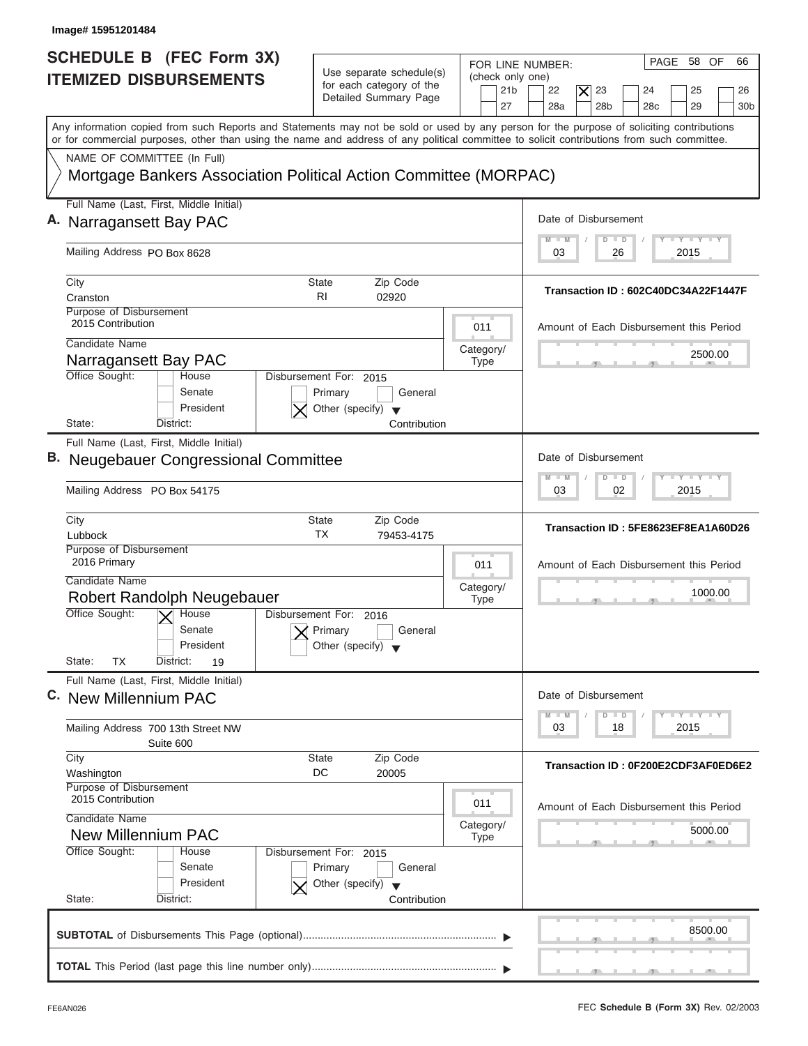Image# 15951201484

# SCHEDULE B (FEC Form 3X) ITEMIZED DISBURSEMENTS

Use separate schedule(s) for each category of the Detailed Summary Page

FOR LINE NUMBER: (check only one)

21b | 22 | **[X] 23** | 24 | 25 | 26 | 27 | 28a | 28b | 28c | 29 | 30b

Any information copied from such Reports and Statements may not be sold or used by any person for the purpose of soliciting contributions or for commercial purposes, other than using the name and address of any political committee to solicit contributions from such committee.

NAME OF COMMITTEE (In Full)

Mortgage Bankers Association Political Action Committee (MORPAC)

---

**A.** Full Name (Last, First, Middle Initial): Narragansett Bay PAC

Mailing Address: PO Box 8628

City: Cranston | State: RI | Zip Code: 02920

Date of Disbursement: 03 / 26 / 2015

Transaction ID : 602C40DC34A22F1447F

Purpose of Disbursement: 2015 Contribution

Category/Type: 011

Amount of Each Disbursement this Period: 2500.00

Candidate Name: Narragansett Bay PAC

Office Sought: House / Senate / President

Disbursement For: 2015 — Primary / General / [X] Other (specify): Contribution

State: District:

---

**B.** Full Name (Last, First, Middle Initial): Neugebauer Congressional Committee

Mailing Address: PO Box 54175

City: Lubbock | State: TX | Zip Code: 79453-4175

Date of Disbursement: 03 / 02 / 2015

Transaction ID : 5FE8623EF8EA1A60D26

Purpose of Disbursement: 2016 Primary

Category/Type: 011

Amount of Each Disbursement this Period: 1000.00

Candidate Name: Robert Randolph Neugebauer

Office Sought: [X] House / Senate / President

Disbursement For: 2016 — [X] Primary / General / Other (specify)

State: TX District: 19

---

**C.** Full Name (Last, First, Middle Initial): New Millennium PAC

Mailing Address: 700 13th Street NW Suite 600

City: Washington | State: DC | Zip Code: 20005

Date of Disbursement: 03 / 18 / 2015

Transaction ID : 0F200E2CDF3AF0ED6E2

Purpose of Disbursement: 2015 Contribution

Category/Type: 011

Amount of Each Disbursement this Period: 5000.00

Candidate Name: New Millennium PAC

Office Sought: House / Senate / President

Disbursement For: 2015 — Primary / General / [X] Other (specify): Contribution

State: District:

---

**SUBTOTAL** of Disbursements This Page (optional): 8500.00

**TOTAL** This Period (last page this line number only):

FE6AN026 — FEC **Schedule B (Form 3X)** Rev. 02/2003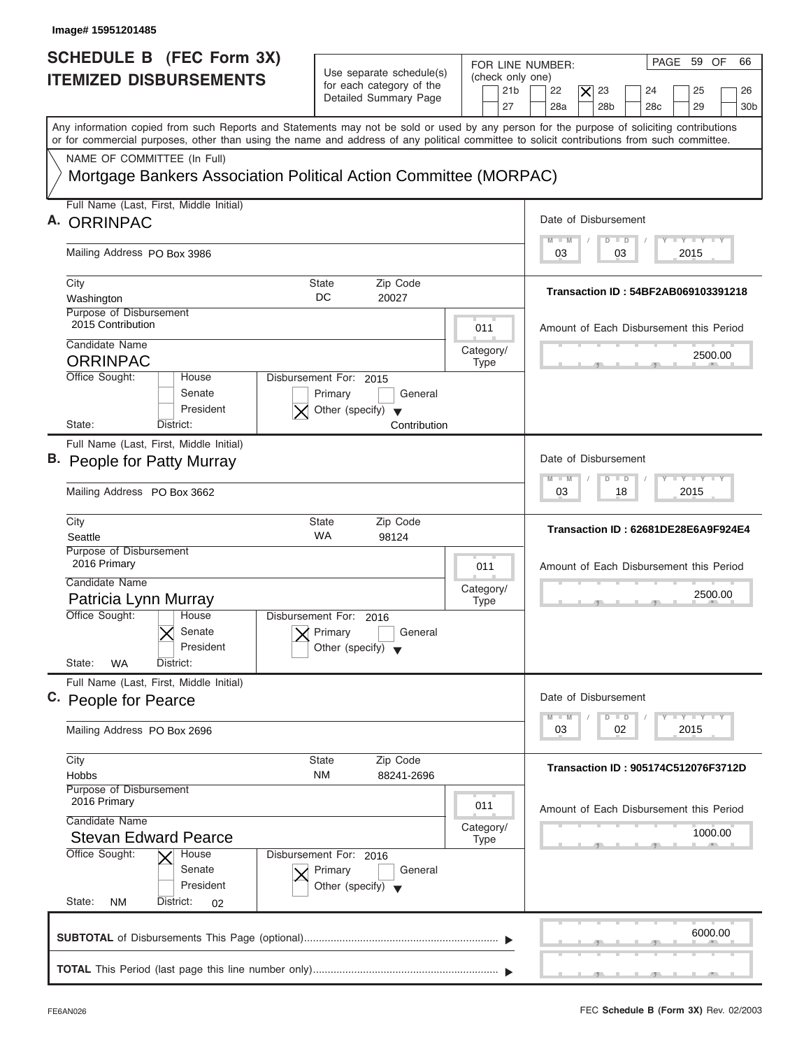Image# 15951201485

# SCHEDULE B (FEC Form 3X) ITEMIZED DISBURSEMENTS

Use separate schedule(s) for each category of the Detailed Summary Page

FOR LINE NUMBER: (check only one)
21b | 22 | [X] 23 | 24 | 25 | 26 | 27 | 28a | 28b | 28c | 29 | 30b

PAGE 59 OF 66

Any information copied from such Reports and Statements may not be sold or used by any person for the purpose of soliciting contributions or for commercial purposes, other than using the name and address of any political committee to solicit contributions from such committee.

NAME OF COMMITTEE (In Full)
Mortgage Bankers Association Political Action Committee (MORPAC)

---

**A.** Full Name (Last, First, Middle Initial): ORRINPAC

Mailing Address: PO Box 3986

City: Washington | State: DC | Zip Code: 20027

Purpose of Disbursement: 2015 Contribution

Category/Type: 011

Candidate Name: ORRINPAC

Office Sought: House / Senate / President

Disbursement For: 2015 — Primary / General / [X] Other (specify): Contribution

State: District:

Date of Disbursement: 03 / 03 / 2015

Transaction ID : 54BF2AB069103391218

Amount of Each Disbursement this Period: 2500.00

---

**B.** Full Name (Last, First, Middle Initial): People for Patty Murray

Mailing Address: PO Box 3662

City: Seattle | State: WA | Zip Code: 98124

Purpose of Disbursement: 2016 Primary

Category/Type: 011

Candidate Name: Patricia Lynn Murray

Office Sought: House / [X] Senate / President

Disbursement For: 2016 — [X] Primary / General / Other (specify)

State: WA District:

Date of Disbursement: 03 / 18 / 2015

Transaction ID : 62681DE28E6A9F924E4

Amount of Each Disbursement this Period: 2500.00

---

**C.** Full Name (Last, First, Middle Initial): People for Pearce

Mailing Address: PO Box 2696

City: Hobbs | State: NM | Zip Code: 88241-2696

Purpose of Disbursement: 2016 Primary

Category/Type: 011

Candidate Name: Stevan Edward Pearce

Office Sought: [X] House / Senate / President

Disbursement For: 2016 — [X] Primary / General / Other (specify)

State: NM District: 02

Date of Disbursement: 03 / 02 / 2015

Transaction ID : 905174C512076F3712D

Amount of Each Disbursement this Period: 1000.00

---

**SUBTOTAL** of Disbursements This Page (optional): 6000.00

**TOTAL** This Period (last page this line number only):

FE6AN026 — FEC **Schedule B (Form 3X)** Rev. 02/2003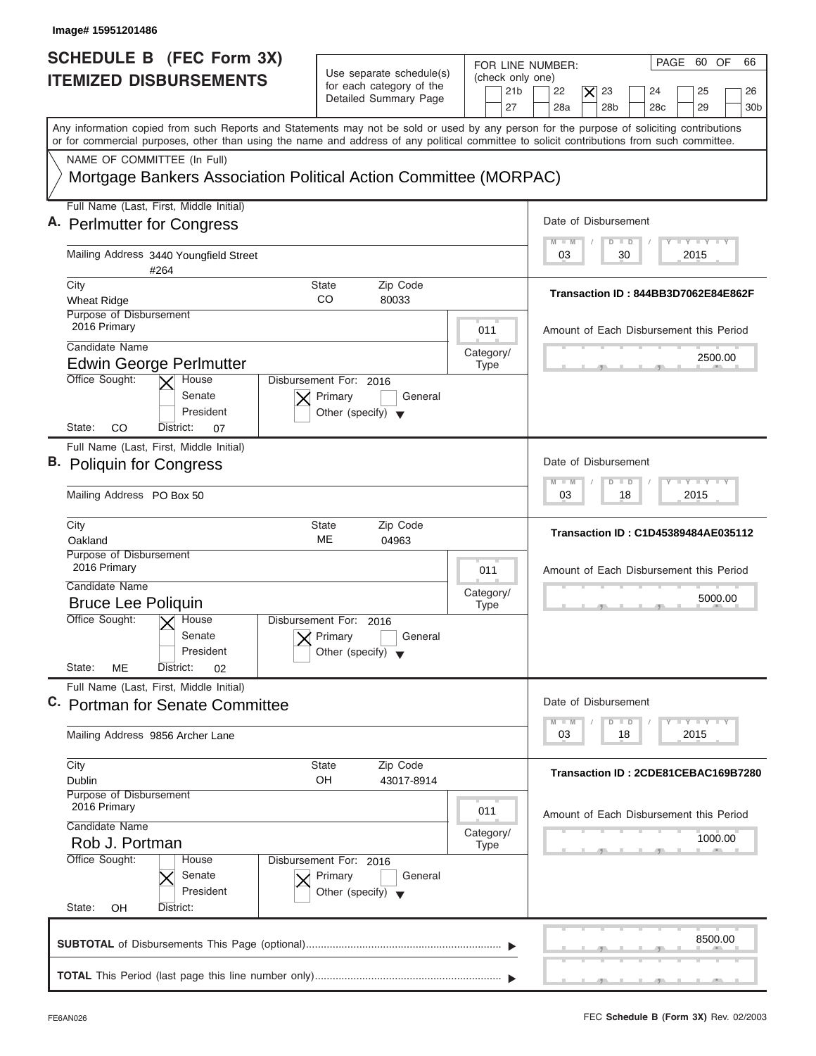Image# 15951201486

# SCHEDULE B (FEC Form 3X) ITEMIZED DISBURSEMENTS

Use separate schedule(s) for each category of the Detailed Summary Page

FOR LINE NUMBER: (check only one)

21b | 22 | **[X] 23** | 24 | 25 | 26 | 27 | 28a | 28b | 28c | 29 | 30b

PAGE 60 OF 66

Any information copied from such Reports and Statements may not be sold or used by any person for the purpose of soliciting contributions or for commercial purposes, other than using the name and address of any political committee to solicit contributions from such committee.

NAME OF COMMITTEE (In Full)

Mortgage Bankers Association Political Action Committee (MORPAC)

---

**A.** Full Name (Last, First, Middle Initial): **Perlmutter for Congress**

Mailing Address: 3440 Youngfield Street #264

City: Wheat Ridge | State: CO | Zip Code: 80033

Purpose of Disbursement: 2016 Primary

Category/Type: 011

Candidate Name: Edwin George Perlmutter

Office Sought: [X] House [ ] Senate [ ] President

State: CO | District: 07

Disbursement For: 2016 [X] Primary [ ] General [ ] Other (specify)

Date of Disbursement: 03 / 30 / 2015

Transaction ID : 844BB3D7062E84E862F

Amount of Each Disbursement this Period: 2500.00

---

**B.** Full Name (Last, First, Middle Initial): **Poliquin for Congress**

Mailing Address: PO Box 50

City: Oakland | State: ME | Zip Code: 04963

Purpose of Disbursement: 2016 Primary

Category/Type: 011

Candidate Name: Bruce Lee Poliquin

Office Sought: [X] House [ ] Senate [ ] President

State: ME | District: 02

Disbursement For: 2016 [X] Primary [ ] General [ ] Other (specify)

Date of Disbursement: 03 / 18 / 2015

Transaction ID : C1D45389484AE035112

Amount of Each Disbursement this Period: 5000.00

---

**C.** Full Name (Last, First, Middle Initial): **Portman for Senate Committee**

Mailing Address: 9856 Archer Lane

City: Dublin | State: OH | Zip Code: 43017-8914

Purpose of Disbursement: 2016 Primary

Category/Type: 011

Candidate Name: Rob J. Portman

Office Sought: [ ] House [X] Senate [ ] President

State: OH | District:

Disbursement For: 2016 [X] Primary [ ] General [ ] Other (specify)

Date of Disbursement: 03 / 18 / 2015

Transaction ID : 2CDE81CEBAC169B7280

Amount of Each Disbursement this Period: 1000.00

---

**SUBTOTAL** of Disbursements This Page (optional): 8500.00

**TOTAL** This Period (last page this line number only):

FE6AN026 | FEC **Schedule B (Form 3X)** Rev. 02/2003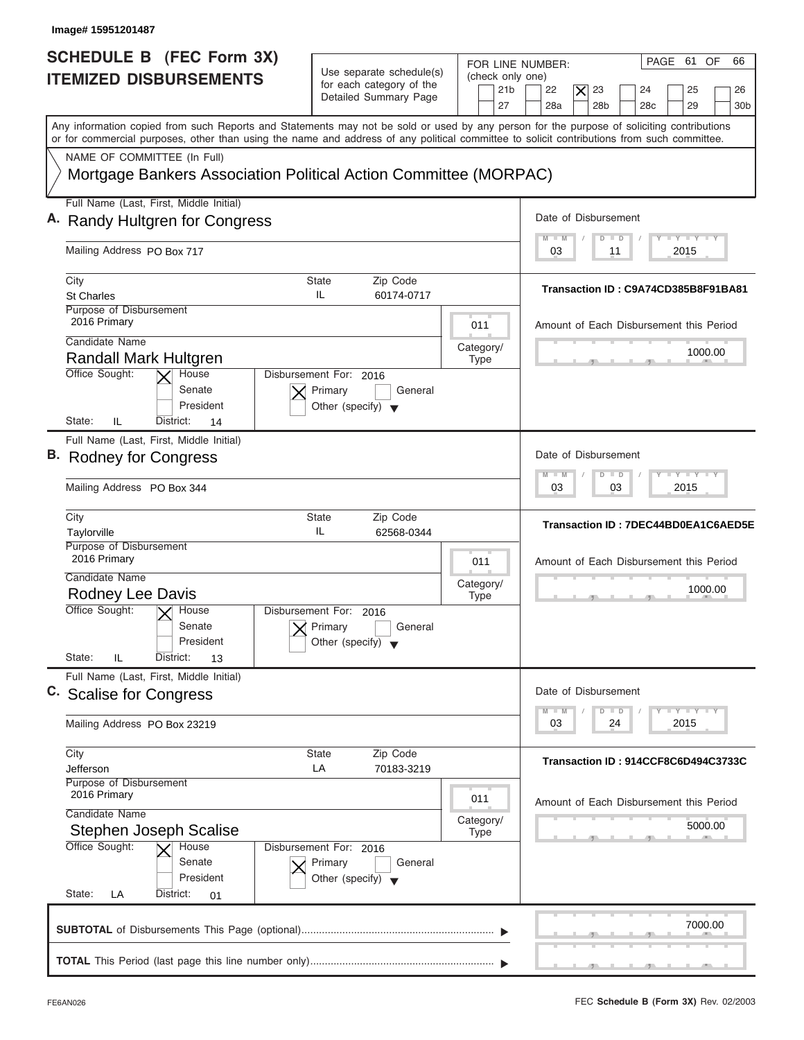Image# 15951201487

# SCHEDULE B (FEC Form 3X) ITEMIZED DISBURSEMENTS

Use separate schedule(s) for each category of the Detailed Summary Page

FOR LINE NUMBER: (check only one)

21b | 22 | [X] 23 | 24 | 25 | 26 | 27 | 28a | 28b | 28c | 29 | 30b

PAGE 61 OF 66

Any information copied from such Reports and Statements may not be sold or used by any person for the purpose of soliciting contributions or for commercial purposes, other than using the name and address of any political committee to solicit contributions from such committee.

NAME OF COMMITTEE (In Full)

Mortgage Bankers Association Political Action Committee (MORPAC)

---

**A.** Full Name (Last, First, Middle Initial): Randy Hultgren for Congress

Mailing Address: PO Box 717

City: St Charles | State: IL | Zip Code: 60174-0717

Purpose of Disbursement: 2016 Primary

Category/Type: 011

Candidate Name: Randall Mark Hultgren

Office Sought: [X] House [ ] Senate [ ] President

State: IL District: 14

Disbursement For: 2016 [X] Primary [ ] General [ ] Other (specify)

Date of Disbursement: 03/11/2015

Transaction ID : C9A74CD385B8F91BA81

Amount of Each Disbursement this Period: 1000.00

---

**B.** Full Name (Last, First, Middle Initial): Rodney for Congress

Mailing Address: PO Box 344

City: Taylorville | State: IL | Zip Code: 62568-0344

Purpose of Disbursement: 2016 Primary

Category/Type: 011

Candidate Name: Rodney Lee Davis

Office Sought: [X] House [ ] Senate [ ] President

State: IL District: 13

Disbursement For: 2016 [X] Primary [ ] General [ ] Other (specify)

Date of Disbursement: 03/03/2015

Transaction ID : 7DEC44BD0EA1C6AED5E

Amount of Each Disbursement this Period: 1000.00

---

**C.** Full Name (Last, First, Middle Initial): Scalise for Congress

Mailing Address: PO Box 23219

City: Jefferson | State: LA | Zip Code: 70183-3219

Purpose of Disbursement: 2016 Primary

Category/Type: 011

Candidate Name: Stephen Joseph Scalise

Office Sought: [X] House [ ] Senate [ ] President

State: LA District: 01

Disbursement For: 2016 [X] Primary [ ] General [ ] Other (specify)

Date of Disbursement: 03/24/2015

Transaction ID : 914CCF8C6D494C3733C

Amount of Each Disbursement this Period: 5000.00

---

**SUBTOTAL** of Disbursements This Page (optional): 7000.00

**TOTAL** This Period (last page this line number only):

FE6AN026 — FEC **Schedule B (Form 3X)** Rev. 02/2003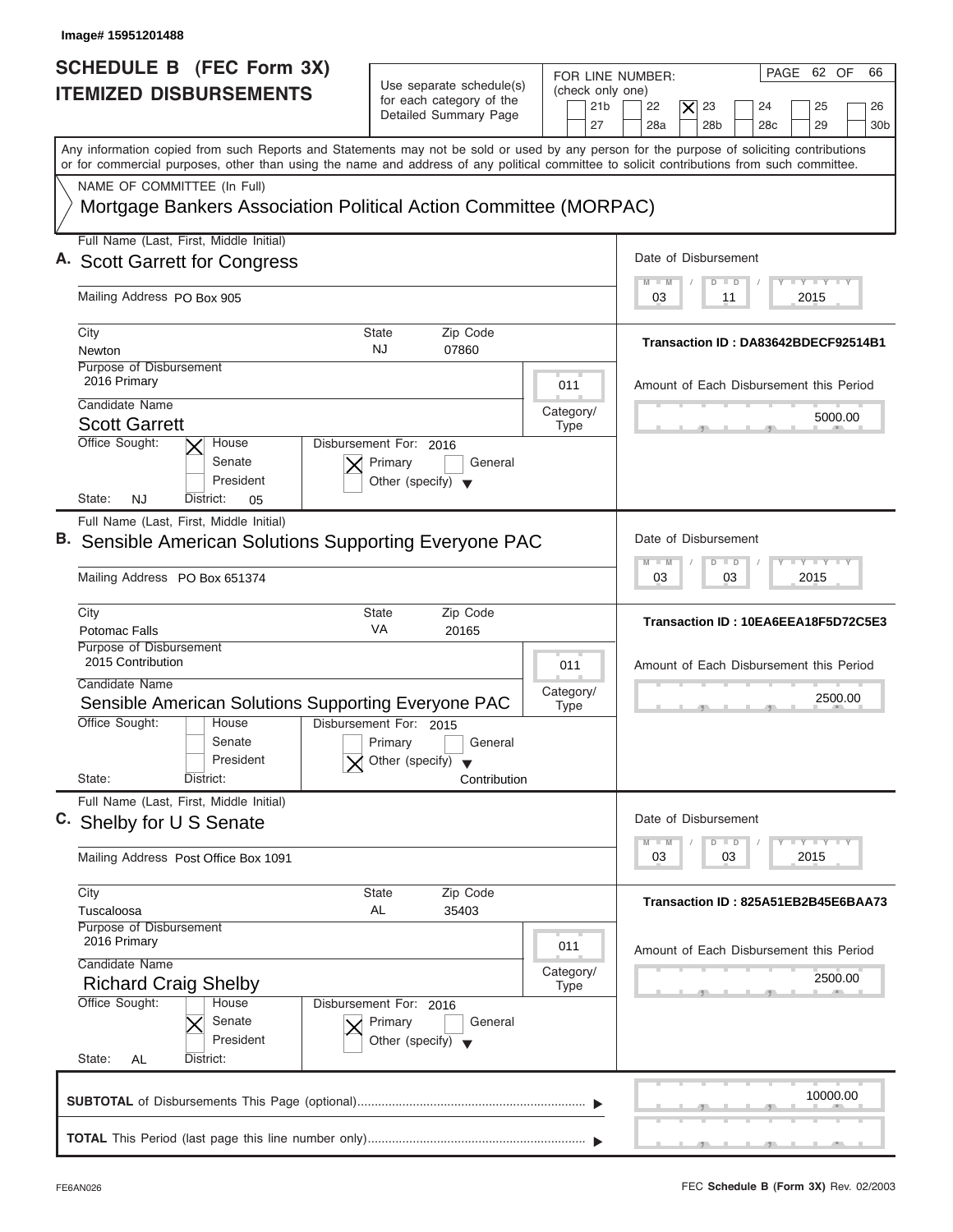Image# 15951201488

# SCHEDULE B (FEC Form 3X) ITEMIZED DISBURSEMENTS

Use separate schedule(s) for each category of the Detailed Summary Page

FOR LINE NUMBER: (check only one)

21b | 22 | [X] 23 | 24 | 25 | 26 | 27 | 28a | 28b | 28c | 29 | 30b

PAGE 62 OF 66

Any information copied from such Reports and Statements may not be sold or used by any person for the purpose of soliciting contributions or for commercial purposes, other than using the name and address of any political committee to solicit contributions from such committee.

NAME OF COMMITTEE (In Full)

Mortgage Bankers Association Political Action Committee (MORPAC)

---

**A.** Full Name (Last, First, Middle Initial): **Scott Garrett for Congress**

Mailing Address: PO Box 905

City: Newton | State: NJ | Zip Code: 07860

Purpose of Disbursement: 2016 Primary

Category/Type: 011

Candidate Name: **Scott Garrett**

Office Sought: [X] House [ ] Senate [ ] President

State: NJ District: 05

Disbursement For: 2016 [X] Primary [ ] General [ ] Other (specify)

Date of Disbursement: 03 / 11 / 2015

Transaction ID : DA83642BDECF92514B1

Amount of Each Disbursement this Period: 5000.00

---

**B.** Full Name (Last, First, Middle Initial): **Sensible American Solutions Supporting Everyone PAC**

Mailing Address: PO Box 651374

City: Potomac Falls | State: VA | Zip Code: 20165

Purpose of Disbursement: 2015 Contribution

Category/Type: 011

Candidate Name: **Sensible American Solutions Supporting Everyone PAC**

Office Sought: [ ] House [ ] Senate [ ] President

State: District:

Disbursement For: 2015 [ ] Primary [ ] General [X] Other (specify) Contribution

Date of Disbursement: 03 / 03 / 2015

Transaction ID : 10EA6EEA18F5D72C5E3

Amount of Each Disbursement this Period: 2500.00

---

**C.** Full Name (Last, First, Middle Initial): **Shelby for U S Senate**

Mailing Address: Post Office Box 1091

City: Tuscaloosa | State: AL | Zip Code: 35403

Purpose of Disbursement: 2016 Primary

Category/Type: 011

Candidate Name: **Richard Craig Shelby**

Office Sought: [ ] House [X] Senate [ ] President

State: AL District:

Disbursement For: 2016 [X] Primary [ ] General [ ] Other (specify)

Date of Disbursement: 03 / 03 / 2015

Transaction ID : 825A51EB2B45E6BAA73

Amount of Each Disbursement this Period: 2500.00

---

**SUBTOTAL** of Disbursements This Page (optional): 10000.00

**TOTAL** This Period (last page this line number only):

FE6AN026 — FEC **Schedule B (Form 3X)** Rev. 02/2003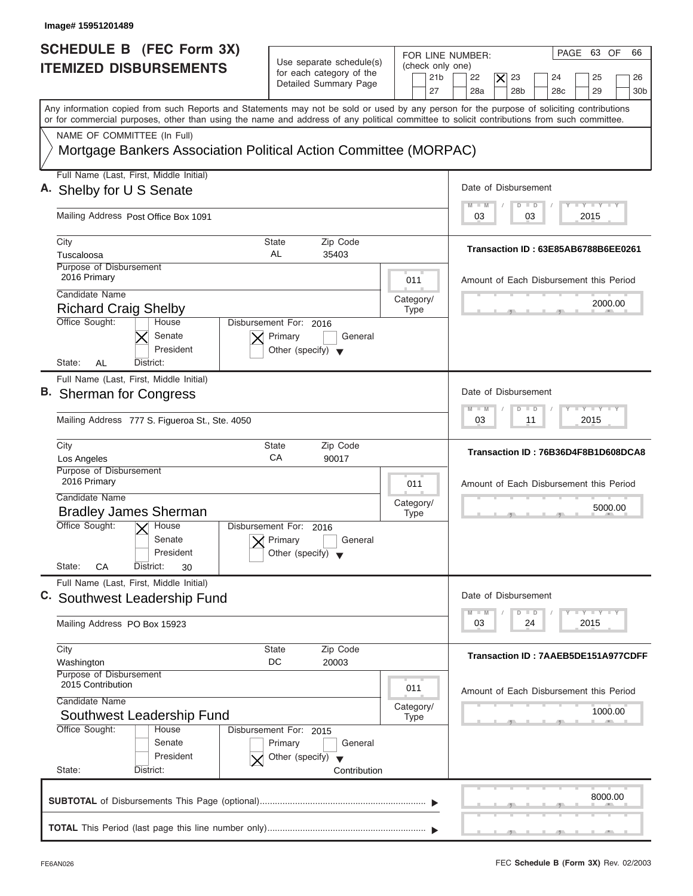Image# 15951201489

# SCHEDULE B (FEC Form 3X) ITEMIZED DISBURSEMENTS

Use separate schedule(s) for each category of the Detailed Summary Page

FOR LINE NUMBER: (check only one)
21b | 22 | [X] 23 | 24 | 25 | 26 | 27 | 28a | 28b | 28c | 29 | 30b

PAGE 63 OF 66

Any information copied from such Reports and Statements may not be sold or used by any person for the purpose of soliciting contributions or for commercial purposes, other than using the name and address of any political committee to solicit contributions from such committee.

NAME OF COMMITTEE (In Full)
Mortgage Bankers Association Political Action Committee (MORPAC)

---

**A.** Full Name (Last, First, Middle Initial): Shelby for U S Senate

Mailing Address: Post Office Box 1091

City: Tuscaloosa | State: AL | Zip Code: 35403

Date of Disbursement: 03 / 03 / 2015

Transaction ID : 63E85AB6788B6EE0261

Purpose of Disbursement: 2016 Primary

Category/Type: 011

Candidate Name: Richard Craig Shelby

Amount of Each Disbursement this Period: 2000.00

Office Sought: [X] Senate

Disbursement For: 2016 [X] Primary

State: AL | District:

---

**B.** Full Name (Last, First, Middle Initial): Sherman for Congress

Mailing Address: 777 S. Figueroa St., Ste. 4050

City: Los Angeles | State: CA | Zip Code: 90017

Date of Disbursement: 03 / 11 / 2015

Transaction ID : 76B36D4F8B1D608DCA8

Purpose of Disbursement: 2016 Primary

Category/Type: 011

Candidate Name: Bradley James Sherman

Amount of Each Disbursement this Period: 5000.00

Office Sought: [X] House

Disbursement For: 2016 [X] Primary

State: CA | District: 30

---

**C.** Full Name (Last, First, Middle Initial): Southwest Leadership Fund

Mailing Address: PO Box 15923

City: Washington | State: DC | Zip Code: 20003

Date of Disbursement: 03 / 24 / 2015

Transaction ID : 7AAEB5DE151A977CDFF

Purpose of Disbursement: 2015 Contribution

Category/Type: 011

Candidate Name: Southwest Leadership Fund

Amount of Each Disbursement this Period: 1000.00

Office Sought: House / Senate / President

Disbursement For: 2015 [X] Other (specify): Contribution

State: | District:

---

**SUBTOTAL** of Disbursements This Page (optional): 8000.00

**TOTAL** This Period (last page this line number only):

FE6AN026 | FEC **Schedule B (Form 3X)** Rev. 02/2003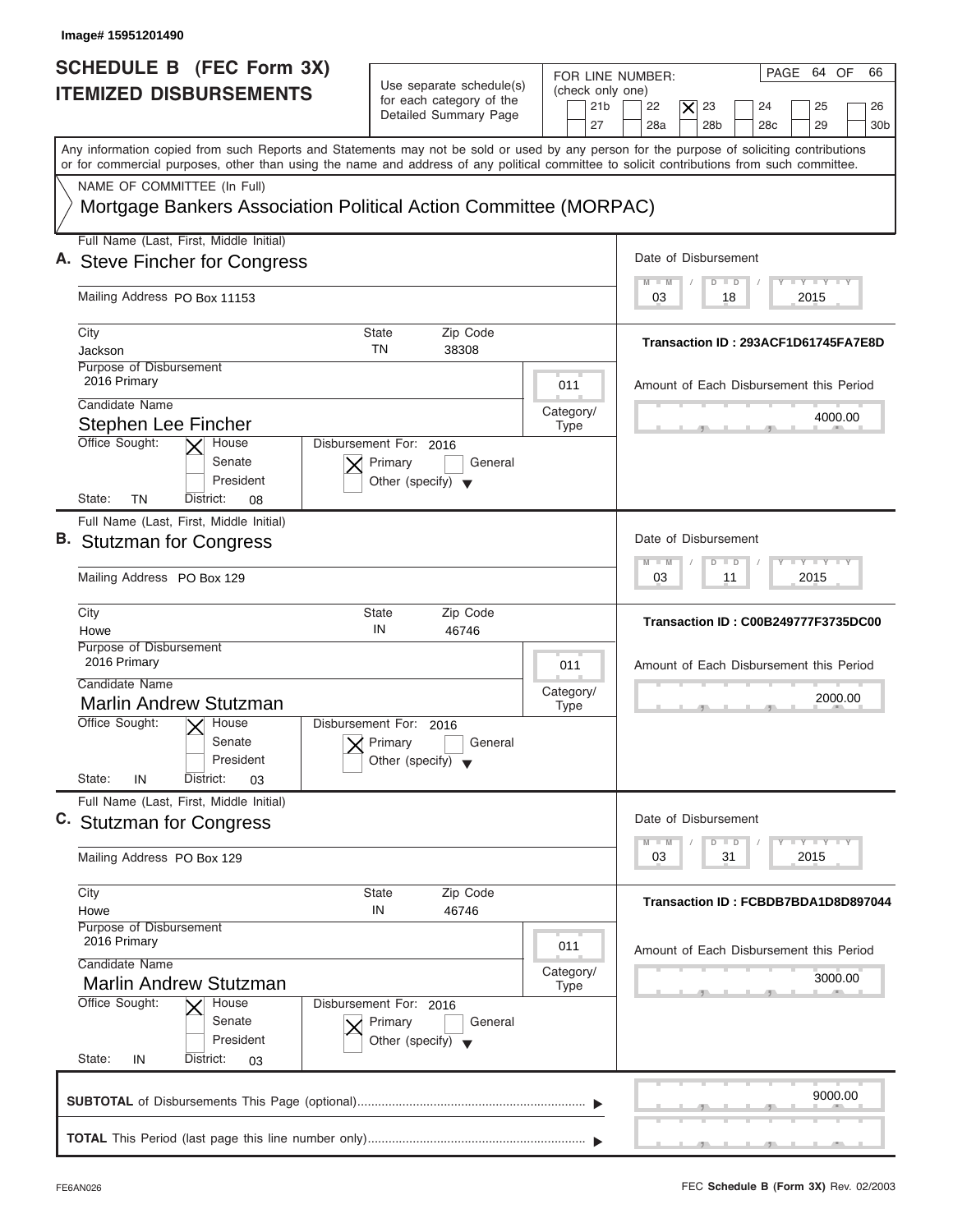Image# 15951201490

# SCHEDULE B (FEC Form 3X) ITEMIZED DISBURSEMENTS

Use separate schedule(s) for each category of the Detailed Summary Page

FOR LINE NUMBER: (check only one)

21b, 22, [X] 23, 24, 25, 26, 27, 28a, 28b, 28c, 29, 30b

PAGE 64 OF 66

Any information copied from such Reports and Statements may not be sold or used by any person for the purpose of soliciting contributions or for commercial purposes, other than using the name and address of any political committee to solicit contributions from such committee.

NAME OF COMMITTEE (In Full)

Mortgage Bankers Association Political Action Committee (MORPAC)

---

**A.** Full Name (Last, First, Middle Initial): Steve Fincher for Congress

Mailing Address: PO Box 11153

City: Jackson | State: TN | Zip Code: 38308

Purpose of Disbursement: 2016 Primary

Category/Type: 011

Candidate Name: Stephen Lee Fincher

Office Sought: [X] House [ ] Senate [ ] President

State: TN District: 08

Disbursement For: 2016 [X] Primary [ ] General [ ] Other (specify)

Date of Disbursement: 03/18/2015

Transaction ID : 293ACF1D61745FA7E8D

Amount of Each Disbursement this Period: 4000.00

---

**B.** Full Name (Last, First, Middle Initial): Stutzman for Congress

Mailing Address: PO Box 129

City: Howe | State: IN | Zip Code: 46746

Purpose of Disbursement: 2016 Primary

Category/Type: 011

Candidate Name: Marlin Andrew Stutzman

Office Sought: [X] House [ ] Senate [ ] President

State: IN District: 03

Disbursement For: 2016 [X] Primary [ ] General [ ] Other (specify)

Date of Disbursement: 03/11/2015

Transaction ID : C00B249777F3735DC00

Amount of Each Disbursement this Period: 2000.00

---

**C.** Full Name (Last, First, Middle Initial): Stutzman for Congress

Mailing Address: PO Box 129

City: Howe | State: IN | Zip Code: 46746

Purpose of Disbursement: 2016 Primary

Category/Type: 011

Candidate Name: Marlin Andrew Stutzman

Office Sought: [X] House [ ] Senate [ ] President

State: IN District: 03

Disbursement For: 2016 [X] Primary [ ] General [ ] Other (specify)

Date of Disbursement: 03/31/2015

Transaction ID : FCBDB7BDA1D8D897044

Amount of Each Disbursement this Period: 3000.00

---

**SUBTOTAL** of Disbursements This Page (optional): 9000.00

**TOTAL** This Period (last page this line number only):

FE6AN026 — FEC **Schedule B (Form 3X)** Rev. 02/2003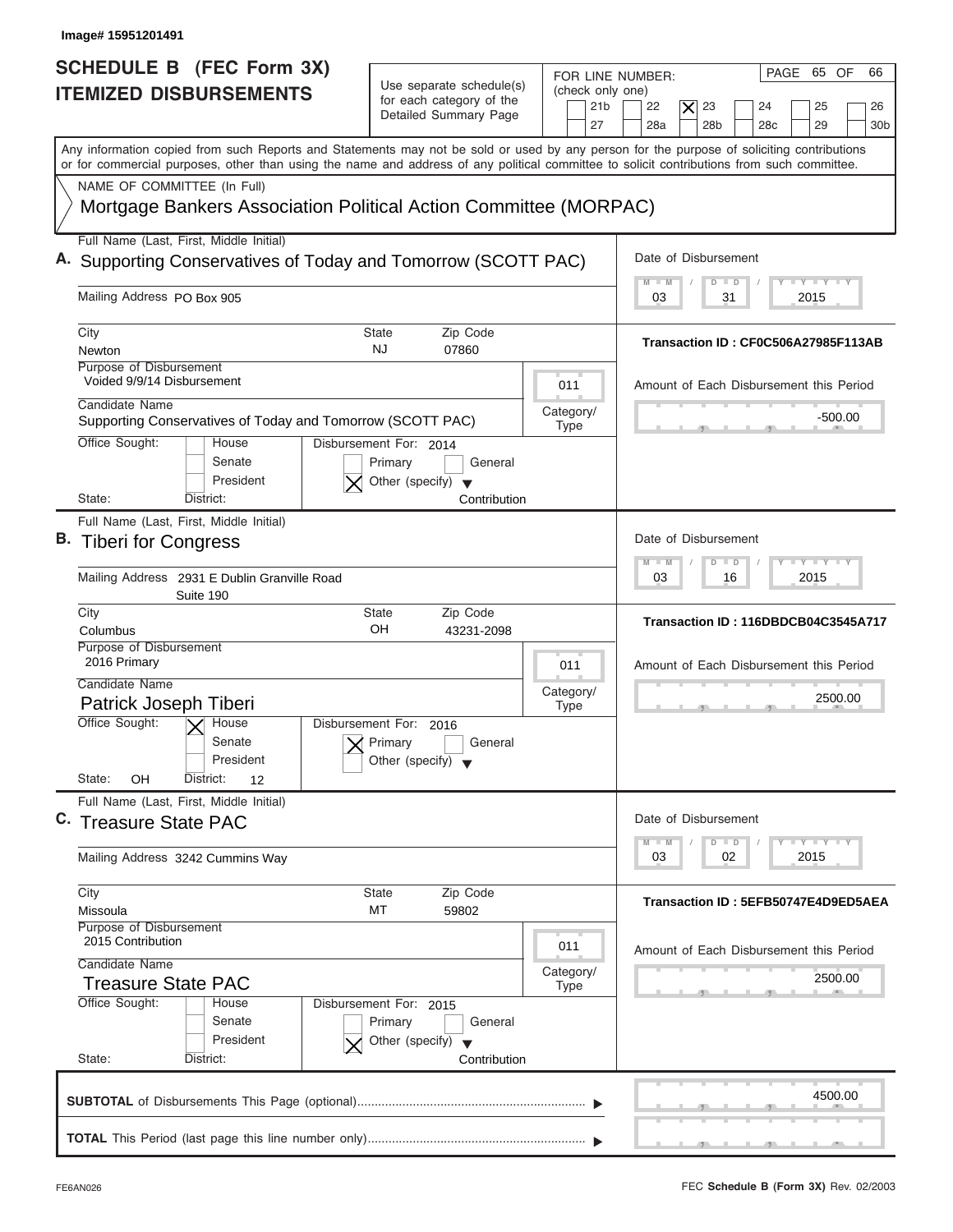Image# 15951201491

# SCHEDULE B (FEC Form 3X) ITEMIZED DISBURSEMENTS

Use separate schedule(s) for each category of the Detailed Summary Page

FOR LINE NUMBER: (check only one)
21b, 22, [X] 23, 24, 25, 26, 27, 28a, 28b, 28c, 29, 30b

PAGE 65 OF 66

Any information copied from such Reports and Statements may not be sold or used by any person for the purpose of soliciting contributions or for commercial purposes, other than using the name and address of any political committee to solicit contributions from such committee.

NAME OF COMMITTEE (In Full)
Mortgage Bankers Association Political Action Committee (MORPAC)

---

**A.** Full Name (Last, First, Middle Initial): Supporting Conservatives of Today and Tomorrow (SCOTT PAC)

Mailing Address: PO Box 905

City: Newton | State: NJ | Zip Code: 07860

Date of Disbursement: 03 / 31 / 2015

Transaction ID : CF0C506A27985F113AB

Purpose of Disbursement: Voided 9/9/14 Disbursement

Category/Type: 011

Candidate Name: Supporting Conservatives of Today and Tomorrow (SCOTT PAC)

Amount of Each Disbursement this Period: -500.00

Office Sought: House / Senate / President

Disbursement For: 2014 — Primary / General / [X] Other (specify): Contribution

State: District:

---

**B.** Full Name (Last, First, Middle Initial): Tiberi for Congress

Mailing Address: 2931 E Dublin Granville Road Suite 190

City: Columbus | State: OH | Zip Code: 43231-2098

Date of Disbursement: 03 / 16 / 2015

Transaction ID : 116DBDCB04C3545A717

Purpose of Disbursement: 2016 Primary

Category/Type: 011

Candidate Name: Patrick Joseph Tiberi

Amount of Each Disbursement this Period: 2500.00

Office Sought: [X] House / Senate / President

Disbursement For: 2016 — [X] Primary / General / Other (specify)

State: OH District: 12

---

**C.** Full Name (Last, First, Middle Initial): Treasure State PAC

Mailing Address: 3242 Cummins Way

City: Missoula | State: MT | Zip Code: 59802

Date of Disbursement: 03 / 02 / 2015

Transaction ID : 5EFB50747E4D9ED5AEA

Purpose of Disbursement: 2015 Contribution

Category/Type: 011

Candidate Name: Treasure State PAC

Amount of Each Disbursement this Period: 2500.00

Office Sought: House / Senate / President

Disbursement For: 2015 — Primary / General / [X] Other (specify): Contribution

State: District:

---

**SUBTOTAL** of Disbursements This Page (optional): 4500.00

**TOTAL** This Period (last page this line number only):

FE6AN026 — FEC **Schedule B (Form 3X)** Rev. 02/2003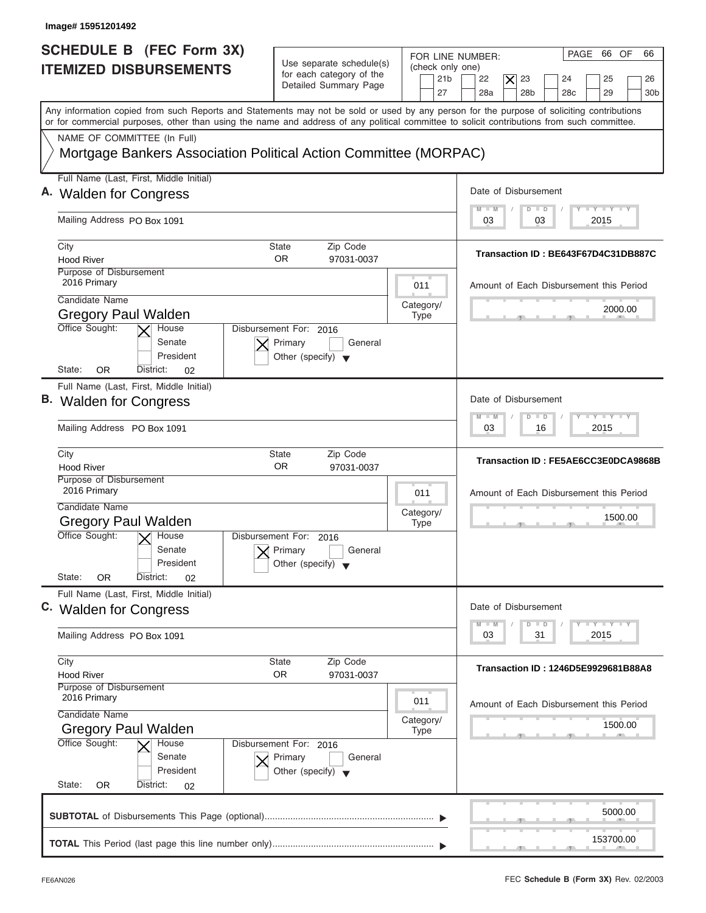Image# 15951201492

# SCHEDULE B (FEC Form 3X) ITEMIZED DISBURSEMENTS

Use separate schedule(s) for each category of the Detailed Summary Page

FOR LINE NUMBER: (check only one)
21b | 22 | [X] 23 | 24 | 25 | 26 | 27 | 28a | 28b | 28c | 29 | 30b

Any information copied from such Reports and Statements may not be sold or used by any person for the purpose of soliciting contributions or for commercial purposes, other than using the name and address of any political committee to solicit contributions from such committee.

NAME OF COMMITTEE (In Full)
Mortgage Bankers Association Political Action Committee (MORPAC)

---

**A.** Full Name (Last, First, Middle Initial): Walden for Congress

Mailing Address: PO Box 1091

City: Hood River | State: OR | Zip Code: 97031-0037

Purpose of Disbursement: 2016 Primary

Category/Type: 011

Candidate Name: Gregory Paul Walden

Office Sought: [X] House [ ] Senate [ ] President

State: OR | District: 02

Disbursement For: 2016 [X] Primary [ ] General [ ] Other (specify)

Date of Disbursement: 03/03/2015

Transaction ID : BE643F67D4C31DB887C

Amount of Each Disbursement this Period: 2000.00

---

**B.** Full Name (Last, First, Middle Initial): Walden for Congress

Mailing Address: PO Box 1091

City: Hood River | State: OR | Zip Code: 97031-0037

Purpose of Disbursement: 2016 Primary

Category/Type: 011

Candidate Name: Gregory Paul Walden

Office Sought: [X] House [ ] Senate [ ] President

State: OR | District: 02

Disbursement For: 2016 [X] Primary [ ] General [ ] Other (specify)

Date of Disbursement: 03/16/2015

Transaction ID : FE5AE6CC3E0DCA9868B

Amount of Each Disbursement this Period: 1500.00

---

**C.** Full Name (Last, First, Middle Initial): Walden for Congress

Mailing Address: PO Box 1091

City: Hood River | State: OR | Zip Code: 97031-0037

Purpose of Disbursement: 2016 Primary

Category/Type: 011

Candidate Name: Gregory Paul Walden

Office Sought: [X] House [ ] Senate [ ] President

State: OR | District: 02

Disbursement For: 2016 [X] Primary [ ] General [ ] Other (specify)

Date of Disbursement: 03/31/2015

Transaction ID : 1246D5E9929681B88A8

Amount of Each Disbursement this Period: 1500.00

---

**SUBTOTAL** of Disbursements This Page (optional): 5000.00

**TOTAL** This Period (last page this line number only): 153700.00

FE6AN026

FEC **Schedule B (Form 3X)** Rev. 02/2003